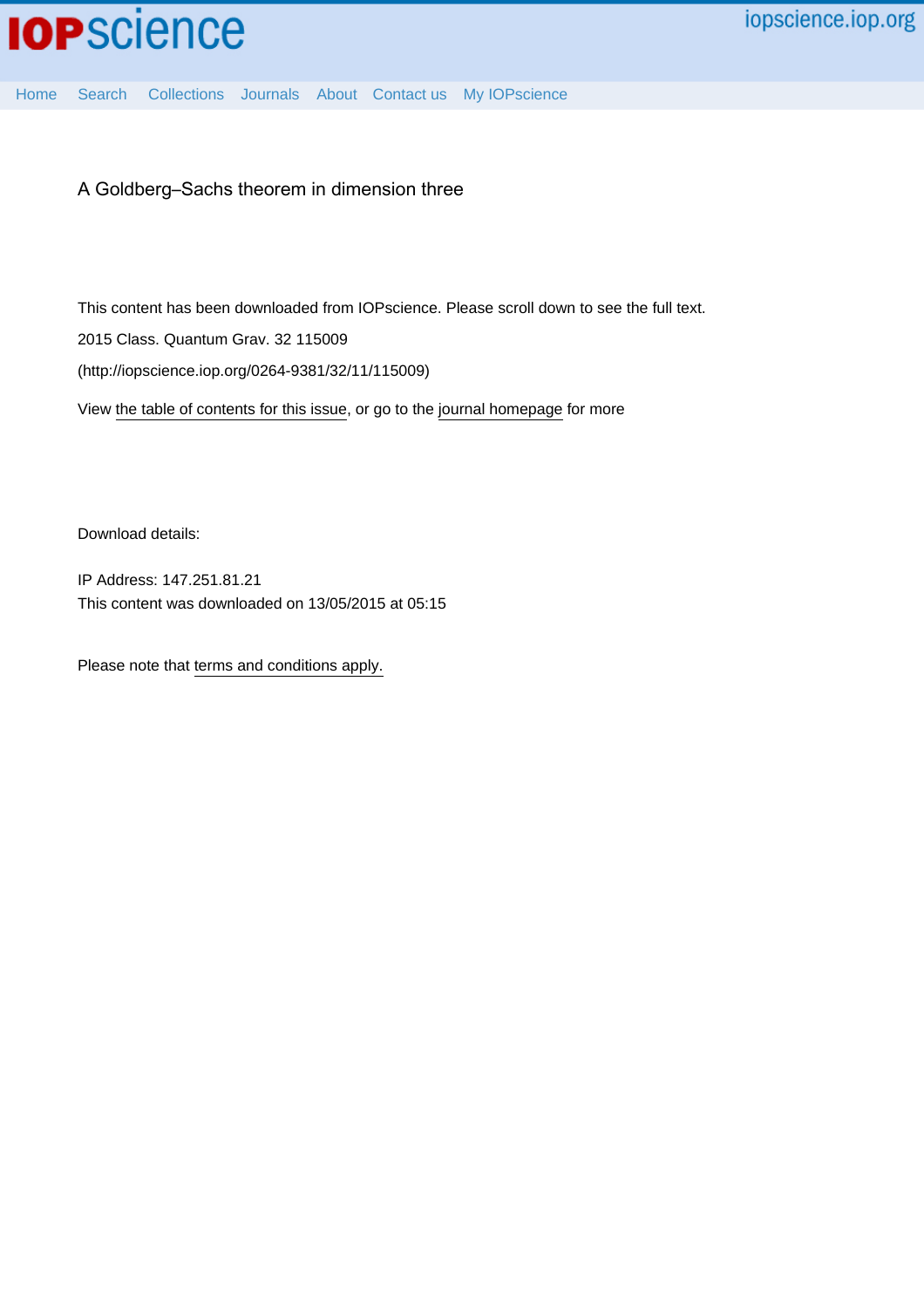# A Goldberg–Sachs theorem in dimension three

This content has been downloaded from IOPscience. Please scroll down to see the full text.

2015 Class. Quantum Grav. 32 115009

(http://iopscience.iop.org/0264-9381/32/11/115009)

View the table of contents for this issue, or go to the journal homepage for more

Download details:

IP Address: 147.251.81.21

This content was downloaded on 13/05/2015 at 05:15

Please note that terms and conditions apply.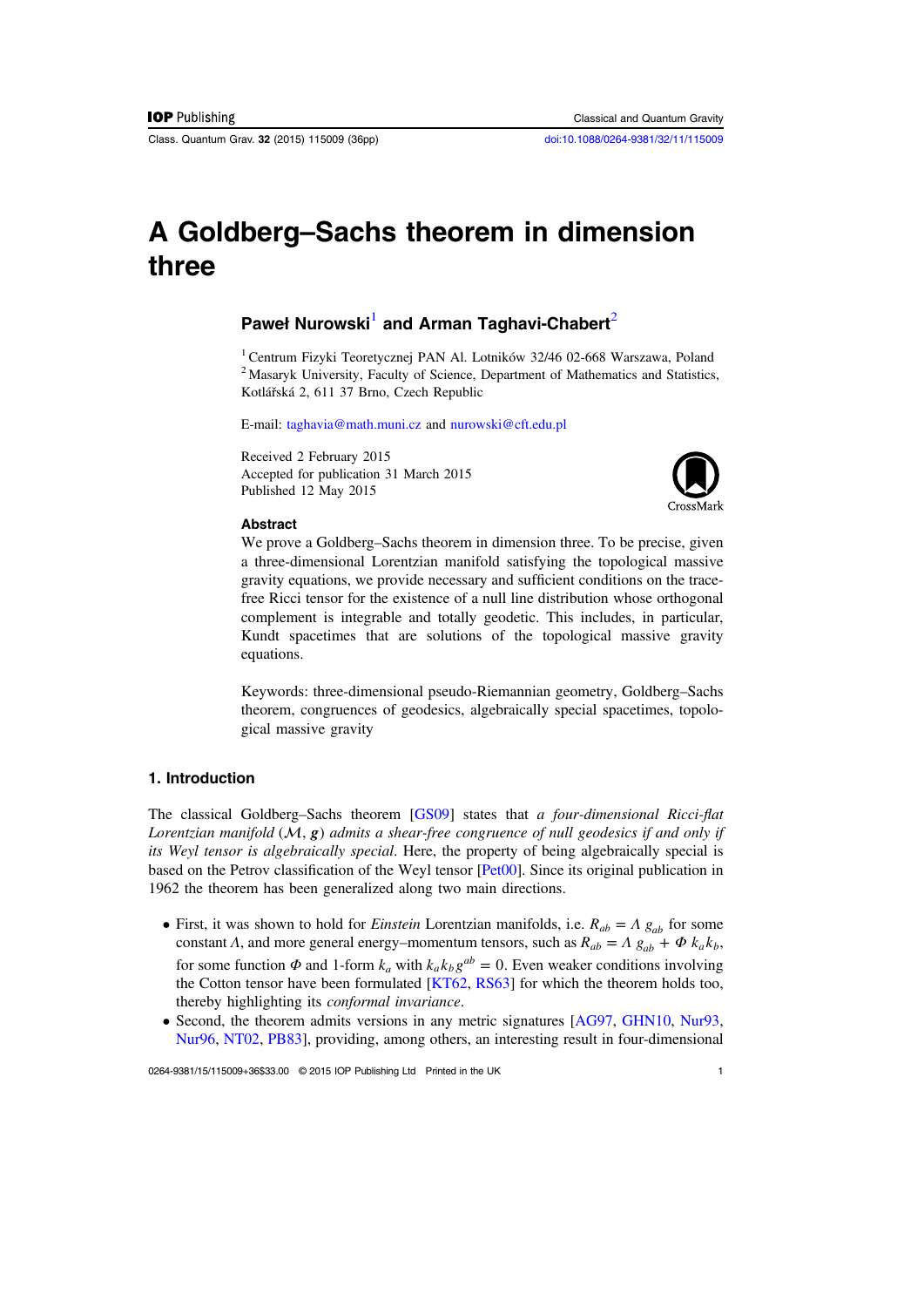# A Goldberg–Sachs theorem in dimension three

**Paweł Nurowski**[1] **and Arman Taghavi-Chabert**[2]

[1] Centrum Fizyki Teoretycznej PAN Al. Lotników 32/46 02-668 Warszawa, Poland
[2] Masaryk University, Faculty of Science, Department of Mathematics and Statistics, Kotlářská 2, 611 37 Brno, Czech Republic

E-mail: taghavia@math.muni.cz and nurowski@cft.edu.pl

Received 2 February 2015
Accepted for publication 31 March 2015
Published 12 May 2015

### Abstract

We prove a Goldberg–Sachs theorem in dimension three. To be precise, given a three-dimensional Lorentzian manifold satisfying the topological massive gravity equations, we provide necessary and sufficient conditions on the trace-free Ricci tensor for the existence of a null line distribution whose orthogonal complement is integrable and totally geodesic. This includes, in particular, Kundt spacetimes that are solutions of the topological massive gravity equations.

Keywords: three-dimensional pseudo-Riemannian geometry, Goldberg–Sachs theorem, congruences of geodesics, algebraically special spacetimes, topological massive gravity

## 1. Introduction

The classical Goldberg–Sachs theorem [GS09] states that *a four-dimensional Ricci-flat Lorentzian manifold* $(\mathcal{M}, \boldsymbol{g})$ *admits a shear-free congruence of null geodesics if and only if its Weyl tensor is algebraically special*. Here, the property of being algebraically special is based on the Petrov classification of the Weyl tensor [Pet00]. Since its original publication in 1962 the theorem has been generalized along two main directions.

- First, it was shown to hold for *Einstein* Lorentzian manifolds, i.e. $R_{ab} = \Lambda\, g_{ab}$ for some constant $\Lambda$, and more general energy–momentum tensors, such as $R_{ab} = \Lambda\, g_{ab} + \Phi\, k_a k_b$, for some function $\Phi$ and 1-form $k_a$ with $k_a k_b g^{ab} = 0$. Even weaker conditions involving the Cotton tensor have been formulated [KT62, RS63] for which the theorem holds too, thereby highlighting its *conformal invariance*.
- Second, the theorem admits versions in any metric signatures [AG97, GHN10, Nur93, Nur96, NT02, PB83], providing, among others, an interesting result in four-dimensional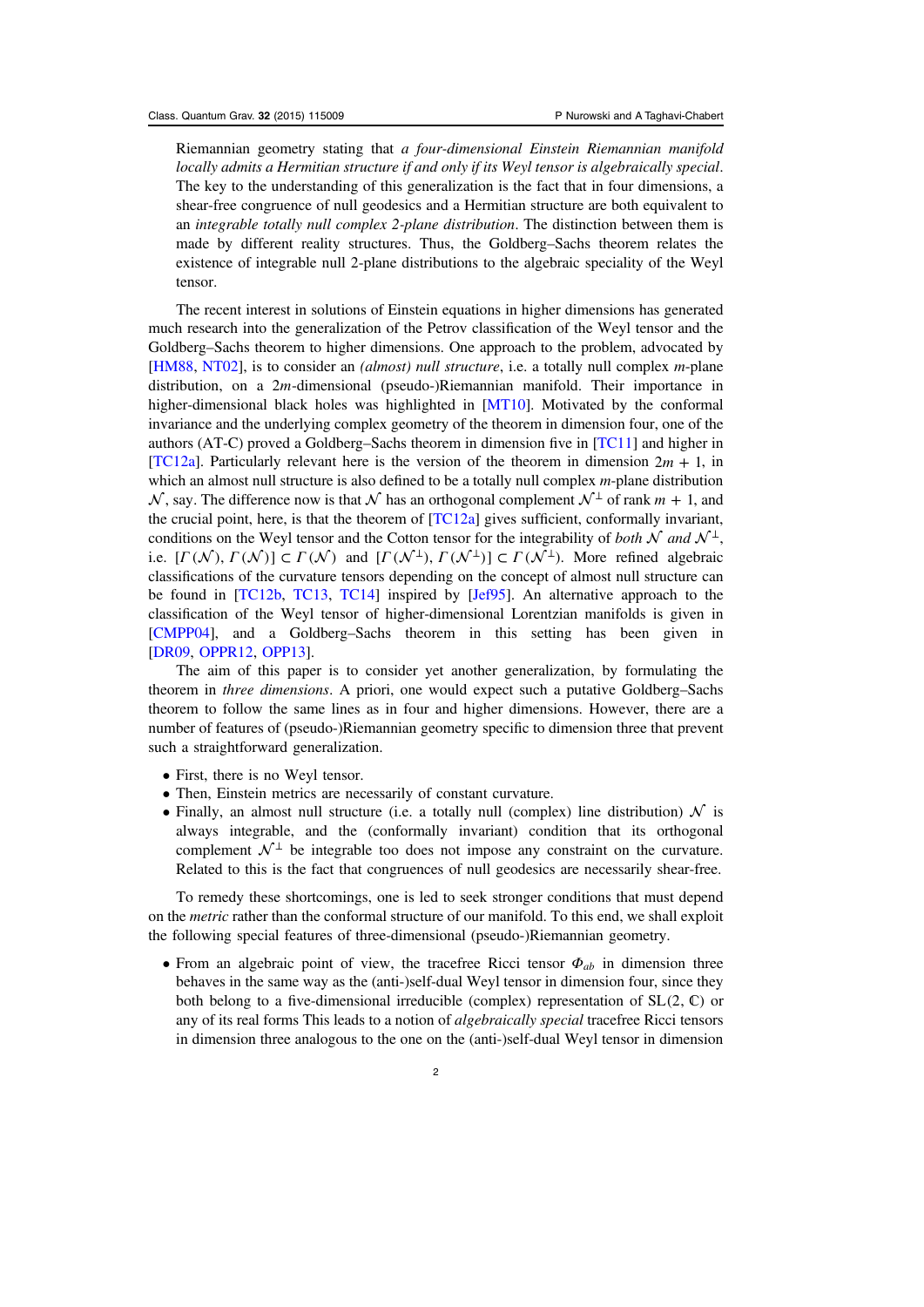Riemannian geometry stating that *a four-dimensional Einstein Riemannian manifold locally admits a Hermitian structure if and only if its Weyl tensor is algebraically special*. The key to the understanding of this generalization is the fact that in four dimensions, a shear-free congruence of null geodesics and a Hermitian structure are both equivalent to an *integrable totally null complex 2-plane distribution*. The distinction between them is made by different reality structures. Thus, the Goldberg–Sachs theorem relates the existence of integrable null 2-plane distributions to the algebraic speciality of the Weyl tensor.

The recent interest in solutions of Einstein equations in higher dimensions has generated much research into the generalization of the Petrov classification of the Weyl tensor and the Goldberg–Sachs theorem to higher dimensions. One approach to the problem, advocated by [HM88, NT02], is to consider an *(almost) null structure*, i.e. a totally null complex $m$-plane distribution, on a $2m$-dimensional (pseudo-)Riemannian manifold. Their importance in higher-dimensional black holes was highlighted in [MT10]. Motivated by the conformal invariance and the underlying complex geometry of the theorem in dimension four, one of the authors (AT-C) proved a Goldberg–Sachs theorem in dimension five in [TC11] and higher in [TC12a]. Particularly relevant here is the version of the theorem in dimension $2m + 1$, in which an almost null structure is also defined to be a totally null complex $m$-plane distribution $\mathcal{N}$, say. The difference now is that $\mathcal{N}$ has an orthogonal complement $\mathcal{N}^\perp$ of rank $m + 1$, and the crucial point, here, is that the theorem of [TC12a] gives sufficient, conformally invariant, conditions on the Weyl tensor and the Cotton tensor for the integrability of *both* $\mathcal{N}$ *and* $\mathcal{N}^\perp$, i.e. $[\Gamma(\mathcal{N}), \Gamma(\mathcal{N})] \subset \Gamma(\mathcal{N})$ and $[\Gamma(\mathcal{N}^\perp), \Gamma(\mathcal{N}^\perp)] \subset \Gamma(\mathcal{N}^\perp)$. More refined algebraic classifications of the curvature tensors depending on the concept of almost null structure can be found in [TC12b, TC13, TC14] inspired by [Jef95]. An alternative approach to the classification of the Weyl tensor of higher-dimensional Lorentzian manifolds is given in [CMPP04], and a Goldberg–Sachs theorem in this setting has been given in [DR09, OPPR12, OPP13].

The aim of this paper is to consider yet another generalization, by formulating the theorem in *three dimensions*. A priori, one would expect such a putative Goldberg–Sachs theorem to follow the same lines as in four and higher dimensions. However, there are a number of features of (pseudo-)Riemannian geometry specific to dimension three that prevent such a straightforward generalization.

- First, there is no Weyl tensor.
- Then, Einstein metrics are necessarily of constant curvature.
- Finally, an almost null structure (i.e. a totally null (complex) line distribution) $\mathcal{N}$ is always integrable, and the (conformally invariant) condition that its orthogonal complement $\mathcal{N}^\perp$ be integrable too does not impose any constraint on the curvature. Related to this is the fact that congruences of null geodesics are necessarily shear-free.

To remedy these shortcomings, one is led to seek stronger conditions that must depend on the *metric* rather than the conformal structure of our manifold. To this end, we shall exploit the following special features of three-dimensional (pseudo-)Riemannian geometry.

- From an algebraic point of view, the tracefree Ricci tensor $\Phi_{ab}$ in dimension three behaves in the same way as the (anti-)self-dual Weyl tensor in dimension four, since they both belong to a five-dimensional irreducible (complex) representation of $\mathrm{SL}(2, \mathbb{C})$ or any of its real forms This leads to a notion of *algebraically special* tracefree Ricci tensors in dimension three analogous to the one on the (anti-)self-dual Weyl tensor in dimension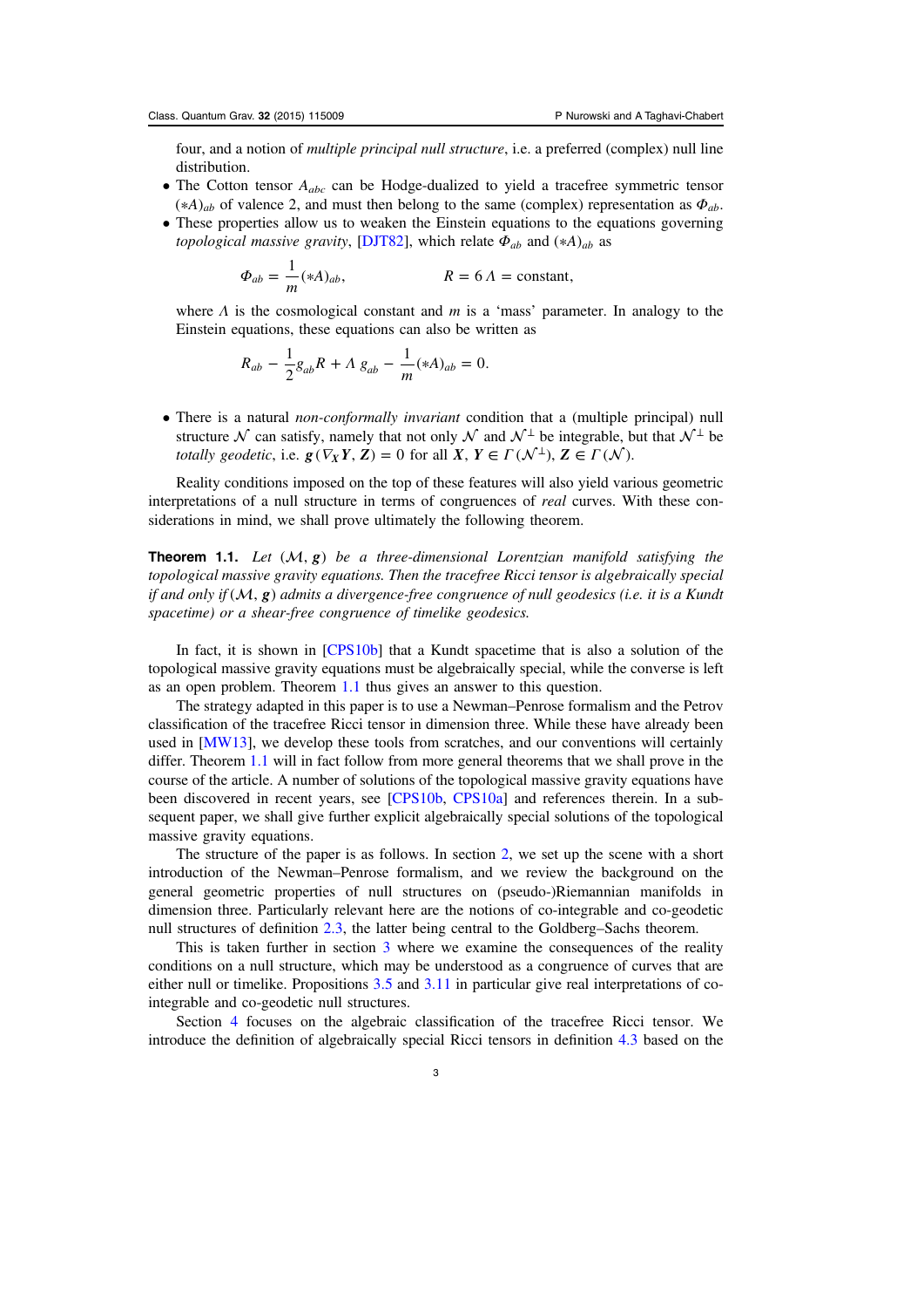four, and a notion of *multiple principal null structure*, i.e. a preferred (complex) null line distribution.

- The Cotton tensor $A_{abc}$ can be Hodge-dualized to yield a tracefree symmetric tensor $(*A)_{ab}$ of valence 2, and must then belong to the same (complex) representation as $\Phi_{ab}$.
- These properties allow us to weaken the Einstein equations to the equations governing *topological massive gravity*, [DJT82], which relate $\Phi_{ab}$ and $(*A)_{ab}$ as

$$\Phi_{ab} = \frac{1}{m}(*A)_{ab}, \qquad\qquad R = 6\,\Lambda = \text{constant},$$

where $\Lambda$ is the cosmological constant and $m$ is a 'mass' parameter. In analogy to the Einstein equations, these equations can also be written as

$$R_{ab} - \frac{1}{2}g_{ab}R + \Lambda\, g_{ab} - \frac{1}{m}(*A)_{ab} = 0.$$

- There is a natural *non-conformally invariant* condition that a (multiple principal) null structure $\mathcal{N}$ can satisfy, namely that not only $\mathcal{N}$ and $\mathcal{N}^{\perp}$ be integrable, but that $\mathcal{N}^{\perp}$ be *totally geodetic*, i.e. $\boldsymbol{g}(\nabla_{\boldsymbol{X}}\boldsymbol{Y}, \boldsymbol{Z}) = 0$ for all $\boldsymbol{X}, \boldsymbol{Y} \in \Gamma(\mathcal{N}^{\perp})$, $\boldsymbol{Z} \in \Gamma(\mathcal{N})$.

Reality conditions imposed on the top of these features will also yield various geometric interpretations of a null structure in terms of congruences of *real* curves. With these considerations in mind, we shall prove ultimately the following theorem.

**Theorem 1.1.** *Let $(\mathcal{M}, \boldsymbol{g})$ be a three-dimensional Lorentzian manifold satisfying the topological massive gravity equations. Then the tracefree Ricci tensor is algebraically special if and only if $(\mathcal{M}, \boldsymbol{g})$ admits a divergence-free congruence of null geodesics (i.e. it is a Kundt spacetime) or a shear-free congruence of timelike geodesics.*

In fact, it is shown in [CPS10b] that a Kundt spacetime that is also a solution of the topological massive gravity equations must be algebraically special, while the converse is left as an open problem. Theorem 1.1 thus gives an answer to this question.

The strategy adapted in this paper is to use a Newman–Penrose formalism and the Petrov classification of the tracefree Ricci tensor in dimension three. While these have already been used in [MW13], we develop these tools from scratches, and our conventions will certainly differ. Theorem 1.1 will in fact follow from more general theorems that we shall prove in the course of the article. A number of solutions of the topological massive gravity equations have been discovered in recent years, see [CPS10b, CPS10a] and references therein. In a subsequent paper, we shall give further explicit algebraically special solutions of the topological massive gravity equations.

The structure of the paper is as follows. In section 2, we set up the scene with a short introduction of the Newman–Penrose formalism, and we review the background on the general geometric properties of null structures on (pseudo-)Riemannian manifolds in dimension three. Particularly relevant here are the notions of co-integrable and co-geodetic null structures of definition 2.3, the latter being central to the Goldberg–Sachs theorem.

This is taken further in section 3 where we examine the consequences of the reality conditions on a null structure, which may be understood as a congruence of curves that are either null or timelike. Propositions 3.5 and 3.11 in particular give real interpretations of co-integrable and co-geodetic null structures.

Section 4 focuses on the algebraic classification of the tracefree Ricci tensor. We introduce the definition of algebraically special Ricci tensors in definition 4.3 based on the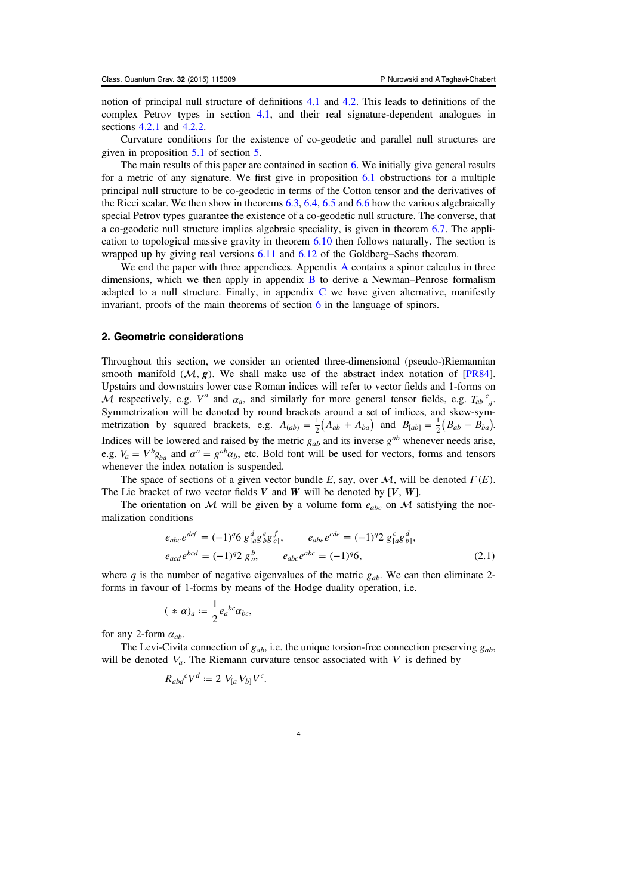notion of principal null structure of definitions 4.1 and 4.2. This leads to definitions of the complex Petrov types in section 4.1, and their real signature-dependent analogues in sections 4.2.1 and 4.2.2.

Curvature conditions for the existence of co-geodetic and parallel null structures are given in proposition 5.1 of section 5.

The main results of this paper are contained in section 6. We initially give general results for a metric of any signature. We first give in proposition 6.1 obstructions for a multiple principal null structure to be co-geodetic in terms of the Cotton tensor and the derivatives of the Ricci scalar. We then show in theorems 6.3, 6.4, 6.5 and 6.6 how the various algebraically special Petrov types guarantee the existence of a co-geodetic null structure. The converse, that a co-geodetic null structure implies algebraic speciality, is given in theorem 6.7. The application to topological massive gravity in theorem 6.10 then follows naturally. The section is wrapped up by giving real versions 6.11 and 6.12 of the Goldberg–Sachs theorem.

We end the paper with three appendices. Appendix A contains a spinor calculus in three dimensions, which we then apply in appendix B to derive a Newman–Penrose formalism adapted to a null structure. Finally, in appendix C we have given alternative, manifestly invariant, proofs of the main theorems of section 6 in the language of spinors.

## 2. Geometric considerations

Throughout this section, we consider an oriented three-dimensional (pseudo-)Riemannian smooth manifold $(\mathcal{M}, \boldsymbol{g})$. We shall make use of the abstract index notation of [PR84]. Upstairs and downstairs lower case Roman indices will refer to vector fields and 1-forms on $\mathcal{M}$ respectively, e.g. $V^a$ and $\alpha_a$, and similarly for more general tensor fields, e.g. $T_{ab}{}^c{}_d$. Symmetrization will be denoted by round brackets around a set of indices, and skew-symmetrization by squared brackets, e.g. $A_{(ab)} = \frac{1}{2}\left(A_{ab} + A_{ba}\right)$ and $B_{[ab]} = \frac{1}{2}\left(B_{ab} - B_{ba}\right)$. Indices will be lowered and raised by the metric $g_{ab}$ and its inverse $g^{ab}$ whenever needs arise, e.g. $V_a = V^b g_{ba}$ and $\alpha^a = g^{ab}\alpha_b$, etc. Bold font will be used for vectors, forms and tensors whenever the index notation is suspended.

The space of sections of a given vector bundle $E$, say, over $\mathcal{M}$, will be denoted $\Gamma(E)$. The Lie bracket of two vector fields $\boldsymbol{V}$ and $\boldsymbol{W}$ will be denoted by $[\boldsymbol{V}, \boldsymbol{W}]$.

The orientation on $\mathcal{M}$ will be given by a volume form $e_{abc}$ on $\mathcal{M}$ satisfying the normalization conditions

$$
\begin{aligned}
e_{abc}e^{def} &= (-1)^q 6\, g^{\,d}_{[a} g^{\,e}_{\,b} g^{\,f}_{\,c]}, \qquad & e_{abe}e^{cde} &= (-1)^q 2\, g^{\,c}_{[a} g^{\,d}_{\,b]}, \\
e_{acd}e^{bcd} &= (-1)^q 2\, g^{\,b}_{a}, \qquad & e_{abc}e^{abc} &= (-1)^q 6,
\end{aligned} \tag{2.1}
$$

where $q$ is the number of negative eigenvalues of the metric $g_{ab}$. We can then eliminate 2-forms in favour of 1-forms by means of the Hodge duality operation, i.e.

$$
(*\,\alpha)_a := \frac{1}{2} e_a{}^{bc}\alpha_{bc},
$$

for any 2-form $\alpha_{ab}$.

The Levi-Civita connection of $g_{ab}$, i.e. the unique torsion-free connection preserving $g_{ab}$, will be denoted $\nabla_a$. The Riemann curvature tensor associated with $\nabla$ is defined by

$$
R_{abd}{}^c V^d := 2\, \nabla_{[a}\nabla_{b]} V^c.
$$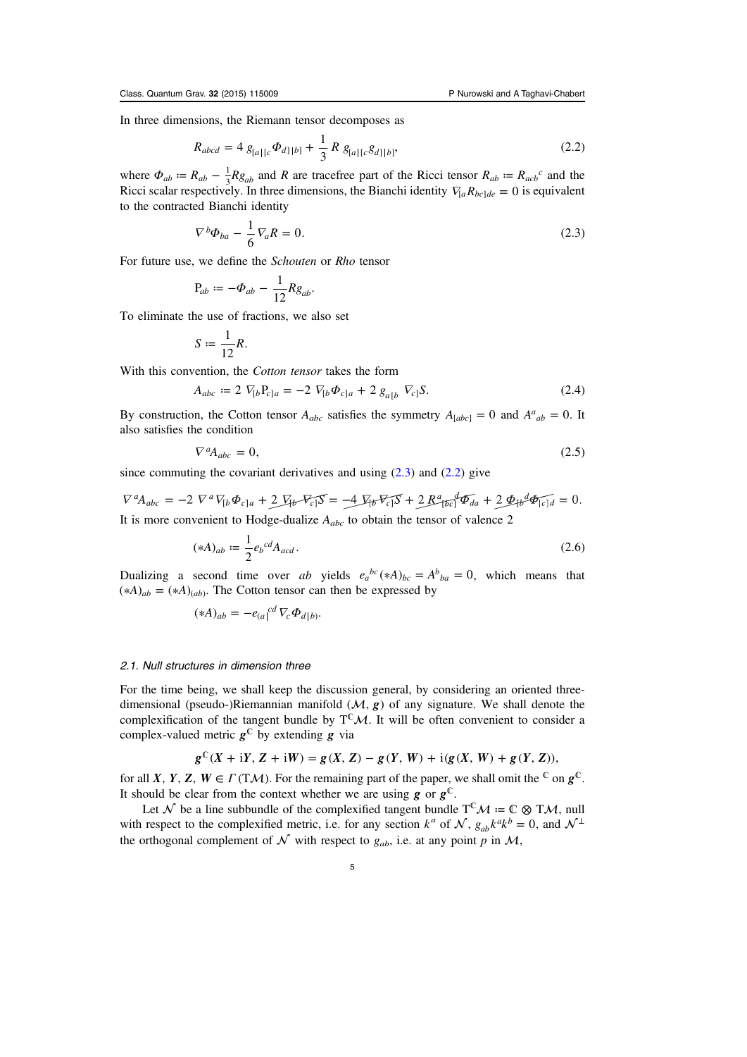In three dimensions, the Riemann tensor decomposes as

$$R_{abcd} = 4\, g_{[a|[c}\Phi_{d]|b]} + \frac{1}{3}\, R\; g_{[a|[c}g_{d]|b]}, \tag{2.2}$$

where $\Phi_{ab} := R_{ab} - \frac{1}{3}Rg_{ab}$ and $R$ are tracefree part of the Ricci tensor $R_{ab} := R_{acb}{}^{c}$ and the Ricci scalar respectively. In three dimensions, the Bianchi identity $\nabla_{[a}R_{bc]de} = 0$ is equivalent to the contracted Bianchi identity

$$\nabla^{b}\Phi_{ba} - \frac{1}{6}\nabla_{a}R = 0. \tag{2.3}$$

For future use, we define the *Schouten* or *Rho* tensor

$$\mathrm{P}_{ab} := -\Phi_{ab} - \frac{1}{12}Rg_{ab}.$$

To eliminate the use of fractions, we also set

$$S := \frac{1}{12}R.$$

With this convention, the *Cotton tensor* takes the form

$$A_{abc} := 2\, \nabla_{[b}\mathrm{P}_{c]a} = -2\, \nabla_{[b}\Phi_{c]a} + 2\, g_{a[b}\, \nabla_{c]}S. \tag{2.4}$$

By construction, the Cotton tensor $A_{abc}$ satisfies the symmetry $A_{[abc]} = 0$ and $A^{a}{}_{ab} = 0$. It also satisfies the condition

$$\nabla^{a}A_{abc} = 0, \tag{2.5}$$

since commuting the covariant derivatives and using (2.3) and (2.2) give

$$\nabla^{a}A_{abc} = -2\, \nabla^{a}\nabla_{[b}\Phi_{c]a} + \cancel{2\, \nabla_{[b}\nabla_{c]}S} = \cancel{-4\, \nabla_{[b}\nabla_{c]}S} + \cancel{2\, R^{a}{}_{[bc]}{}^{d}\Phi_{da}} + \cancel{2\, \Phi_{[b}{}^{d}\Phi_{|c]d}} = 0.$$

It is more convenient to Hodge-dualize $A_{abc}$ to obtain the tensor of valence 2

$$(*A)_{ab} := \frac{1}{2}e_{b}{}^{cd}A_{acd}. \tag{2.6}$$

Dualizing a second time over $ab$ yields $e_{a}{}^{bc}(*A)_{bc} = A^{b}{}_{ba} = 0$, which means that $(*A)_{ab} = (*A)_{(ab)}$. The Cotton tensor can then be expressed by

$$(*A)_{ab} = -e_{(a|}{}^{cd}\nabla_{c}\Phi_{d|b)}.$$

### 2.1. Null structures in dimension three

For the time being, we shall keep the discussion general, by considering an oriented three-dimensional (pseudo-)Riemannian manifold $(\mathcal{M}, \boldsymbol{g})$ of any signature. We shall denote the complexification of the tangent bundle by $\mathrm{T}^{\mathbb{C}}\mathcal{M}$. It will be often convenient to consider a complex-valued metric $\boldsymbol{g}^{\mathbb{C}}$ by extending $\boldsymbol{g}$ via

$$\boldsymbol{g}^{\mathbb{C}}(\boldsymbol{X} + \mathrm{i}\boldsymbol{Y}, \boldsymbol{Z} + \mathrm{i}\boldsymbol{W}) = \boldsymbol{g}(\boldsymbol{X}, \boldsymbol{Z}) - \boldsymbol{g}(\boldsymbol{Y}, \boldsymbol{W}) + \mathrm{i}(\boldsymbol{g}(\boldsymbol{X}, \boldsymbol{W}) + \boldsymbol{g}(\boldsymbol{Y}, \boldsymbol{Z})),$$

for all $\boldsymbol{X}, \boldsymbol{Y}, \boldsymbol{Z}, \boldsymbol{W} \in \Gamma(\mathrm{T}\mathcal{M})$. For the remaining part of the paper, we shall omit the $^{\mathbb{C}}$ on $\boldsymbol{g}^{\mathbb{C}}$. It should be clear from the context whether we are using $\boldsymbol{g}$ or $\boldsymbol{g}^{\mathbb{C}}$.

Let $\mathcal{N}$ be a line subbundle of the complexified tangent bundle $\mathrm{T}^{\mathbb{C}}\mathcal{M} := \mathbb{C} \otimes \mathrm{T}\mathcal{M}$, null with respect to the complexified metric, i.e. for any section $k^{a}$ of $\mathcal{N}$, $g_{ab}k^{a}k^{b} = 0$, and $\mathcal{N}^{\perp}$ the orthogonal complement of $\mathcal{N}$ with respect to $g_{ab}$, i.e. at any point $p$ in $\mathcal{M}$,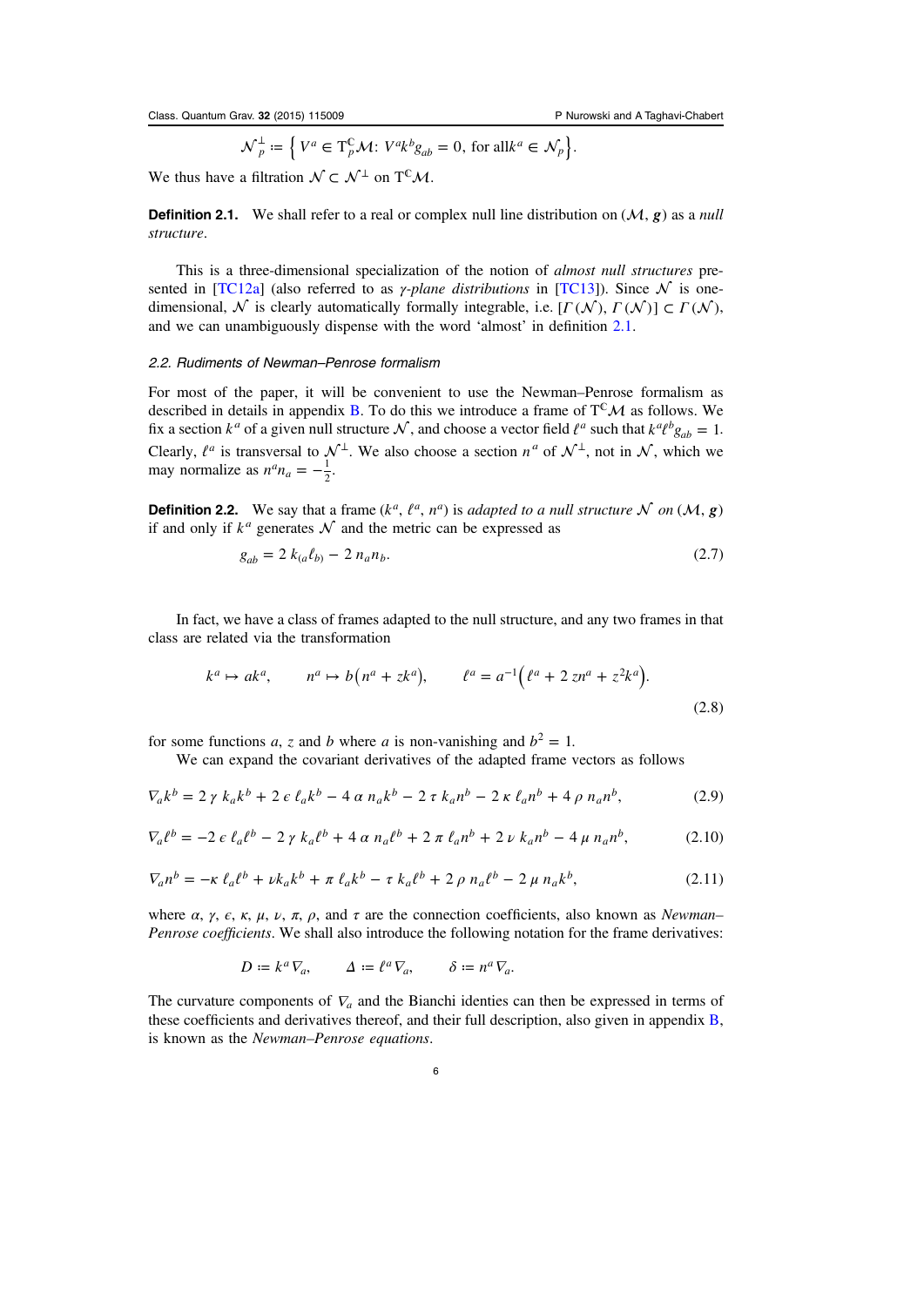$$\mathcal{N}_p^\perp := \left\{ V^a \in \mathrm{T}_p^{\mathbb{C}}\mathcal{M} \colon V^a k^b g_{ab} = 0, \text{ for all} k^a \in \mathcal{N}_p \right\}.$$

We thus have a filtration $\mathcal{N} \subset \mathcal{N}^\perp$ on $\mathrm{T}^{\mathbb{C}}\mathcal{M}$.

**Definition 2.1.** We shall refer to a real or complex null line distribution on $(\mathcal{M}, \boldsymbol{g})$ as a *null structure*.

This is a three-dimensional specialization of the notion of *almost null structures* presented in [TC12a] (also referred to as *γ-plane distributions* in [TC13]). Since $\mathcal{N}$ is one-dimensional, $\mathcal{N}$ is clearly automatically formally integrable, i.e. $[\Gamma(\mathcal{N}), \Gamma(\mathcal{N})] \subset \Gamma(\mathcal{N})$, and we can unambiguously dispense with the word 'almost' in definition 2.1.

### 2.2. Rudiments of Newman–Penrose formalism

For most of the paper, it will be convenient to use the Newman–Penrose formalism as described in details in appendix B. To do this we introduce a frame of $\mathrm{T}^{\mathbb{C}}\mathcal{M}$ as follows. We fix a section $k^a$ of a given null structure $\mathcal{N}$, and choose a vector field $\ell^a$ such that $k^a \ell^b g_{ab} = 1$. Clearly, $\ell^a$ is transversal to $\mathcal{N}^\perp$. We also choose a section $n^a$ of $\mathcal{N}^\perp$, not in $\mathcal{N}$, which we may normalize as $n^a n_a = -\frac{1}{2}$.

**Definition 2.2.** We say that a frame $(k^a, \ell^a, n^a)$ is *adapted to a null structure* $\mathcal{N}$ *on* $(\mathcal{M}, \boldsymbol{g})$ if and only if $k^a$ generates $\mathcal{N}$ and the metric can be expressed as

$$g_{ab} = 2\, k_{(a}\ell_{b)} - 2\, n_a n_b. \tag{2.7}$$

In fact, we have a class of frames adapted to the null structure, and any two frames in that class are related via the transformation

$$k^a \mapsto a k^a, \qquad n^a \mapsto b\left(n^a + z k^a\right), \qquad \ell^a = a^{-1}\left(\ell^a + 2\, z n^a + z^2 k^a\right). \tag{2.8}$$

for some functions $a$, $z$ and $b$ where $a$ is non-vanishing and $b^2 = 1$.

We can expand the covariant derivatives of the adapted frame vectors as follows

$$\nabla_a k^b = 2\,\gamma\; k_a k^b + 2\,\epsilon\; \ell_a k^b - 4\,\alpha\; n_a k^b - 2\,\tau\; k_a n^b - 2\,\kappa\; \ell_a n^b + 4\,\rho\; n_a n^b, \tag{2.9}$$

$$\nabla_a \ell^b = -2\,\epsilon\; \ell_a \ell^b - 2\,\gamma\; k_a \ell^b + 4\,\alpha\; n_a \ell^b + 2\,\pi\; \ell_a n^b + 2\,\nu\; k_a n^b - 4\,\mu\; n_a n^b, \tag{2.10}$$

$$\nabla_a n^b = -\kappa\; \ell_a \ell^b + \nu k_a k^b + \pi\; \ell_a k^b - \tau\; k_a \ell^b + 2\,\rho\; n_a \ell^b - 2\,\mu\; n_a k^b, \tag{2.11}$$

where $\alpha$, $\gamma$, $\epsilon$, $\kappa$, $\mu$, $\nu$, $\pi$, $\rho$, and $\tau$ are the connection coefficients, also known as *Newman–Penrose coefficients*. We shall also introduce the following notation for the frame derivatives:

$$D := k^a \nabla_a, \qquad \Delta := \ell^a \nabla_a, \qquad \delta := n^a \nabla_a.$$

The curvature components of $\nabla_a$ and the Bianchi identies can then be expressed in terms of these coefficients and derivatives thereof, and their full description, also given in appendix B, is known as the *Newman–Penrose equations*.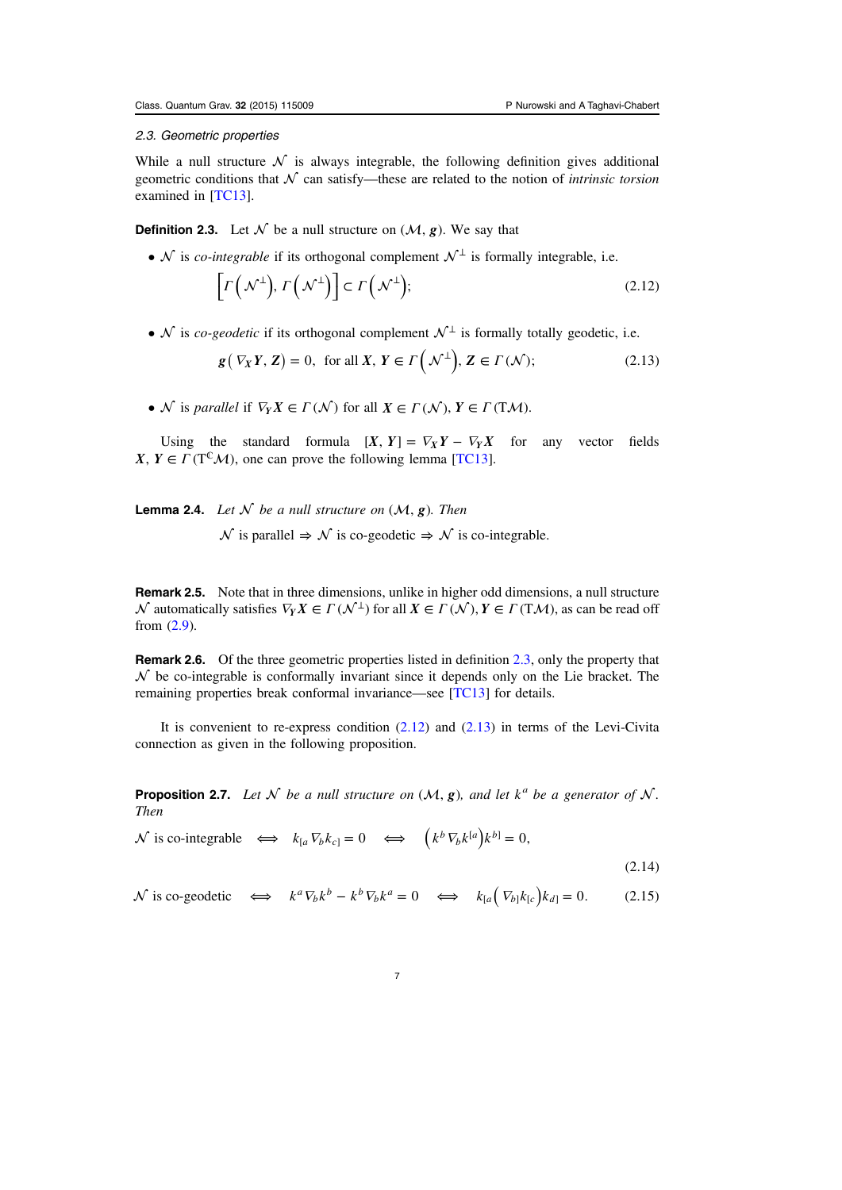### 2.3. Geometric properties

While a null structure $\mathcal{N}$ is always integrable, the following definition gives additional geometric conditions that $\mathcal{N}$ can satisfy—these are related to the notion of *intrinsic torsion* examined in [TC13].

**Definition 2.3.** Let $\mathcal{N}$ be a null structure on $(\mathcal{M}, \boldsymbol{g})$. We say that

- $\mathcal{N}$ is *co-integrable* if its orthogonal complement $\mathcal{N}^\perp$ is formally integrable, i.e.

$$\left[\Gamma\left(\mathcal{N}^\perp\right), \Gamma\left(\mathcal{N}^\perp\right)\right] \subset \Gamma\left(\mathcal{N}^\perp\right); \tag{2.12}$$

- $\mathcal{N}$ is *co-geodetic* if its orthogonal complement $\mathcal{N}^\perp$ is formally totally geodetic, i.e.

$$\boldsymbol{g}\left(\nabla_{\boldsymbol{X}} \boldsymbol{Y}, \boldsymbol{Z}\right) = 0, \ \text{ for all } \boldsymbol{X}, \boldsymbol{Y} \in \Gamma\left(\mathcal{N}^\perp\right), \boldsymbol{Z} \in \Gamma(\mathcal{N}); \tag{2.13}$$

- $\mathcal{N}$ is *parallel* if $\nabla_{\boldsymbol{Y}} \boldsymbol{X} \in \Gamma(\mathcal{N})$ for all $\boldsymbol{X} \in \Gamma(\mathcal{N})$, $\boldsymbol{Y} \in \Gamma(\mathrm{T}\mathcal{M})$.

Using the standard formula $[\boldsymbol{X}, \boldsymbol{Y}] = \nabla_{\boldsymbol{X}} \boldsymbol{Y} - \nabla_{\boldsymbol{Y}} \boldsymbol{X}$ for any vector fields $\boldsymbol{X}, \boldsymbol{Y} \in \Gamma(\mathrm{T}^{\mathbb{C}}\mathcal{M})$, one can prove the following lemma [TC13].

**Lemma 2.4.** *Let $\mathcal{N}$ be a null structure on $(\mathcal{M}, \boldsymbol{g})$. Then*

$$\mathcal{N} \text{ is parallel} \Rightarrow \mathcal{N} \text{ is co-geodetic} \Rightarrow \mathcal{N} \text{ is co-integrable.}$$

**Remark 2.5.** Note that in three dimensions, unlike in higher odd dimensions, a null structure $\mathcal{N}$ automatically satisfies $\nabla_{\boldsymbol{Y}} \boldsymbol{X} \in \Gamma(\mathcal{N}^\perp)$ for all $\boldsymbol{X} \in \Gamma(\mathcal{N})$, $\boldsymbol{Y} \in \Gamma(\mathrm{T}\mathcal{M})$, as can be read off from (2.9).

**Remark 2.6.** Of the three geometric properties listed in definition 2.3, only the property that $\mathcal{N}$ be co-integrable is conformally invariant since it depends only on the Lie bracket. The remaining properties break conformal invariance—see [TC13] for details.

It is convenient to re-express condition (2.12) and (2.13) in terms of the Levi-Civita connection as given in the following proposition.

**Proposition 2.7.** *Let $\mathcal{N}$ be a null structure on $(\mathcal{M}, \boldsymbol{g})$, and let $k^a$ be a generator of $\mathcal{N}$. Then*

$$\mathcal{N} \text{ is co-integrable} \quad \Longleftrightarrow \quad k_{[a} \nabla_b k_{c]} = 0 \quad \Longleftrightarrow \quad \left(k^b \nabla_b k^{[a}\right) k^{b]} = 0, \tag{2.14}$$

$$\mathcal{N} \text{ is co-geodetic} \quad \Longleftrightarrow \quad k^a \nabla_b k^b - k^b \nabla_b k^a = 0 \quad \Longleftrightarrow \quad k_{[a}\left(\nabla_{b]} k_{[c}\right) k_{d]} = 0. \tag{2.15}$$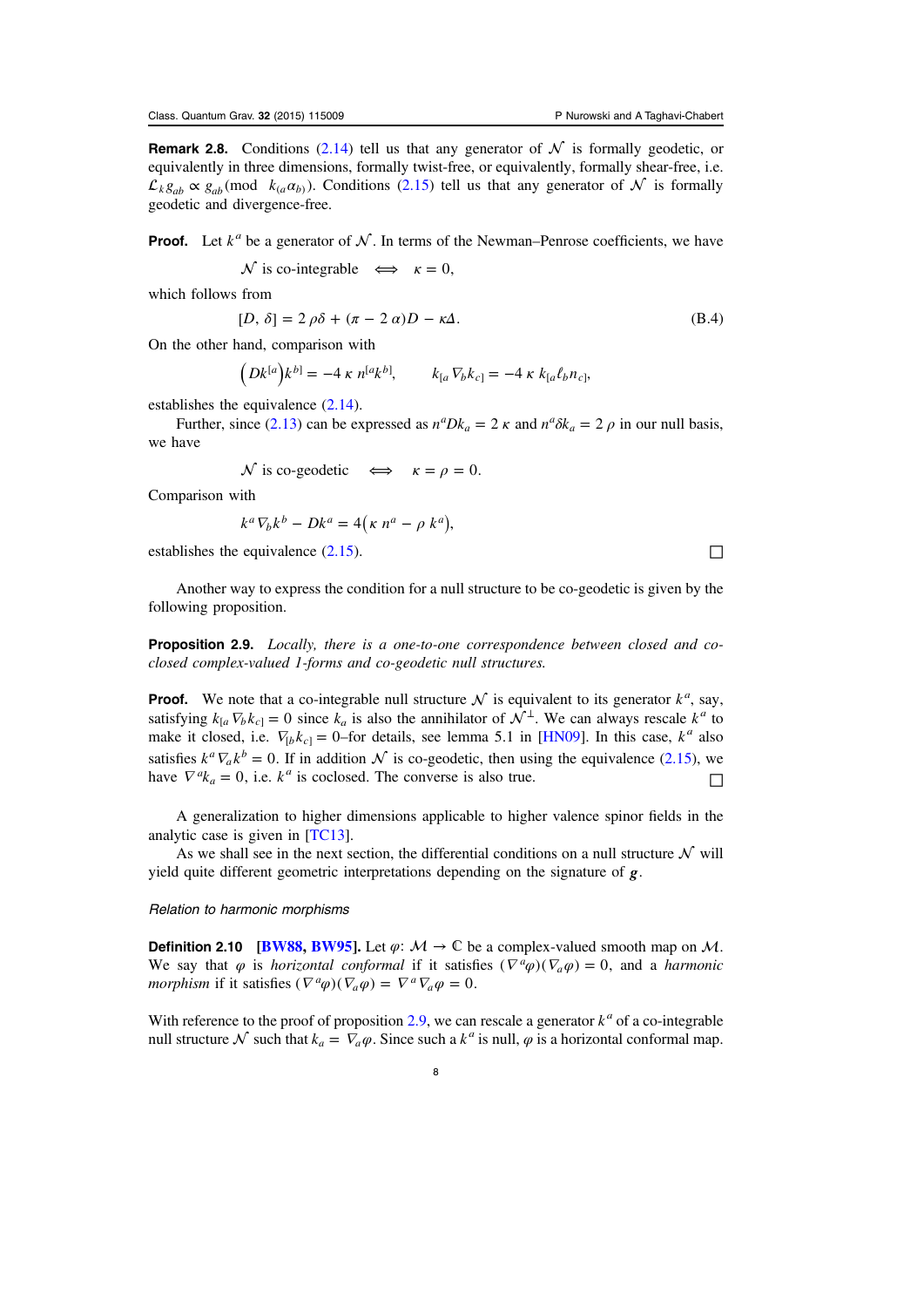**Remark 2.8.** Conditions (2.14) tell us that any generator of $\mathcal{N}$ is formally geodetic, or equivalently in three dimensions, formally twist-free, or equivalently, formally shear-free, i.e. $\mathcal{L}_k g_{ab} \propto g_{ab} (\bmod \;\; k_{(a}\alpha_{b)})$. Conditions (2.15) tell us that any generator of $\mathcal{N}$ is formally geodetic and divergence-free.

**Proof.** Let $k^a$ be a generator of $\mathcal{N}$. In terms of the Newman–Penrose coefficients, we have

$$\mathcal{N} \text{ is co-integrable} \quad \Longleftrightarrow \quad \kappa = 0,$$

which follows from

$$[D, \delta] = 2\,\rho\delta + (\pi - 2\,\alpha)D - \kappa\Delta. \tag{B.4}$$

On the other hand, comparison with

$$\left(Dk^{[a}\right)k^{b]} = -4\,\kappa\, n^{[a}k^{b]}, \qquad k_{[a}\nabla_b k_{c]} = -4\,\kappa\, k_{[a}\ell_b n_{c]},$$

establishes the equivalence (2.14).

Further, since (2.13) can be expressed as $n^a D k_a = 2\,\kappa$ and $n^a \delta k_a = 2\,\rho$ in our null basis, we have

$$\mathcal{N} \text{ is co-geodetic} \quad \Longleftrightarrow \quad \kappa = \rho = 0.$$

Comparison with

$$k^a \nabla_b k^b - Dk^a = 4\left(\kappa\, n^a - \rho\, k^a\right),$$

establishes the equivalence (2.15). □

Another way to express the condition for a null structure to be co-geodetic is given by the following proposition.

**Proposition 2.9.** *Locally, there is a one-to-one correspondence between closed and co-closed complex-valued 1-forms and co-geodetic null structures.*

**Proof.** We note that a co-integrable null structure $\mathcal{N}$ is equivalent to its generator $k^a$, say, satisfying $k_{[a}\nabla_b k_{c]} = 0$ since $k_a$ is also the annihilator of $\mathcal{N}^\perp$. We can always rescale $k^a$ to make it closed, i.e. $\nabla_{[b}k_{c]} = 0$–for details, see lemma 5.1 in [HN09]. In this case, $k^a$ also satisfies $k^a \nabla_a k^b = 0$. If in addition $\mathcal{N}$ is co-geodetic, then using the equivalence (2.15), we have $\nabla^a k_a = 0$, i.e. $k^a$ is coclosed. The converse is also true. □

A generalization to higher dimensions applicable to higher valence spinor fields in the analytic case is given in [TC13].

As we shall see in the next section, the differential conditions on a null structure $\mathcal{N}$ will yield quite different geometric interpretations depending on the signature of $\boldsymbol{g}$.

*Relation to harmonic morphisms*

**Definition 2.10** **[BW88, BW95].** Let $\varphi\colon \mathcal{M} \to \mathbb{C}$ be a complex-valued smooth map on $\mathcal{M}$. We say that $\varphi$ is *horizontal conformal* if it satisfies $(\nabla^a\varphi)(\nabla_a\varphi) = 0$, and a *harmonic morphism* if it satisfies $(\nabla^a\varphi)(\nabla_a\varphi) = \nabla^a\nabla_a\varphi = 0$.

With reference to the proof of proposition 2.9, we can rescale a generator $k^a$ of a co-integrable null structure $\mathcal{N}$ such that $k_a = \nabla_a\varphi$. Since such a $k^a$ is null, $\varphi$ is a horizontal conformal map.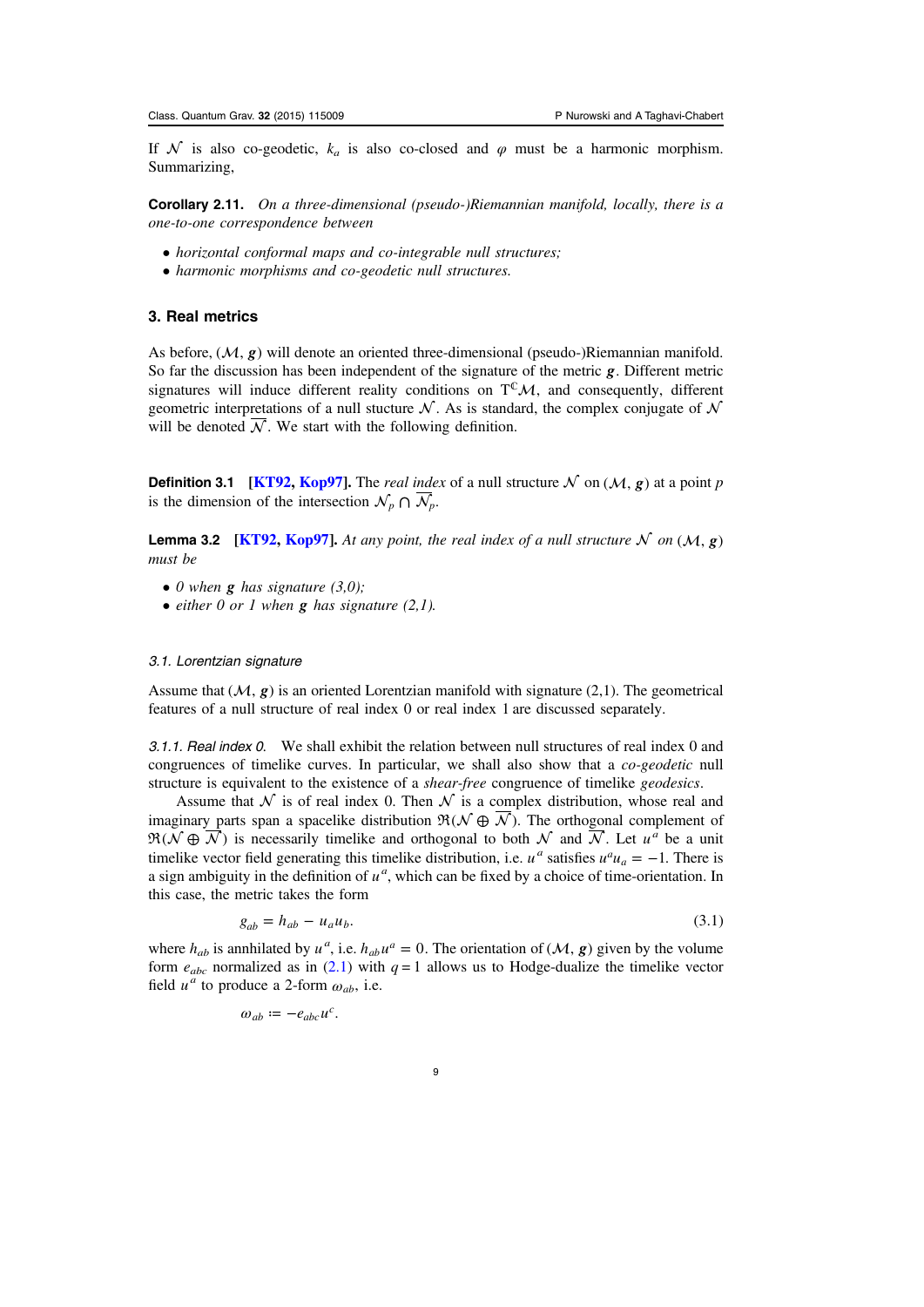If $\mathcal{N}$ is also co-geodetic, $k_a$ is also co-closed and $\varphi$ must be a harmonic morphism. Summarizing,

**Corollary 2.11.** *On a three-dimensional (pseudo-)Riemannian manifold, locally, there is a one-to-one correspondence between*

- *horizontal conformal maps and co-integrable null structures;*
- *harmonic morphisms and co-geodetic null structures.*

## 3. Real metrics

As before, $(\mathcal{M}, \boldsymbol{g})$ will denote an oriented three-dimensional (pseudo-)Riemannian manifold. So far the discussion has been independent of the signature of the metric $\boldsymbol{g}$. Different metric signatures will induce different reality conditions on $\mathrm{T}^{\mathbb{C}}\mathcal{M}$, and consequently, different geometric interpretations of a null stucture $\mathcal{N}$. As is standard, the complex conjugate of $\mathcal{N}$ will be denoted $\overline{\mathcal{N}}$. We start with the following definition.

**Definition 3.1** **[KT92, Kop97].** The *real index* of a null structure $\mathcal{N}$ on $(\mathcal{M}, \boldsymbol{g})$ at a point $p$ is the dimension of the intersection $\mathcal{N}_p \cap \overline{\mathcal{N}}_p$.

**Lemma 3.2** **[KT92, Kop97].** *At any point, the real index of a null structure $\mathcal{N}$ on $(\mathcal{M}, \boldsymbol{g})$ must be*

- *0 when $\boldsymbol{g}$ has signature (3,0);*
- *either 0 or 1 when $\boldsymbol{g}$ has signature (2,1).*

### 3.1. Lorentzian signature

Assume that $(\mathcal{M}, \boldsymbol{g})$ is an oriented Lorentzian manifold with signature (2,1). The geometrical features of a null structure of real index 0 or real index 1 are discussed separately.

*3.1.1. Real index 0.* We shall exhibit the relation between null structures of real index 0 and congruences of timelike curves. In particular, we shall also show that a *co-geodetic* null structure is equivalent to the existence of a *shear-free* congruence of timelike *geodesics*.

Assume that $\mathcal{N}$ is of real index 0. Then $\mathcal{N}$ is a complex distribution, whose real and imaginary parts span a spacelike distribution $\Re(\mathcal{N} \oplus \overline{\mathcal{N}})$. The orthogonal complement of $\Re(\mathcal{N} \oplus \overline{\mathcal{N}})$ is necessarily timelike and orthogonal to both $\mathcal{N}$ and $\overline{\mathcal{N}}$. Let $u^a$ be a unit timelike vector field generating this timelike distribution, i.e. $u^a$ satisfies $u^a u_a = -1$. There is a sign ambiguity in the definition of $u^a$, which can be fixed by a choice of time-orientation. In this case, the metric takes the form

$$g_{ab} = h_{ab} - u_a u_b. \tag{3.1}$$

where $h_{ab}$ is anhnilated by $u^a$, i.e. $h_{ab} u^a = 0$. The orientation of $(\mathcal{M}, \boldsymbol{g})$ given by the volume form $e_{abc}$ normalized as in (2.1) with $q = 1$ allows us to Hodge-dualize the timelike vector field $u^a$ to produce a 2-form $\omega_{ab}$, i.e.

$$\omega_{ab} := -e_{abc} u^c.$$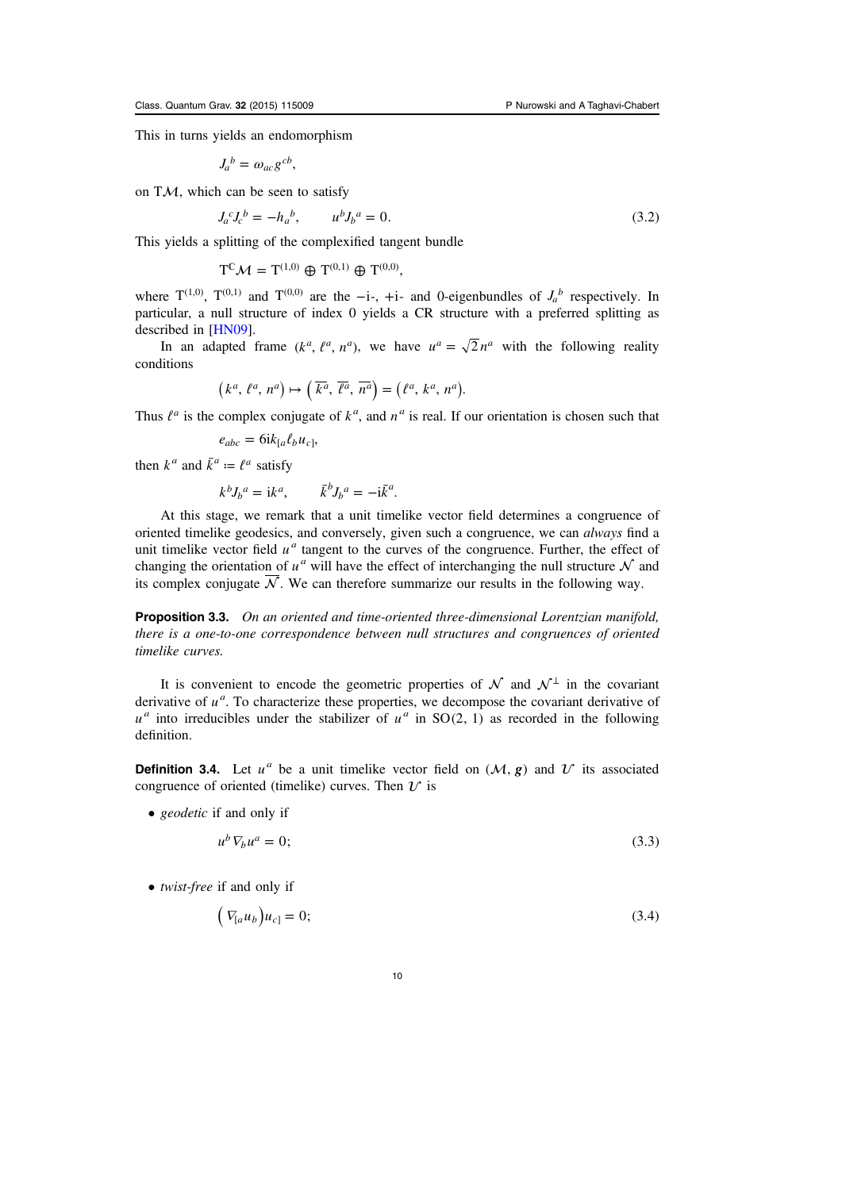This in turns yields an endomorphism

$$J_a{}^b = \omega_{ac} g^{cb},$$

on $\mathrm{T}\mathcal{M}$, which can be seen to satisfy

$$J_a{}^c J_c{}^b = -h_a{}^b, \qquad u^b J_b{}^a = 0. \tag{3.2}$$

This yields a splitting of the complexified tangent bundle

$$\mathrm{T}^{\mathbb{C}}\mathcal{M} = \mathrm{T}^{(1,0)} \oplus \mathrm{T}^{(0,1)} \oplus \mathrm{T}^{(0,0)},$$

where $\mathrm{T}^{(1,0)}$, $\mathrm{T}^{(0,1)}$ and $\mathrm{T}^{(0,0)}$ are the $-\mathrm{i}$-, $+\mathrm{i}$- and 0-eigenbundles of $J_a{}^b$ respectively. In particular, a null structure of index 0 yields a CR structure with a preferred splitting as described in [HN09].

In an adapted frame $(k^a, \ell^a, n^a)$, we have $u^a = \sqrt{2} n^a$ with the following reality conditions

$$\left(k^a, \ell^a, n^a\right) \mapsto \left(\overline{k^a}, \overline{\ell^a}, \overline{n^a}\right) = \left(\ell^a, k^a, n^a\right).$$

Thus $\ell^a$ is the complex conjugate of $k^a$, and $n^a$ is real. If our orientation is chosen such that

$$e_{abc} = 6\mathrm{i} k_{[a} \ell_b u_{c]},$$

then $k^a$ and $\bar{k}^a \coloneqq \ell^a$ satisfy

$$k^b J_b{}^a = \mathrm{i} k^a, \qquad \bar{k}^b J_b{}^a = -\mathrm{i} \bar{k}^a.$$

At this stage, we remark that a unit timelike vector field determines a congruence of oriented timelike geodesics, and conversely, given such a congruence, we can *always* find a unit timelike vector field $u^a$ tangent to the curves of the congruence. Further, the effect of changing the orientation of $u^a$ will have the effect of interchanging the null structure $\mathcal{N}$ and its complex conjugate $\overline{\mathcal{N}}$. We can therefore summarize our results in the following way.

**Proposition 3.3.** *On an oriented and time-oriented three-dimensional Lorentzian manifold, there is a one-to-one correspondence between null structures and congruences of oriented timelike curves.*

It is convenient to encode the geometric properties of $\mathcal{N}$ and $\mathcal{N}^\perp$ in the covariant derivative of $u^a$. To characterize these properties, we decompose the covariant derivative of $u^a$ into irreducibles under the stabilizer of $u^a$ in $\mathrm{SO}(2, 1)$ as recorded in the following definition.

**Definition 3.4.** Let $u^a$ be a unit timelike vector field on $(\mathcal{M}, \boldsymbol{g})$ and $\mathcal{U}$ its associated congruence of oriented (timelike) curves. Then $\mathcal{U}$ is

- *geodetic* if and only if

$$u^b \nabla_b u^a = 0; \tag{3.3}$$

- *twist-free* if and only if

$$\left(\nabla_{[a} u_b\right) u_{c]} = 0; \tag{3.4}$$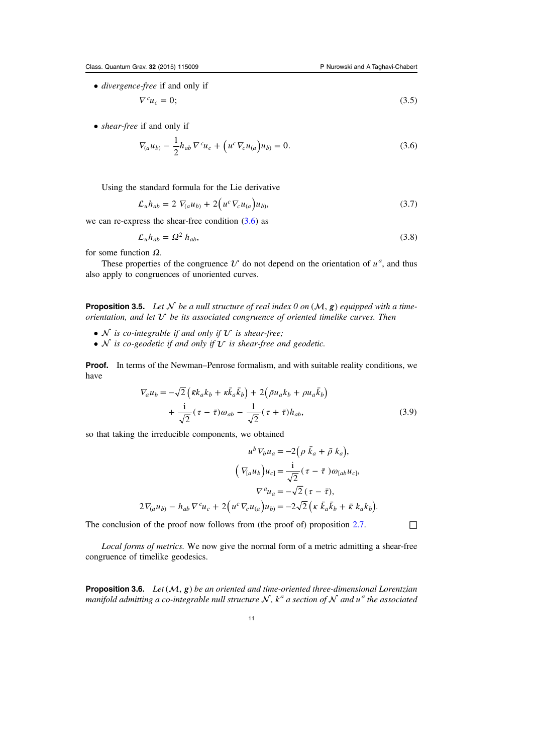- *divergence-free* if and only if

$$\nabla^c u_c = 0; \tag{3.5}$$

- *shear-free* if and only if

$$\nabla_{(a} u_{b)} - \frac{1}{2} h_{ab} \nabla^c u_c + \left( u^c \nabla_c u_{(a} \right) u_{b)} = 0. \tag{3.6}$$

Using the standard formula for the Lie derivative

$$\mathcal{L}_u h_{ab} = 2\ \nabla_{(a} u_{b)} + 2\left( u^c \nabla_c u_{(a} \right) u_{b)}, \tag{3.7}$$

we can re-express the shear-free condition (3.6) as

$$\mathcal{L}_u h_{ab} = \Omega^2\ h_{ab}, \tag{3.8}$$

for some function $\Omega$.

These properties of the congruence $\mathcal{U}$ do not depend on the orientation of $u^a$, and thus also apply to congruences of unoriented curves.

**Proposition 3.5.** *Let $\mathcal{N}$ be a null structure of real index 0 on $(\mathcal{M}, \boldsymbol{g})$ equipped with a time-orientation, and let $\mathcal{U}$ be its associated congruence of oriented timelike curves. Then*

- *$\mathcal{N}$ is co-integrable if and only if $\mathcal{U}$ is shear-free;*
- *$\mathcal{N}$ is co-geodetic if and only if $\mathcal{U}$ is shear-free and geodetic.*

**Proof.** In terms of the Newman–Penrose formalism, and with suitable reality conditions, we have

$$\nabla_a u_b = -\sqrt{2}\left( \bar{\kappa} k_a k_b + \kappa \bar{k}_a \bar{k}_b \right) + 2\left( \bar{\rho} u_a k_b + \rho u_a \bar{k}_b \right) + \frac{\mathrm{i}}{\sqrt{2}} (\tau - \bar{\tau}) \omega_{ab} - \frac{1}{\sqrt{2}} (\tau + \bar{\tau}) h_{ab}, \tag{3.9}$$

so that taking the irreducible components, we obtained

$$u^b \nabla_b u_a = -2\left( \rho\ \bar{k}_a + \bar{\rho}\ k_a \right),$$

$$\left( \nabla_{[a} u_b \right) u_{c]} = \frac{\mathrm{i}}{\sqrt{2}} (\tau - \bar{\tau}\ ) \omega_{[ab} u_{c]},$$

$$\nabla^a u_a = -\sqrt{2}\, (\tau - \bar{\tau}),$$

$$2 \nabla_{(a} u_{b)} - h_{ab} \nabla^c u_c + 2\left( u^c \nabla_c u_{(a} \right) u_{b)} = -2\sqrt{2}\left( \kappa\ \bar{k}_a \bar{k}_b + \bar{\kappa}\ k_a k_b \right).$$

The conclusion of the proof now follows from (the proof of) proposition 2.7. □

*Local forms of metrics.* We now give the normal form of a metric admitting a shear-free congruence of timelike geodesics.

**Proposition 3.6.** *Let $(\mathcal{M}, \boldsymbol{g})$ be an oriented and time-oriented three-dimensional Lorentzian manifold admitting a co-integrable null structure $\mathcal{N}$, $k^a$ a section of $\mathcal{N}$ and $u^a$ the associated*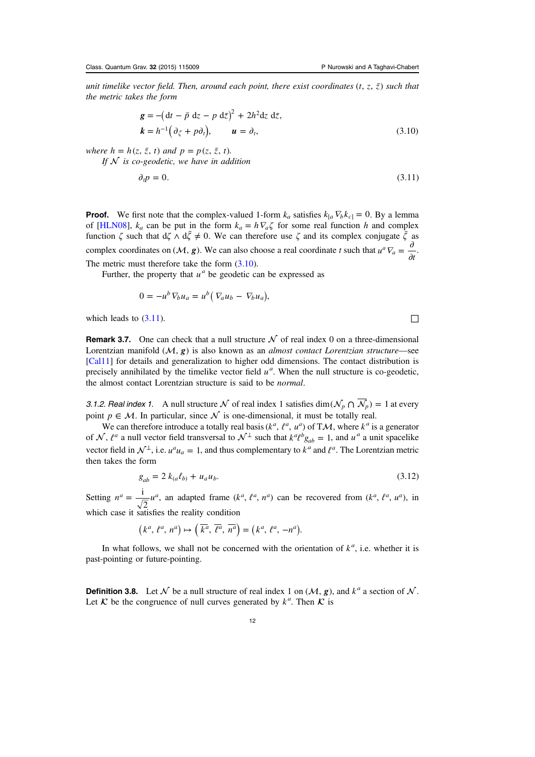*unit timelike vector field. Then, around each point, there exist coordinates* $(t, z, \bar{z})$ *such that the metric takes the form*

$$\boldsymbol{g} = -\left(\mathrm{d}t - \bar{p}\ \mathrm{d}z - p\ \mathrm{d}\bar{z}\right)^2 + 2h^2 \mathrm{d}z\ \mathrm{d}\bar{z},$$
$$\boldsymbol{k} = h^{-1}\left(\partial_{\bar{z}} + p\partial_t\right), \qquad \boldsymbol{u} = \partial_t, \tag{3.10}$$

*where* $h = h(z, \bar{z}, t)$ *and* $p = p(z, \bar{z}, t)$.

*If* $\mathcal{N}$ *is co-geodetic, we have in addition*

$$\partial_t p = 0. \tag{3.11}$$

**Proof.** We first note that the complex-valued 1-form $k_a$ satisfies $k_{[a} \nabla_b k_{c]} = 0$. By a lemma of [HLN08], $k_a$ can be put in the form $k_a = h \nabla_a \zeta$ for some real function $h$ and complex function $\zeta$ such that $\mathrm{d}\zeta \wedge \mathrm{d}\bar{\zeta} \neq 0$. We can therefore use $\zeta$ and its complex conjugate $\bar{\zeta}$ as complex coordinates on $(\mathcal{M}, \boldsymbol{g})$. We can also choose a real coordinate $t$ such that $u^a \nabla_a = \dfrac{\partial}{\partial t}$. The metric must therefore take the form (3.10).

Further, the property that $u^a$ be geodetic can be expressed as

$$0 = -u^b \nabla_b u_a = u^b\left(\nabla_a u_b - \nabla_b u_a\right),$$

which leads to (3.11). □

**Remark 3.7.** One can check that a null structure $\mathcal{N}$ of real index 0 on a three-dimensional Lorentzian manifold $(\mathcal{M}, \boldsymbol{g})$ is also known as an *almost contact Lorentzian structure*—see [Cal11] for details and generalization to higher odd dimensions. The contact distribution is precisely annihilated by the timelike vector field $u^a$. When the null structure is co-geodetic, the almost contact Lorentzian structure is said to be *normal*.

*3.1.2. Real index 1.* A null structure $\mathcal{N}$ of real index 1 satisfies $\dim(\mathcal{N}_p \cap \overline{\mathcal{N}_p}) = 1$ at every point $p \in \mathcal{M}$. In particular, since $\mathcal{N}$ is one-dimensional, it must be totally real.

We can therefore introduce a totally real basis $(k^a, \ell^a, u^a)$ of $\mathrm{T}\mathcal{M}$, where $k^a$ is a generator of $\mathcal{N}$, $\ell^a$ a null vector field transversal to $\mathcal{N}^\perp$ such that $k^a \ell^b g_{ab} = 1$, and $u^a$ a unit spacelike vector field in $\mathcal{N}^\perp$, i.e. $u^a u_a = 1$, and thus complementary to $k^a$ and $\ell^a$. The Lorentzian metric then takes the form

$$g_{ab} = 2\, k_{(a} \ell_{b)} + u_a u_b. \tag{3.12}$$

Setting $n^a = \dfrac{\mathrm{i}}{\sqrt{2}} u^a$, an adapted frame $(k^a, \ell^a, n^a)$ can be recovered from $(k^a, \ell^a, u^a)$, in which case it satisfies the reality condition

$$\left(k^a, \ell^a, n^a\right) \mapsto \left(\overline{k^a}, \overline{\ell^a}, \overline{n^a}\right) = \left(k^a, \ell^a, -n^a\right).$$

In what follows, we shall not be concerned with the orientation of $k^a$, i.e. whether it is past-pointing or future-pointing.

**Definition 3.8.** Let $\mathcal{N}$ be a null structure of real index 1 on $(\mathcal{M}, \boldsymbol{g})$, and $k^a$ a section of $\mathcal{N}$. Let $\mathcal{K}$ be the congruence of null curves generated by $k^a$. Then $\mathcal{K}$ is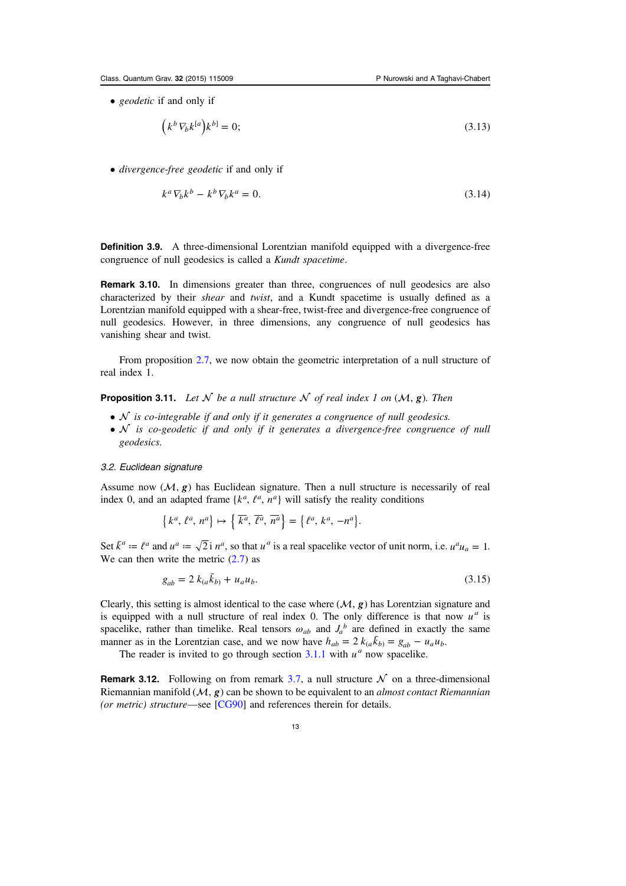- *geodetic* if and only if

$$\left(k^b \nabla_b k^{[a}\right) k^{b]} = 0; \tag{3.13}$$

- *divergence-free geodetic* if and only if

$$k^a \nabla_b k^b - k^b \nabla_b k^a = 0. \tag{3.14}$$

**Definition 3.9.** A three-dimensional Lorentzian manifold equipped with a divergence-free congruence of null geodesics is called a *Kundt spacetime*.

**Remark 3.10.** In dimensions greater than three, congruences of null geodesics are also characterized by their *shear* and *twist*, and a Kundt spacetime is usually defined as a Lorentzian manifold equipped with a shear-free, twist-free and divergence-free congruence of null geodesics. However, in three dimensions, any congruence of null geodesics has vanishing shear and twist.

From proposition 2.7, we now obtain the geometric interpretation of a null structure of real index 1.

**Proposition 3.11.** *Let $\mathcal{N}$ be a null structure $\mathcal{N}$ of real index 1 on $(\mathcal{M}, \boldsymbol{g})$. Then*

- *$\mathcal{N}$ is co-integrable if and only if it generates a congruence of null geodesics.*
- *$\mathcal{N}$ is co-geodetic if and only if it generates a divergence-free congruence of null geodesics.*

### 3.2. Euclidean signature

Assume now $(\mathcal{M}, \boldsymbol{g})$ has Euclidean signature. Then a null structure is necessarily of real index 0, and an adapted frame $\{k^a, \ell^a, n^a\}$ will satisfy the reality conditions

$$\left\{k^a, \ell^a, n^a\right\} \mapsto \left\{\overline{k^a}, \overline{\ell^a}, \overline{n^a}\right\} = \left\{\ell^a, k^a, -n^a\right\}.$$

Set $\bar{k}^a := \ell^a$ and $u^a := \sqrt{2}\,\mathrm{i}\, n^a$, so that $u^a$ is a real spacelike vector of unit norm, i.e. $u^a u_a = 1$. We can then write the metric (2.7) as

$$g_{ab} = 2\, k_{(a} \bar{k}_{b)} + u_a u_b. \tag{3.15}$$

Clearly, this setting is almost identical to the case where $(\mathcal{M}, \boldsymbol{g})$ has Lorentzian signature and is equipped with a null structure of real index 0. The only difference is that now $u^a$ is spacelike, rather than timelike. Real tensors $\omega_{ab}$ and $J_a{}^b$ are defined in exactly the same manner as in the Lorentzian case, and we now have $h_{ab} = 2\, k_{(a} \bar{k}_{b)} = g_{ab} - u_a u_b$.

The reader is invited to go through section 3.1.1 with $u^a$ now spacelike.

**Remark 3.12.** Following on from remark 3.7, a null structure $\mathcal{N}$ on a three-dimensional Riemannian manifold $(\mathcal{M}, \boldsymbol{g})$ can be shown to be equivalent to an *almost contact Riemannian (or metric) structure*—see [CG90] and references therein for details.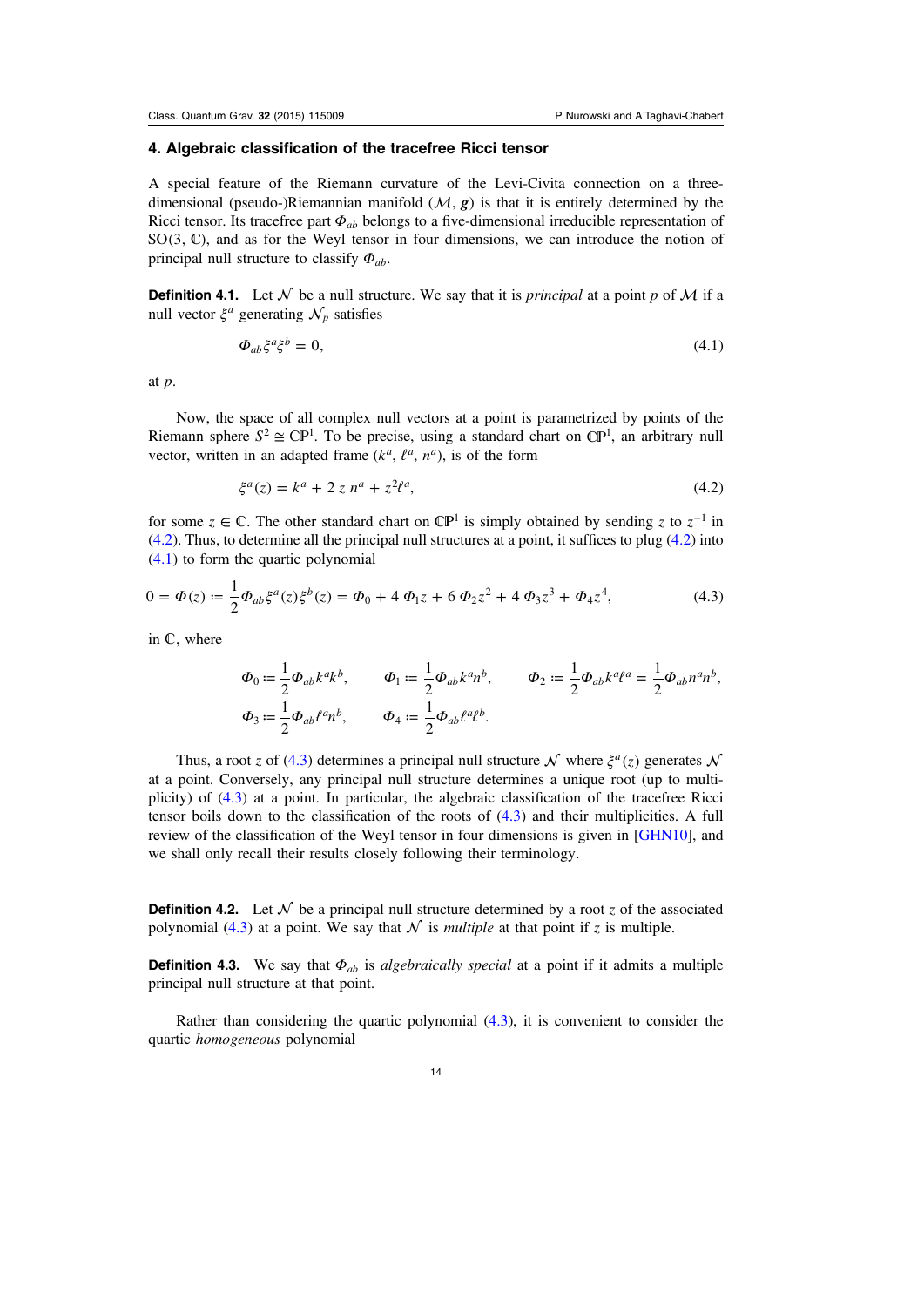## 4. Algebraic classification of the tracefree Ricci tensor

A special feature of the Riemann curvature of the Levi-Civita connection on a three-dimensional (pseudo-)Riemannian manifold $(\mathcal{M}, \boldsymbol{g})$ is that it is entirely determined by the Ricci tensor. Its tracefree part $\Phi_{ab}$ belongs to a five-dimensional irreducible representation of $\mathrm{SO}(3, \mathbb{C})$, and as for the Weyl tensor in four dimensions, we can introduce the notion of principal null structure to classify $\Phi_{ab}$.

**Definition 4.1.** Let $\mathcal{N}$ be a null structure. We say that it is *principal* at a point $p$ of $\mathcal{M}$ if a null vector $\xi^a$ generating $\mathcal{N}_p$ satisfies

$$\Phi_{ab}\xi^a\xi^b = 0, \tag{4.1}$$

at $p$.

Now, the space of all complex null vectors at a point is parametrized by points of the Riemann sphere $S^2 \cong \mathbb{CP}^1$. To be precise, using a standard chart on $\mathbb{CP}^1$, an arbitrary null vector, written in an adapted frame $(k^a, \ell^a, n^a)$, is of the form

$$\xi^a(z) = k^a + 2\, z\, n^a + z^2 \ell^a, \tag{4.2}$$

for some $z \in \mathbb{C}$. The other standard chart on $\mathbb{CP}^1$ is simply obtained by sending $z$ to $z^{-1}$ in (4.2). Thus, to determine all the principal null structures at a point, it suffices to plug (4.2) into (4.1) to form the quartic polynomial

$$0 = \Phi(z) := \frac{1}{2}\Phi_{ab}\xi^a(z)\xi^b(z) = \Phi_0 + 4\,\Phi_1 z + 6\,\Phi_2 z^2 + 4\,\Phi_3 z^3 + \Phi_4 z^4, \tag{4.3}$$

in $\mathbb{C}$, where

$$\Phi_0 := \frac{1}{2}\Phi_{ab}k^a k^b, \qquad \Phi_1 := \frac{1}{2}\Phi_{ab}k^a n^b, \qquad \Phi_2 := \frac{1}{2}\Phi_{ab}k^a \ell^a = \frac{1}{2}\Phi_{ab}n^a n^b,$$
$$\Phi_3 := \frac{1}{2}\Phi_{ab}\ell^a n^b, \qquad \Phi_4 := \frac{1}{2}\Phi_{ab}\ell^a \ell^b.$$

Thus, a root $z$ of (4.3) determines a principal null structure $\mathcal{N}$ where $\xi^a(z)$ generates $\mathcal{N}$ at a point. Conversely, any principal null structure determines a unique root (up to multiplicity) of (4.3) at a point. In particular, the algebraic classification of the tracefree Ricci tensor boils down to the classification of the roots of (4.3) and their multiplicities. A full review of the classification of the Weyl tensor in four dimensions is given in [GHN10], and we shall only recall their results closely following their terminology.

**Definition 4.2.** Let $\mathcal{N}$ be a principal null structure determined by a root $z$ of the associated polynomial (4.3) at a point. We say that $\mathcal{N}$ is *multiple* at that point if $z$ is multiple.

**Definition 4.3.** We say that $\Phi_{ab}$ is *algebraically special* at a point if it admits a multiple principal null structure at that point.

Rather than considering the quartic polynomial (4.3), it is convenient to consider the quartic *homogeneous* polynomial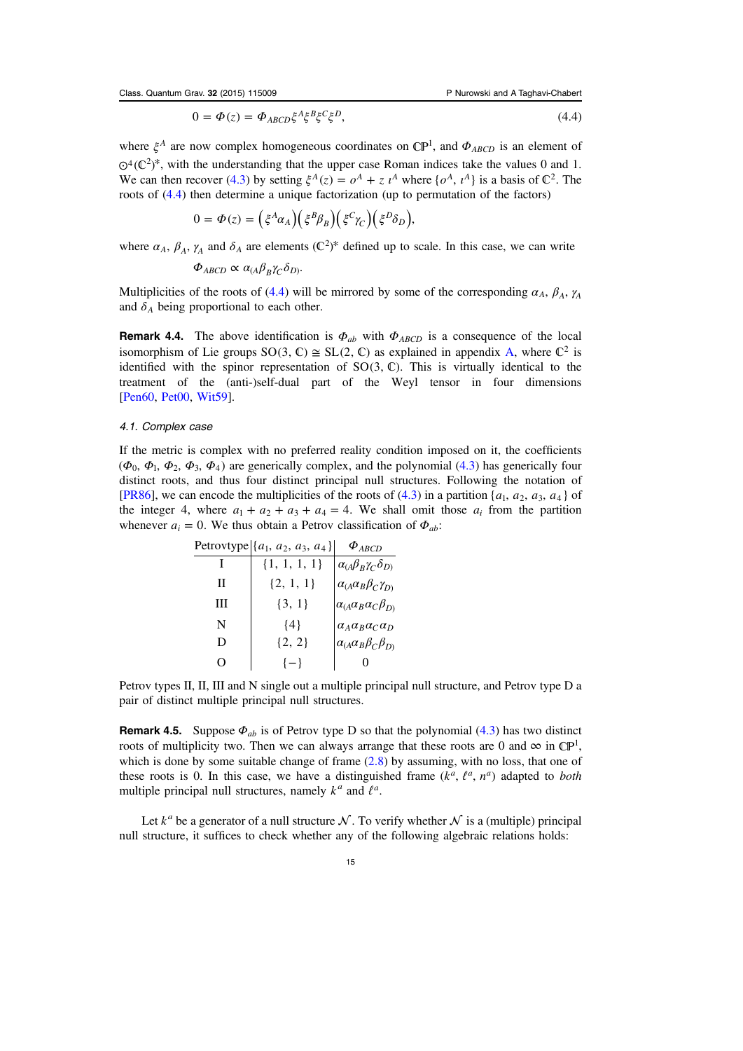$$0 = \Phi(z) = \Phi_{ABCD} \xi^A \xi^B \xi^C \xi^D, \tag{4.4}$$

where $\xi^A$ are now complex homogeneous coordinates on $\mathbb{CP}^1$, and $\Phi_{ABCD}$ is an element of $\odot^4(\mathbb{C}^2)^*$, with the understanding that the upper case Roman indices take the values 0 and 1. We can then recover (4.3) by setting $\xi^A(z) = o^A + z\, \iota^A$ where $\{o^A, \iota^A\}$ is a basis of $\mathbb{C}^2$. The roots of (4.4) then determine a unique factorization (up to permutation of the factors)

$$0 = \Phi(z) = \left(\xi^A \alpha_A\right)\left(\xi^B \beta_B\right)\left(\xi^C \gamma_C\right)\left(\xi^D \delta_D\right),$$

where $\alpha_A$, $\beta_A$, $\gamma_A$ and $\delta_A$ are elements $(\mathbb{C}^2)^*$ defined up to scale. In this case, we can write

$$\Phi_{ABCD} \propto \alpha_{(A} \beta_B \gamma_C \delta_{D)}.$$

Multiplicities of the roots of (4.4) will be mirrored by some of the corresponding $\alpha_A$, $\beta_A$, $\gamma_A$ and $\delta_A$ being proportional to each other.

**Remark 4.4.** The above identification is $\Phi_{ab}$ with $\Phi_{ABCD}$ is a consequence of the local isomorphism of Lie groups $\mathrm{SO}(3, \mathbb{C}) \cong \mathrm{SL}(2, \mathbb{C})$ as explained in appendix A, where $\mathbb{C}^2$ is identified with the spinor representation of $\mathrm{SO}(3, \mathbb{C})$. This is virtually identical to the treatment of the (anti-)self-dual part of the Weyl tensor in four dimensions [Pen60, Pet00, Wit59].

### 4.1. Complex case

If the metric is complex with no preferred reality condition imposed on it, the coefficients $(\Phi_0, \Phi_1, \Phi_2, \Phi_3, \Phi_4)$ are generically complex, and the polynomial (4.3) has generically four distinct roots, and thus four distinct principal null structures. Following the notation of [PR86], we can encode the multiplicities of the roots of (4.3) in a partition $\{a_1, a_2, a_3, a_4\}$ of the integer 4, where $a_1 + a_2 + a_3 + a_4 = 4$. We shall omit those $a_i$ from the partition whenever $a_i = 0$. We thus obtain a Petrov classification of $\Phi_{ab}$:

| Petrovtype | $\{a_1, a_2, a_3, a_4\}$ | $\Phi_{ABCD}$ |
|---|---|---|
| I | $\{1, 1, 1, 1\}$ | $\alpha_{(A}\beta_B\gamma_C\delta_{D)}$ |
| II | $\{2, 1, 1\}$ | $\alpha_{(A}\alpha_B\beta_C\gamma_{D)}$ |
| III | $\{3, 1\}$ | $\alpha_{(A}\alpha_B\alpha_C\beta_{D)}$ |
| N | $\{4\}$ | $\alpha_A\alpha_B\alpha_C\alpha_D$ |
| D | $\{2, 2\}$ | $\alpha_{(A}\alpha_B\beta_C\beta_{D)}$ |
| O | $\{-\}$ | $0$ |

Petrov types II, II, III and N single out a multiple principal null structure, and Petrov type D a pair of distinct multiple principal null structures.

**Remark 4.5.** Suppose $\Phi_{ab}$ is of Petrov type D so that the polynomial (4.3) has two distinct roots of multiplicity two. Then we can always arrange that these roots are 0 and $\infty$ in $\mathbb{CP}^1$, which is done by some suitable change of frame (2.8) by assuming, with no loss, that one of these roots is 0. In this case, we have a distinguished frame $(k^a, \ell^a, n^a)$ adapted to *both* multiple principal null structures, namely $k^a$ and $\ell^a$.

Let $k^a$ be a generator of a null structure $\mathcal{N}$. To verify whether $\mathcal{N}$ is a (multiple) principal null structure, it suffices to check whether any of the following algebraic relations holds: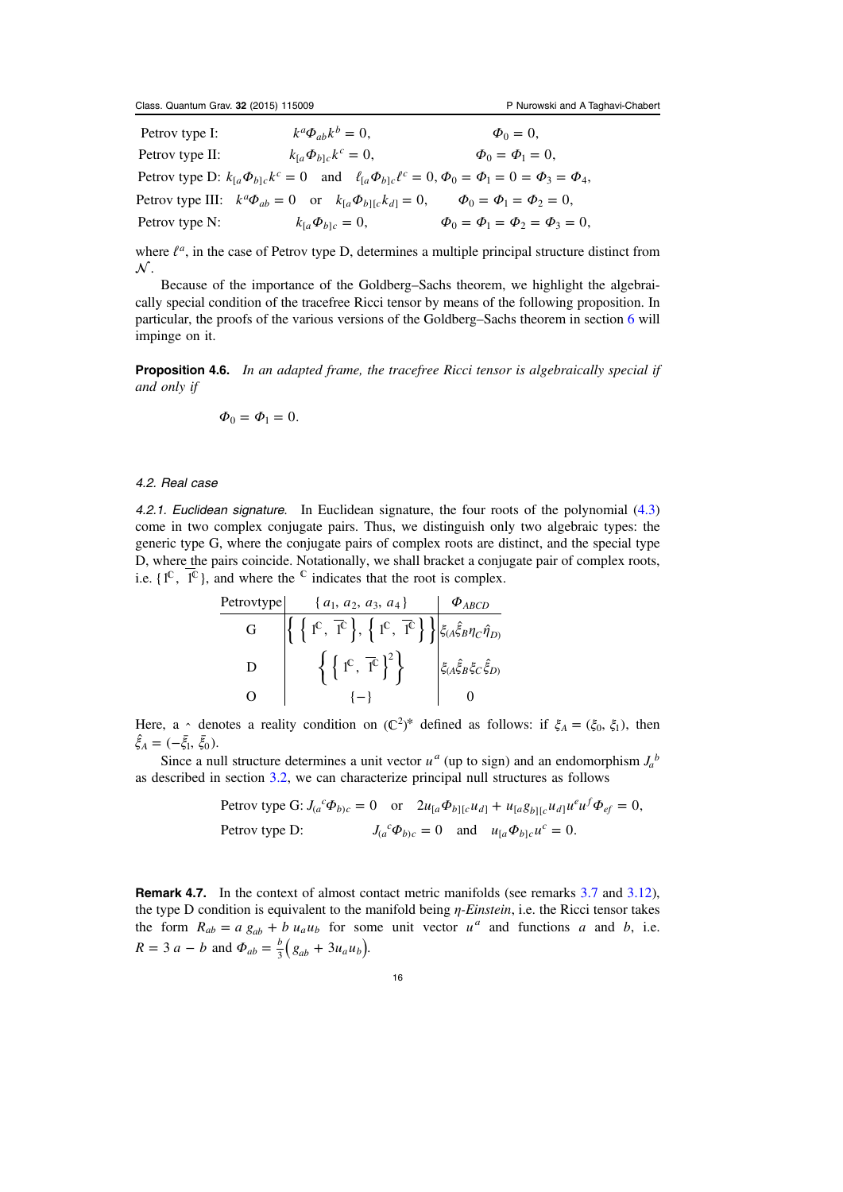| | | |
|---|---|---|
| Petrov type I: | $k^a \Phi_{ab} k^b = 0,$ | $\Phi_0 = 0,$ |
| Petrov type II: | $k_{[a} \Phi_{b]c} k^c = 0,$ | $\Phi_0 = \Phi_1 = 0,$ |
| Petrov type D: | $k_{[a} \Phi_{b]c} k^c = 0 \quad \text{and} \quad \ell_{[a} \Phi_{b]c} \ell^c = 0,$ | $\Phi_0 = \Phi_1 = 0 = \Phi_3 = \Phi_4,$ |
| Petrov type III: | $k^a \Phi_{ab} = 0 \quad \text{or} \quad k_{[a} \Phi_{b][c} k_{d]} = 0,$ | $\Phi_0 = \Phi_1 = \Phi_2 = 0,$ |
| Petrov type N: | $k_{[a} \Phi_{b]c} = 0,$ | $\Phi_0 = \Phi_1 = \Phi_2 = \Phi_3 = 0,$ |

where $\ell^a$, in the case of Petrov type D, determines a multiple principal structure distinct from $\mathcal{N}$.

Because of the importance of the Goldberg–Sachs theorem, we highlight the algebraically special condition of the tracefree Ricci tensor by means of the following proposition. In particular, the proofs of the various versions of the Goldberg–Sachs theorem in section 6 will impinge on it.

**Proposition 4.6.** *In an adapted frame, the tracefree Ricci tensor is algebraically special if and only if*

$$\Phi_0 = \Phi_1 = 0.$$

### 4.2. Real case

*4.2.1. Euclidean signature.* In Euclidean signature, the four roots of the polynomial (4.3) come in two complex conjugate pairs. Thus, we distinguish only two algebraic types: the generic type G, where the conjugate pairs of complex roots are distinct, and the special type D, where the pairs coincide. Notationally, we shall bracket a conjugate pair of complex roots, i.e. $\{1^{\mathbb{C}}, \overline{1^{\mathbb{C}}}\}$, and where the $^{\mathbb{C}}$ indicates that the root is complex.

| Petrovtype | $\{a_1, a_2, a_3, a_4\}$ | $\Phi_{ABCD}$ |
|---|---|---|
| G | $\left\{ \left\{ 1^{\mathbb{C}}, \overline{1^{\mathbb{C}}} \right\}, \left\{ 1^{\mathbb{C}}, \overline{1^{\mathbb{C}}} \right\} \right\}$ | $\xi_{(A} \hat{\xi}_B \eta_C \hat{\eta}_{D)}$ |
| D | $\left\{ \left\{ 1^{\mathbb{C}}, \overline{1^{\mathbb{C}}} \right\}^2 \right\}$ | $\xi_{(A} \hat{\xi}_B \xi_C \hat{\xi}_{D)}$ |
| O | $\{-\}$ | 0 |

Here, a $\hat{}$ denotes a reality condition on $(\mathbb{C}^2)^*$ defined as follows: if $\xi_A = (\xi_0, \xi_1)$, then $\hat{\xi}_A = (-\bar{\xi}_1, \bar{\xi}_0)$.

Since a null structure determines a unit vector $u^a$ (up to sign) and an endomorphism $J_a{}^b$ as described in section 3.2, we can characterize principal null structures as follows

$$\text{Petrov type G: } J_{(a}{}^c \Phi_{b)c} = 0 \quad \text{or} \quad 2u_{[a} \Phi_{b][c} u_{d]} + u_{[a} g_{b][c} u_{d]} u^e u^f \Phi_{ef} = 0,$$

$$\text{Petrov type D: } \qquad J_{(a}{}^c \Phi_{b)c} = 0 \quad \text{and} \quad u_{[a} \Phi_{b]c} u^c = 0.$$

**Remark 4.7.** In the context of almost contact metric manifolds (see remarks 3.7 and 3.12), the type D condition is equivalent to the manifold being *η-Einstein*, i.e. the Ricci tensor takes the form $R_{ab} = a\, g_{ab} + b\, u_a u_b$ for some unit vector $u^a$ and functions $a$ and $b$, i.e. $R = 3\,a - b$ and $\Phi_{ab} = \frac{b}{3}\left( g_{ab} + 3 u_a u_b \right)$.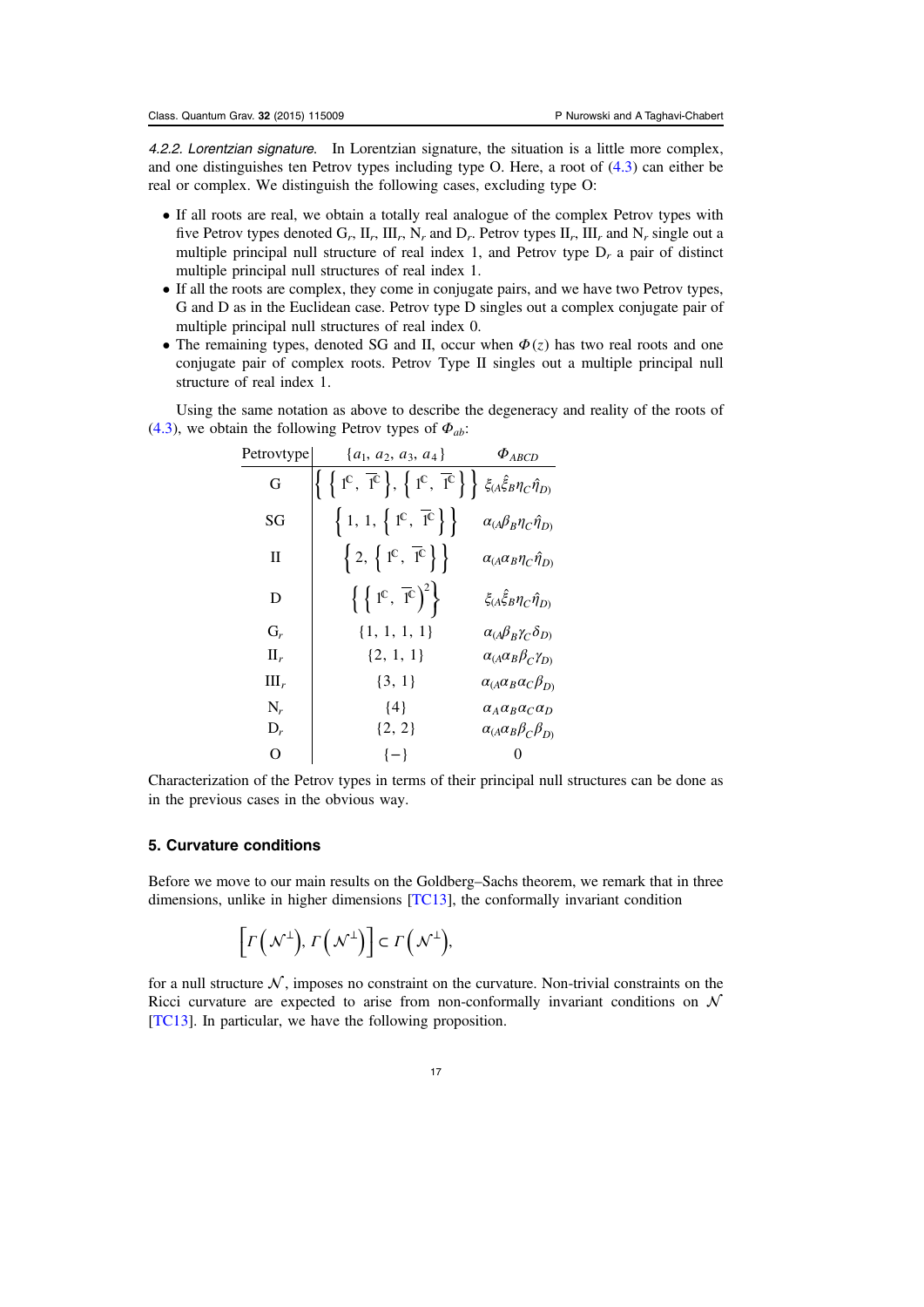*4.2.2. Lorentzian signature.* In Lorentzian signature, the situation is a little more complex, and one distinguishes ten Petrov types including type O. Here, a root of (4.3) can either be real or complex. We distinguish the following cases, excluding type O:

- If all roots are real, we obtain a totally real analogue of the complex Petrov types with five Petrov types denoted $G_r$, $II_r$, $III_r$, $N_r$ and $D_r$. Petrov types $II_r$, $III_r$ and $N_r$ single out a multiple principal null structure of real index 1, and Petrov type $D_r$ a pair of distinct multiple principal null structures of real index 1.
- If all the roots are complex, they come in conjugate pairs, and we have two Petrov types, G and D as in the Euclidean case. Petrov type D singles out a complex conjugate pair of multiple principal null structures of real index 0.
- The remaining types, denoted SG and II, occur when $\Phi(z)$ has two real roots and one conjugate pair of complex roots. Petrov Type II singles out a multiple principal null structure of real index 1.

Using the same notation as above to describe the degeneracy and reality of the roots of (4.3), we obtain the following Petrov types of $\Phi_{ab}$:

| Petrovtype | $\{a_1, a_2, a_3, a_4\}$ | $\Phi_{ABCD}$ |
|---|---|---|
| G | $\left\{ \left\{ 1^{\mathbb{C}}, \overline{1^{\mathbb{C}}} \right\}, \left\{ 1^{\mathbb{C}}, \overline{1^{\mathbb{C}}} \right\} \right\}$ | $\xi_{(A}\hat{\xi}_B\eta_C\hat{\eta}_{D)}$ |
| SG | $\left\{ 1, 1, \left\{ 1^{\mathbb{C}}, \overline{1^{\mathbb{C}}} \right\} \right\}$ | $\alpha_{(A}\beta_B\eta_C\hat{\eta}_{D)}$ |
| II | $\left\{ 2, \left\{ 1^{\mathbb{C}}, \overline{1^{\mathbb{C}}} \right\} \right\}$ | $\alpha_{(A}\alpha_B\eta_C\hat{\eta}_{D)}$ |
| D | $\left\{ \left\{ 1^{\mathbb{C}}, \overline{1^{\mathbb{C}}} \right)^2 \right\}$ | $\xi_{(A}\hat{\xi}_B\eta_C\hat{\eta}_{D)}$ |
| $G_r$ | $\{1, 1, 1, 1\}$ | $\alpha_{(A}\beta_B\gamma_C\delta_{D)}$ |
| $II_r$ | $\{2, 1, 1\}$ | $\alpha_{(A}\alpha_B\beta_C\gamma_{D)}$ |
| $III_r$ | $\{3, 1\}$ | $\alpha_{(A}\alpha_B\alpha_C\beta_{D)}$ |
| $N_r$ | $\{4\}$ | $\alpha_A\alpha_B\alpha_C\alpha_D$ |
| $D_r$ | $\{2, 2\}$ | $\alpha_{(A}\alpha_B\beta_C\beta_{D)}$ |
| O | $\{-\}$ | 0 |

Characterization of the Petrov types in terms of their principal null structures can be done as in the previous cases in the obvious way.

## 5. Curvature conditions

Before we move to our main results on the Goldberg–Sachs theorem, we remark that in three dimensions, unlike in higher dimensions [TC13], the conformally invariant condition

$$\left[\Gamma\left(\mathcal{N}^{\perp}\right), \Gamma\left(\mathcal{N}^{\perp}\right)\right] \subset \Gamma\left(\mathcal{N}^{\perp}\right),$$

for a null structure $\mathcal{N}$, imposes no constraint on the curvature. Non-trivial constraints on the Ricci curvature are expected to arise from non-conformally invariant conditions on $\mathcal{N}$ [TC13]. In particular, we have the following proposition.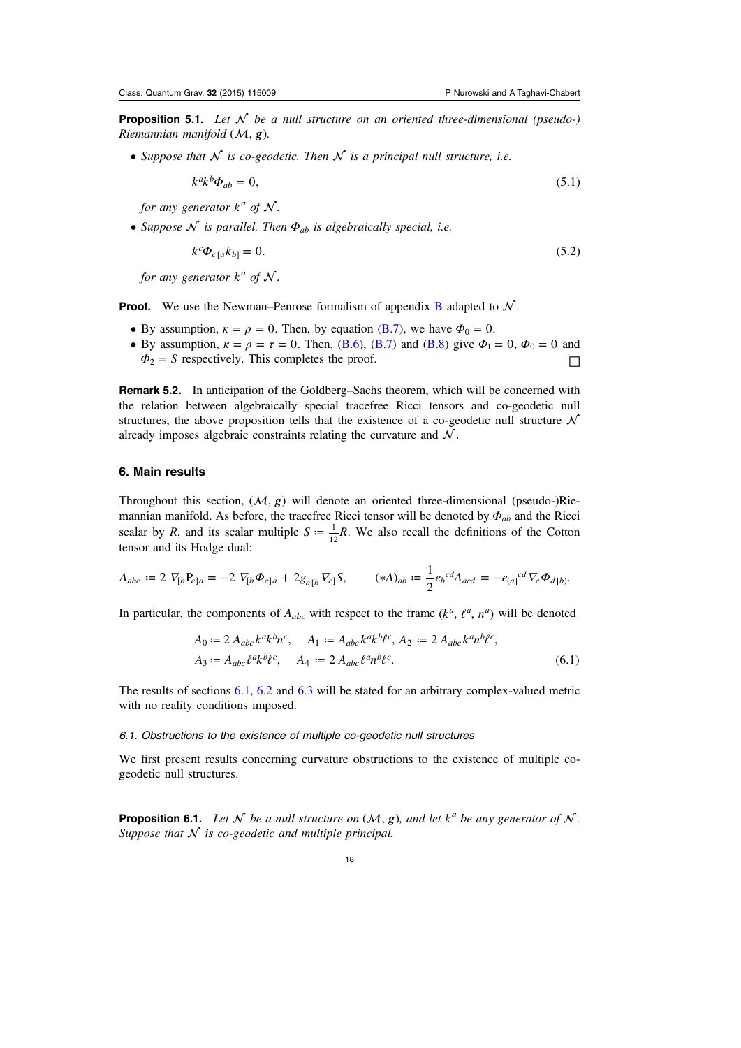**Proposition 5.1.** *Let $\mathcal{N}$ be a null structure on an oriented three-dimensional (pseudo-) Riemannian manifold $(\mathcal{M}, \boldsymbol{g})$.*

- *Suppose that $\mathcal{N}$ is co-geodetic. Then $\mathcal{N}$ is a principal null structure, i.e.*

$$k^a k^b \Phi_{ab} = 0, \tag{5.1}$$

*for any generator $k^a$ of $\mathcal{N}$.*

- *Suppose $\mathcal{N}$ is parallel. Then $\Phi_{ab}$ is algebraically special, i.e.*

$$k^c \Phi_{c[a} k_{b]} = 0. \tag{5.2}$$

*for any generator $k^a$ of $\mathcal{N}$.*

**Proof.** We use the Newman–Penrose formalism of appendix B adapted to $\mathcal{N}$.

- By assumption, $\kappa = \rho = 0$. Then, by equation (B.7), we have $\Phi_0 = 0$.
- By assumption, $\kappa = \rho = \tau = 0$. Then, (B.6), (B.7) and (B.8) give $\Phi_1 = 0$, $\Phi_0 = 0$ and $\Phi_2 = S$ respectively. This completes the proof. □

**Remark 5.2.** In anticipation of the Goldberg–Sachs theorem, which will be concerned with the relation between algebraically special tracefree Ricci tensors and co-geodetic null structures, the above proposition tells that the existence of a co-geodetic null structure $\mathcal{N}$ already imposes algebraic constraints relating the curvature and $\mathcal{N}$.

## 6. Main results

Throughout this section, $(\mathcal{M}, \boldsymbol{g})$ will denote an oriented three-dimensional (pseudo-)Riemannian manifold. As before, the tracefree Ricci tensor will be denoted by $\Phi_{ab}$ and the Ricci scalar by $R$, and its scalar multiple $S := \frac{1}{12} R$. We also recall the definitions of the Cotton tensor and its Hodge dual:

$$A_{abc} := 2 \nabla_{[b} \mathrm{P}_{c]a} = -2 \nabla_{[b} \Phi_{c]a} + 2 g_{a[b} \nabla_{c]} S, \qquad (*A)_{ab} := \frac{1}{2} e_b{}^{cd} A_{acd} = -e_{(a|}{}^{cd} \nabla_c \Phi_{d|b)}.$$

In particular, the components of $A_{abc}$ with respect to the frame $(k^a, \ell^a, n^a)$ will be denoted

$$\begin{aligned} &A_0 := 2 A_{abc} k^a k^b n^c, \quad A_1 := A_{abc} k^a k^b \ell^c, \; A_2 := 2 A_{abc} k^a n^b \ell^c, \\ &A_3 := A_{abc} \ell^a k^b \ell^c, \quad A_4 := 2 A_{abc} \ell^a n^b \ell^c. \end{aligned} \tag{6.1}$$

The results of sections 6.1, 6.2 and 6.3 will be stated for an arbitrary complex-valued metric with no reality conditions imposed.

### 6.1. Obstructions to the existence of multiple co-geodetic null structures

We first present results concerning curvature obstructions to the existence of multiple co-geodetic null structures.

**Proposition 6.1.** *Let $\mathcal{N}$ be a null structure on $(\mathcal{M}, \boldsymbol{g})$, and let $k^a$ be any generator of $\mathcal{N}$. Suppose that $\mathcal{N}$ is co-geodetic and multiple principal.*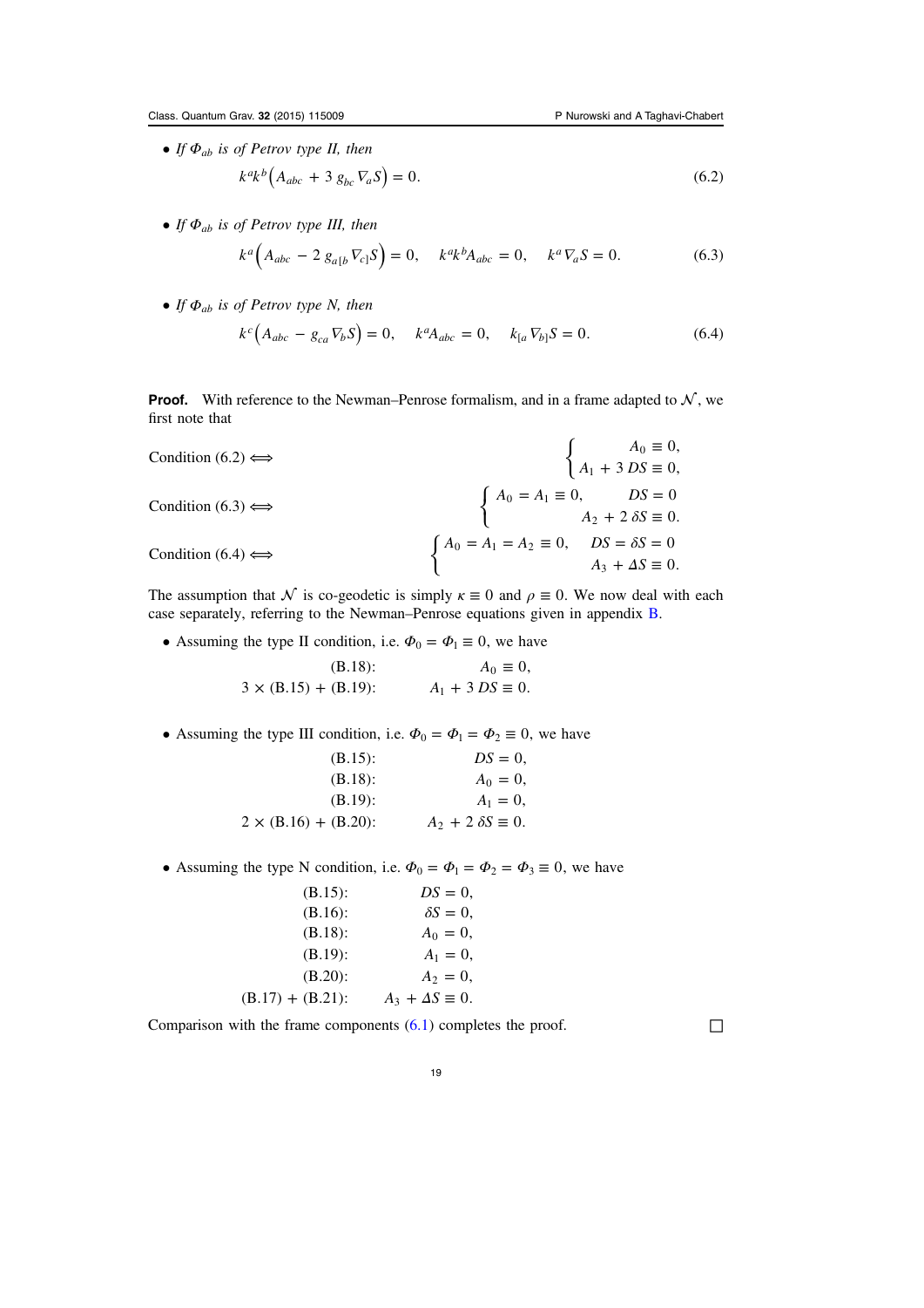- *If $\Phi_{ab}$ is of Petrov type II, then*

$$k^a k^b \left( A_{abc} + 3\, g_{bc} \nabla_a S \right) = 0. \tag{6.2}$$

- *If $\Phi_{ab}$ is of Petrov type III, then*

$$k^a \left( A_{abc} - 2\, g_{a[b} \nabla_{c]} S \right) = 0, \quad k^a k^b A_{abc} = 0, \quad k^a \nabla_a S = 0. \tag{6.3}$$

- *If $\Phi_{ab}$ is of Petrov type N, then*

$$k^c \left( A_{abc} - g_{ca} \nabla_b S \right) = 0, \quad k^a A_{abc} = 0, \quad k_{[a} \nabla_{b]} S = 0. \tag{6.4}$$

**Proof.** With reference to the Newman–Penrose formalism, and in a frame adapted to $\mathcal{N}$, we first note that

$$\text{Condition (6.2)} \iff \left\{ \begin{array}{r} A_0 \equiv 0, \\ A_1 + 3\, DS \equiv 0, \end{array} \right.$$

$$\text{Condition (6.3)} \iff \left\{ \begin{array}{rr} A_0 = A_1 \equiv 0, & DS = 0 \\ & A_2 + 2\, \delta S \equiv 0. \end{array} \right.$$

$$\text{Condition (6.4)} \iff \left\{ \begin{array}{rr} A_0 = A_1 = A_2 \equiv 0, & DS = \delta S = 0 \\ & A_3 + \Delta S \equiv 0. \end{array} \right.$$

The assumption that $\mathcal{N}$ is co-geodetic is simply $\kappa \equiv 0$ and $\rho \equiv 0$. We now deal with each case separately, referring to the Newman–Penrose equations given in appendix B.

- Assuming the type II condition, i.e. $\Phi_0 = \Phi_1 \equiv 0$, we have

$$\begin{array}{rr} \text{(B.18)}: & A_0 \equiv 0, \\ 3 \times \text{(B.15)} + \text{(B.19)}: & A_1 + 3\, DS \equiv 0. \end{array}$$

- Assuming the type III condition, i.e. $\Phi_0 = \Phi_1 = \Phi_2 \equiv 0$, we have

$$\begin{array}{rr} \text{(B.15)}: & DS = 0, \\ \text{(B.18)}: & A_0 = 0, \\ \text{(B.19)}: & A_1 = 0, \\ 2 \times \text{(B.16)} + \text{(B.20)}: & A_2 + 2\, \delta S \equiv 0. \end{array}$$

- Assuming the type N condition, i.e. $\Phi_0 = \Phi_1 = \Phi_2 = \Phi_3 \equiv 0$, we have

$$\begin{array}{rr} \text{(B.15)}: & DS = 0, \\ \text{(B.16)}: & \delta S = 0, \\ \text{(B.18)}: & A_0 = 0, \\ \text{(B.19)}: & A_1 = 0, \\ \text{(B.20)}: & A_2 = 0, \\ \text{(B.17)} + \text{(B.21)}: & A_3 + \Delta S \equiv 0. \end{array}$$

Comparison with the frame components (6.1) completes the proof. □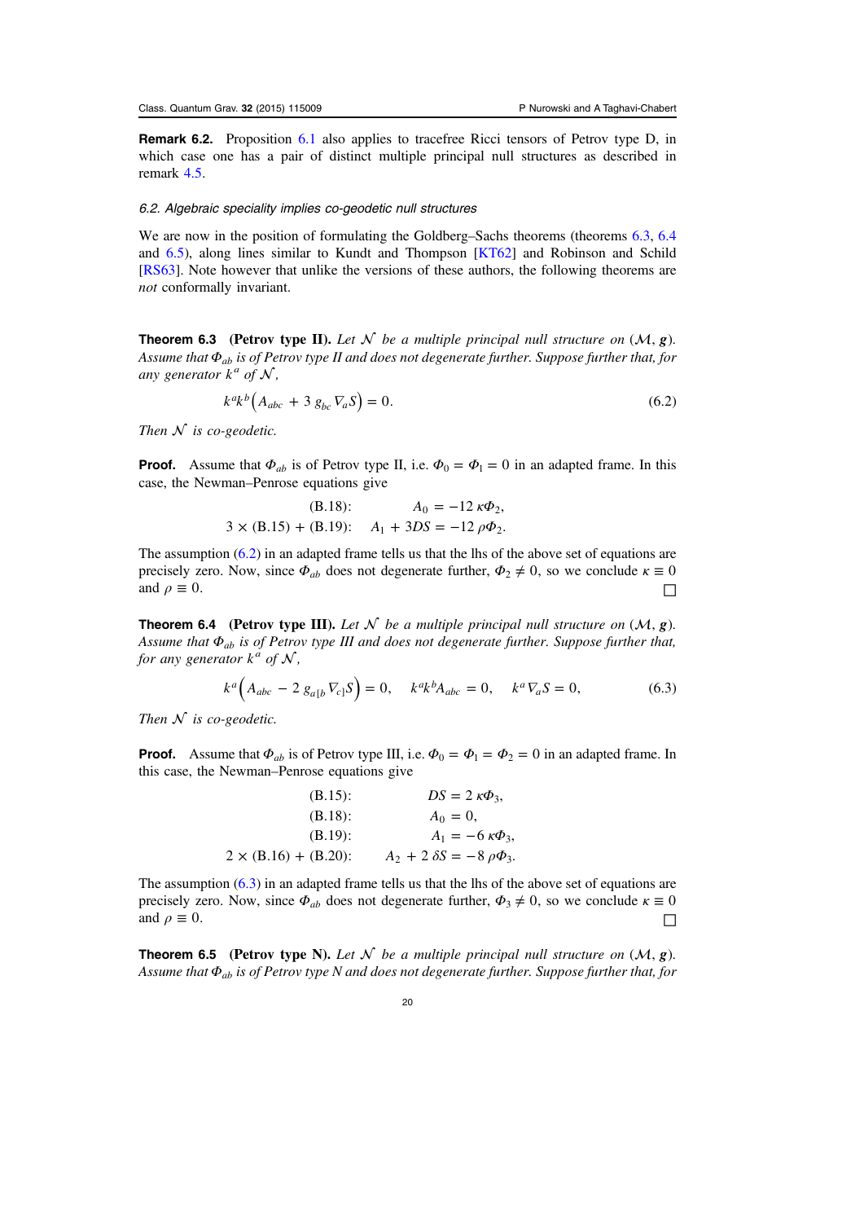**Remark 6.2.** Proposition 6.1 also applies to tracefree Ricci tensors of Petrov type D, in which case one has a pair of distinct multiple principal null structures as described in remark 4.5.

### 6.2. Algebraic speciality implies co-geodetic null structures

We are now in the position of formulating the Goldberg–Sachs theorems (theorems 6.3, 6.4 and 6.5), along lines similar to Kundt and Thompson [KT62] and Robinson and Schild [RS63]. Note however that unlike the versions of these authors, the following theorems are *not* conformally invariant.

**Theorem 6.3** **(Petrov type II).** *Let $\mathcal{N}$ be a multiple principal null structure on $(\mathcal{M}, \boldsymbol{g})$. Assume that $\Phi_{ab}$ is of Petrov type II and does not degenerate further. Suppose further that, for any generator $k^a$ of $\mathcal{N}$,*

$$k^a k^b \left( A_{abc} + 3\, g_{bc} \nabla_a S \right) = 0. \tag{6.2}$$

*Then $\mathcal{N}$ is co-geodetic.*

**Proof.** Assume that $\Phi_{ab}$ is of Petrov type II, i.e. $\Phi_0 = \Phi_1 = 0$ in an adapted frame. In this case, the Newman–Penrose equations give

$$\begin{aligned} &\text{(B.18)}: && A_0 = -12\, \kappa \Phi_2, \\ 3 \times &\text{(B.15)} + \text{(B.19)}: && A_1 + 3 DS = -12\, \rho \Phi_2. \end{aligned}$$

The assumption (6.2) in an adapted frame tells us that the lhs of the above set of equations are precisely zero. Now, since $\Phi_{ab}$ does not degenerate further, $\Phi_2 \neq 0$, so we conclude $\kappa \equiv 0$ and $\rho \equiv 0$. □

**Theorem 6.4** **(Petrov type III).** *Let $\mathcal{N}$ be a multiple principal null structure on $(\mathcal{M}, \boldsymbol{g})$. Assume that $\Phi_{ab}$ is of Petrov type III and does not degenerate further. Suppose further that, for any generator $k^a$ of $\mathcal{N}$,*

$$k^a \left( A_{abc} - 2\, g_{a[b} \nabla_{c]} S \right) = 0, \quad k^a k^b A_{abc} = 0, \quad k^a \nabla_a S = 0, \tag{6.3}$$

*Then $\mathcal{N}$ is co-geodetic.*

**Proof.** Assume that $\Phi_{ab}$ is of Petrov type III, i.e. $\Phi_0 = \Phi_1 = \Phi_2 = 0$ in an adapted frame. In this case, the Newman–Penrose equations give

$$\begin{aligned} &\text{(B.15)}: && DS = 2\, \kappa \Phi_3, \\ &\text{(B.18)}: && A_0 = 0, \\ &\text{(B.19)}: && A_1 = -6\, \kappa \Phi_3, \\ 2 \times &\text{(B.16)} + \text{(B.20)}: && A_2 + 2\, \delta S = -8\, \rho \Phi_3. \end{aligned}$$

The assumption (6.3) in an adapted frame tells us that the lhs of the above set of equations are precisely zero. Now, since $\Phi_{ab}$ does not degenerate further, $\Phi_3 \neq 0$, so we conclude $\kappa \equiv 0$ and $\rho \equiv 0$. □

**Theorem 6.5** **(Petrov type N).** *Let $\mathcal{N}$ be a multiple principal null structure on $(\mathcal{M}, \boldsymbol{g})$. Assume that $\Phi_{ab}$ is of Petrov type N and does not degenerate further. Suppose further that, for*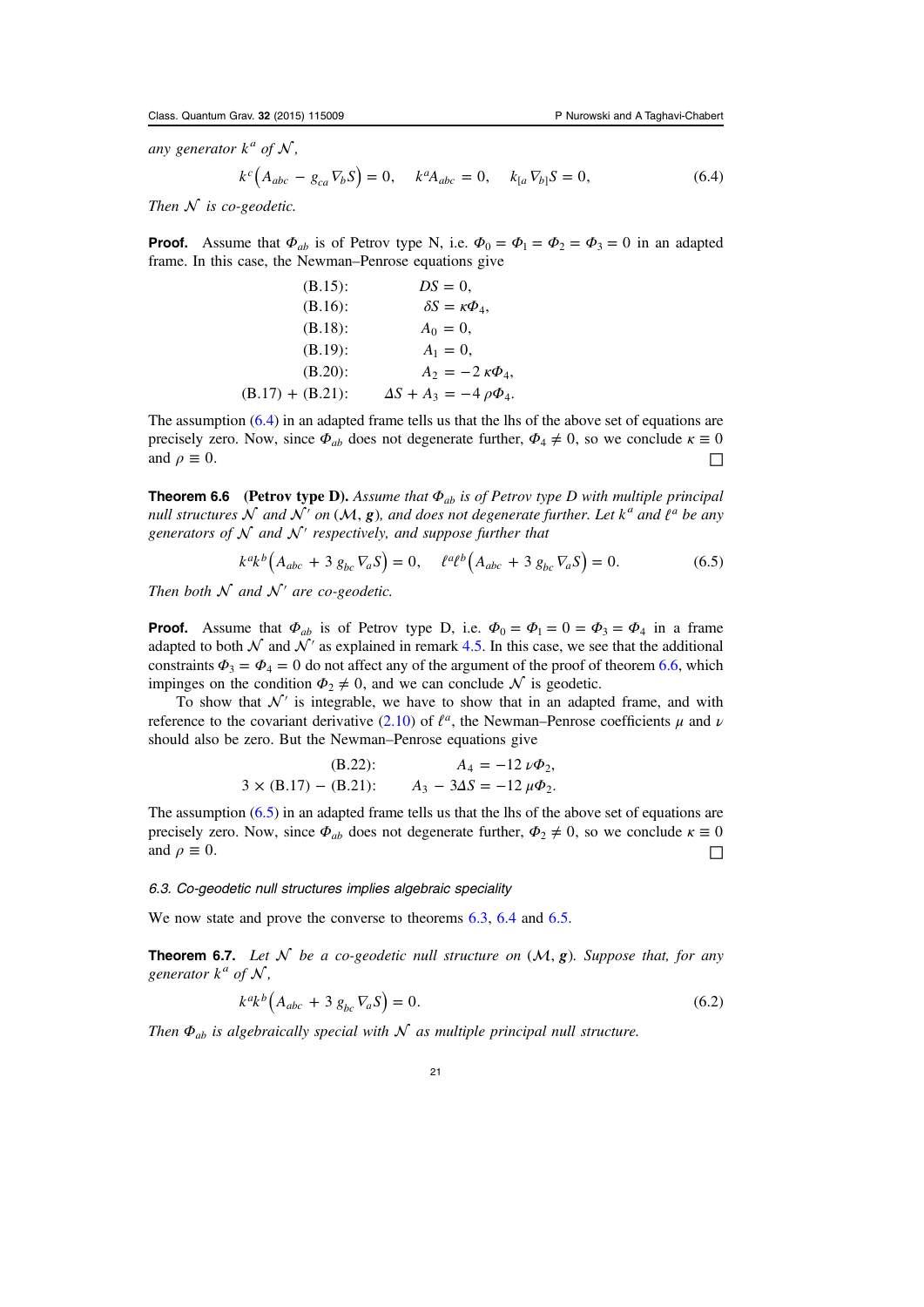*any generator $k^a$ of $\mathcal{N}$,*

$$k^c\left(A_{abc} - g_{ca}\nabla_b S\right) = 0, \quad k^a A_{abc} = 0, \quad k_{[a}\nabla_{b]}S = 0, \tag{6.4}$$

*Then $\mathcal{N}$ is co-geodetic.*

**Proof.** Assume that $\Phi_{ab}$ is of Petrov type N, i.e. $\Phi_0 = \Phi_1 = \Phi_2 = \Phi_3 = 0$ in an adapted frame. In this case, the Newman–Penrose equations give

$$\begin{aligned}
&(\text{B.15}): && DS = 0,\\
&(\text{B.16}): && \delta S = \kappa\Phi_4,\\
&(\text{B.18}): && A_0 = 0,\\
&(\text{B.19}): && A_1 = 0,\\
&(\text{B.20}): && A_2 = -2\,\kappa\Phi_4,\\
&(\text{B.17}) + (\text{B.21}): && \Delta S + A_3 = -4\,\rho\Phi_4.
\end{aligned}$$

The assumption (6.4) in an adapted frame tells us that the lhs of the above set of equations are precisely zero. Now, since $\Phi_{ab}$ does not degenerate further, $\Phi_4 \neq 0$, so we conclude $\kappa \equiv 0$ and $\rho \equiv 0$. □

**Theorem 6.6 (Petrov type D).** *Assume that $\Phi_{ab}$ is of Petrov type D with multiple principal null structures $\mathcal{N}$ and $\mathcal{N}'$ on $(\mathcal{M}, \boldsymbol{g})$, and does not degenerate further. Let $k^a$ and $\ell^a$ be any generators of $\mathcal{N}$ and $\mathcal{N}'$ respectively, and suppose further that*

$$k^a k^b\left(A_{abc} + 3\,g_{bc}\nabla_a S\right) = 0, \quad \ell^a \ell^b\left(A_{abc} + 3\,g_{bc}\nabla_a S\right) = 0. \tag{6.5}$$

*Then both $\mathcal{N}$ and $\mathcal{N}'$ are co-geodetic.*

**Proof.** Assume that $\Phi_{ab}$ is of Petrov type D, i.e. $\Phi_0 = \Phi_1 = 0 = \Phi_3 = \Phi_4$ in a frame adapted to both $\mathcal{N}$ and $\mathcal{N}'$ as explained in remark 4.5. In this case, we see that the additional constraints $\Phi_3 = \Phi_4 = 0$ do not affect any of the argument of the proof of theorem 6.6, which impinges on the condition $\Phi_2 \neq 0$, and we can conclude $\mathcal{N}$ is geodetic.

To show that $\mathcal{N}'$ is integrable, we have to show that in an adapted frame, and with reference to the covariant derivative (2.10) of $\ell^a$, the Newman–Penrose coefficients $\mu$ and $\nu$ should also be zero. But the Newman–Penrose equations give

$$\begin{aligned}
&(\text{B.22}): && A_4 = -12\,\nu\Phi_2,\\
&3 \times (\text{B.17}) - (\text{B.21}): && A_3 - 3\Delta S = -12\,\mu\Phi_2.
\end{aligned}$$

The assumption (6.5) in an adapted frame tells us that the lhs of the above set of equations are precisely zero. Now, since $\Phi_{ab}$ does not degenerate further, $\Phi_2 \neq 0$, so we conclude $\kappa \equiv 0$ and $\rho \equiv 0$. □

### 6.3. Co-geodetic null structures implies algebraic speciality

We now state and prove the converse to theorems 6.3, 6.4 and 6.5.

**Theorem 6.7.** *Let $\mathcal{N}$ be a co-geodetic null structure on $(\mathcal{M}, \boldsymbol{g})$. Suppose that, for any generator $k^a$ of $\mathcal{N}$,*

$$k^a k^b\left(A_{abc} + 3\,g_{bc}\nabla_a S\right) = 0. \tag{6.2}$$

*Then $\Phi_{ab}$ is algebraically special with $\mathcal{N}$ as multiple principal null structure.*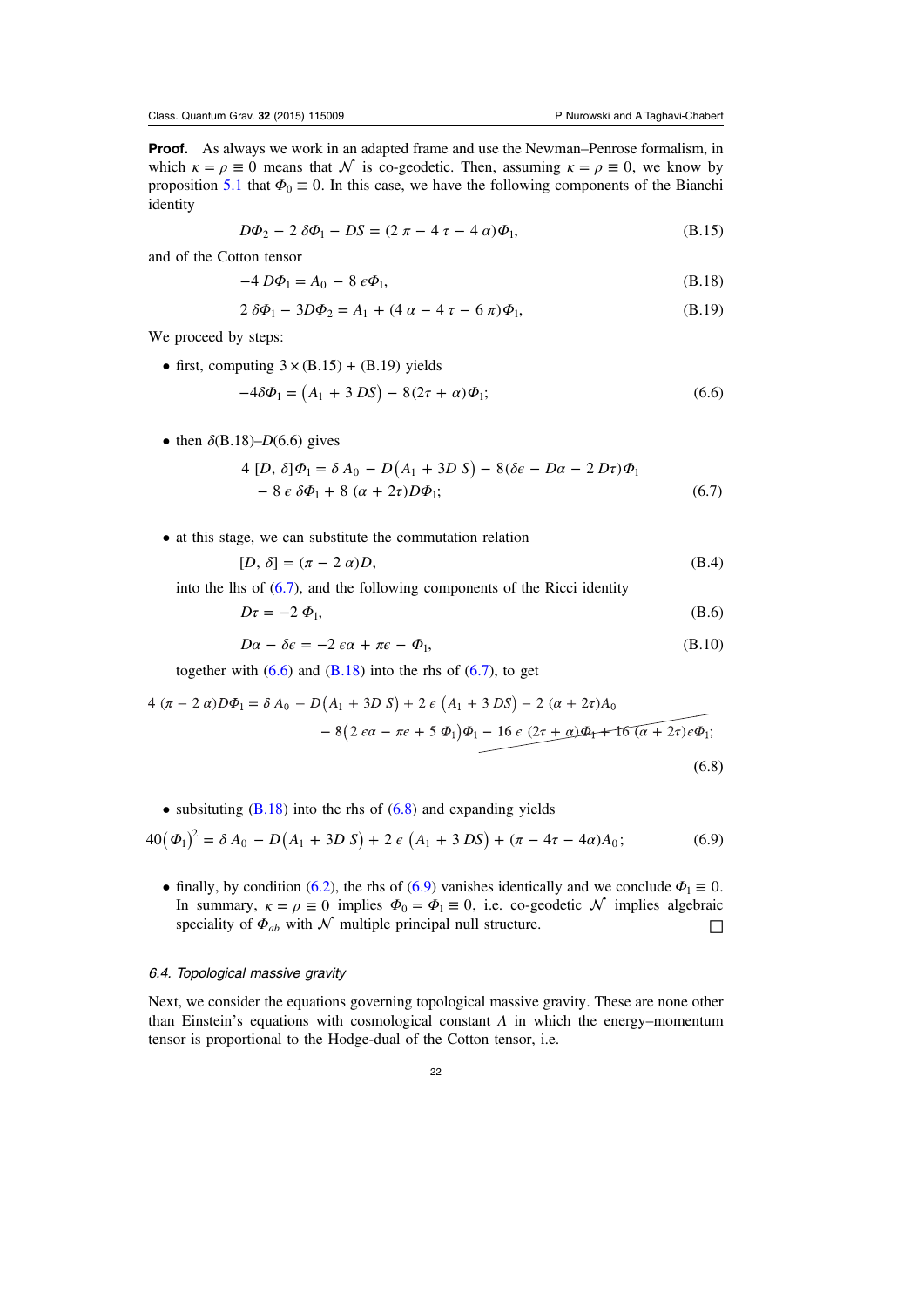**Proof.** As always we work in an adapted frame and use the Newman–Penrose formalism, in which $\kappa = \rho \equiv 0$ means that $\mathcal{N}$ is co-geodetic. Then, assuming $\kappa = \rho \equiv 0$, we know by proposition 5.1 that $\Phi_0 \equiv 0$. In this case, we have the following components of the Bianchi identity

$$D\Phi_2 - 2\,\delta\Phi_1 - DS = (2\,\pi - 4\,\tau - 4\,\alpha)\Phi_1, \tag{B.15}$$

and of the Cotton tensor

$$-4\,D\Phi_1 = A_0 - 8\,\epsilon\Phi_1, \tag{B.18}$$

$$2\,\delta\Phi_1 - 3D\Phi_2 = A_1 + (4\,\alpha - 4\,\tau - 6\,\pi)\Phi_1, \tag{B.19}$$

We proceed by steps:

- first, computing $3 \times$(B.15) + (B.19) yields

$$-4\delta\Phi_1 = \left(A_1 + 3\,DS\right) - 8(2\tau + \alpha)\Phi_1; \tag{6.6}$$

- then $\delta$(B.18)–$D$(6.6) gives

$$\begin{aligned} 4\,[D,\,\delta]\Phi_1 = {} & \delta\,A_0 - D\left(A_1 + 3D\,S\right) - 8(\delta\epsilon - D\alpha - 2\,D\tau)\Phi_1 \\ & - 8\,\epsilon\,\delta\Phi_1 + 8\,(\alpha + 2\tau)D\Phi_1; \end{aligned} \tag{6.7}$$

- at this stage, we can substitute the commutation relation

$$[D,\,\delta] = (\pi - 2\,\alpha)D, \tag{B.4}$$

into the lhs of (6.7), and the following components of the Ricci identity

$$D\tau = -2\,\Phi_1, \tag{B.6}$$

$$D\alpha - \delta\epsilon = -2\,\epsilon\alpha + \pi\epsilon - \Phi_1, \tag{B.10}$$

together with (6.6) and (B.18) into the rhs of (6.7), to get

$$\begin{aligned} 4\,(\pi - 2\,\alpha)D\Phi_1 = {} & \delta\,A_0 - D\left(A_1 + 3D\,S\right) + 2\,\epsilon\,\left(A_1 + 3\,DS\right) - 2\,(\alpha + 2\tau)A_0 \\ & - 8\left(2\,\epsilon\alpha - \pi\epsilon + 5\,\Phi_1\right)\Phi_1 - 16\,\epsilon\,(2\tau + \alpha)\Phi_1 + 16\,(\alpha + 2\tau)\epsilon\Phi_1; \end{aligned} \tag{6.8}$$

- subsituting (B.18) into the rhs of (6.8) and expanding yields

$$40\left(\Phi_1\right)^2 = \delta\,A_0 - D\left(A_1 + 3D\,S\right) + 2\,\epsilon\,\left(A_1 + 3\,DS\right) + (\pi - 4\tau - 4\alpha)A_0; \tag{6.9}$$

- finally, by condition (6.2), the rhs of (6.9) vanishes identically and we conclude $\Phi_1 \equiv 0$. In summary, $\kappa = \rho \equiv 0$ implies $\Phi_0 = \Phi_1 \equiv 0$, i.e. co-geodetic $\mathcal{N}$ implies algebraic speciality of $\Phi_{ab}$ with $\mathcal{N}$ multiple principal null structure. □

### 6.4. Topological massive gravity

Next, we consider the equations governing topological massive gravity. These are none other than Einstein's equations with cosmological constant $\Lambda$ in which the energy–momentum tensor is proportional to the Hodge-dual of the Cotton tensor, i.e.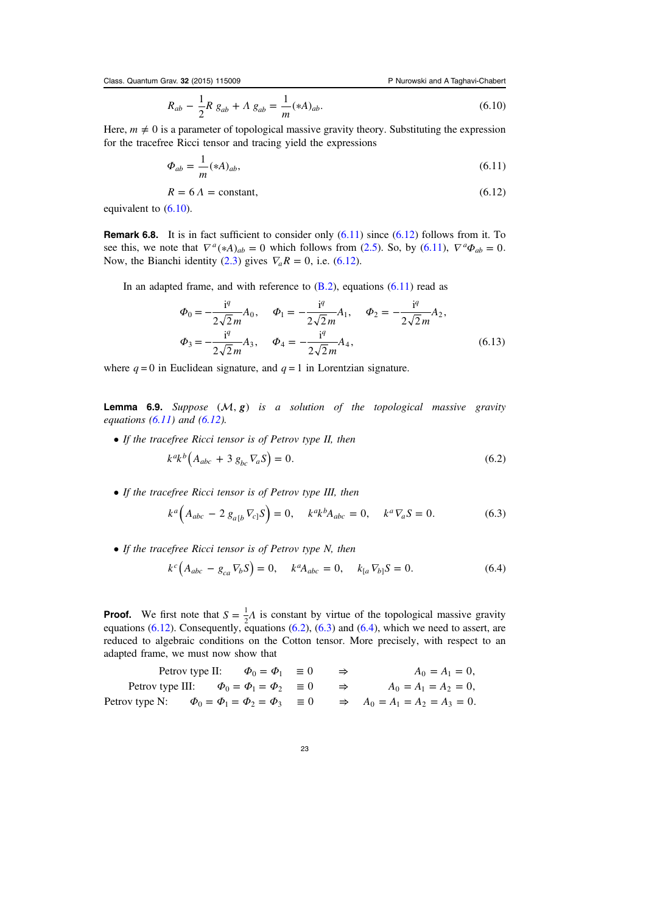$$R_{ab} - \frac{1}{2}R\, g_{ab} + \Lambda\, g_{ab} = \frac{1}{m}(*A)_{ab}. \tag{6.10}$$

Here, $m \neq 0$ is a parameter of topological massive gravity theory. Substituting the expression for the tracefree Ricci tensor and tracing yield the expressions

$$\Phi_{ab} = \frac{1}{m}(*A)_{ab}, \tag{6.11}$$

$$R = 6\,\Lambda = \text{constant}, \tag{6.12}$$

equivalent to (6.10).

**Remark 6.8.** It is in fact sufficient to consider only (6.11) since (6.12) follows from it. To see this, we note that $\nabla^a(*A)_{ab} = 0$ which follows from (2.5). So, by (6.11), $\nabla^a \Phi_{ab} = 0$. Now, the Bianchi identity (2.3) gives $\nabla_a R = 0$, i.e. (6.12).

In an adapted frame, and with reference to (B.2), equations (6.11) read as

$$\begin{aligned}
&\Phi_0 = -\frac{\mathrm{i}^q}{2\sqrt{2}\,m}A_0, \quad \Phi_1 = -\frac{\mathrm{i}^q}{2\sqrt{2}\,m}A_1, \quad \Phi_2 = -\frac{\mathrm{i}^q}{2\sqrt{2}\,m}A_2, \\
&\Phi_3 = -\frac{\mathrm{i}^q}{2\sqrt{2}\,m}A_3, \quad \Phi_4 = -\frac{\mathrm{i}^q}{2\sqrt{2}\,m}A_4,
\end{aligned} \tag{6.13}$$

where $q = 0$ in Euclidean signature, and $q = 1$ in Lorentzian signature.

**Lemma 6.9.** *Suppose $(\mathcal{M}, \boldsymbol{g})$ is a solution of the topological massive gravity equations (6.11) and (6.12).*

- *If the tracefree Ricci tensor is of Petrov type II, then*

$$k^a k^b \left( A_{abc} + 3\, g_{bc} \nabla_a S \right) = 0. \tag{6.2}$$

- *If the tracefree Ricci tensor is of Petrov type III, then*

$$k^a \left( A_{abc} - 2\, g_{a[b} \nabla_{c]} S \right) = 0, \quad k^a k^b A_{abc} = 0, \quad k^a \nabla_a S = 0. \tag{6.3}$$

- *If the tracefree Ricci tensor is of Petrov type N, then*

$$k^c \left( A_{abc} - g_{ca} \nabla_b S \right) = 0, \quad k^a A_{abc} = 0, \quad k_{[a} \nabla_{b]} S = 0. \tag{6.4}$$

**Proof.** We first note that $S = \frac{1}{2}\Lambda$ is constant by virtue of the topological massive gravity equations (6.12). Consequently, equations (6.2), (6.3) and (6.4), which we need to assert, are reduced to algebraic conditions on the Cotton tensor. More precisely, with respect to an adapted frame, we must now show that

$$\begin{aligned}
&\text{Petrov type II:} \quad && \Phi_0 = \Phi_1 \equiv 0 \quad && \Rightarrow \quad && A_0 = A_1 = 0, \\
&\text{Petrov type III:} \quad && \Phi_0 = \Phi_1 = \Phi_2 \equiv 0 \quad && \Rightarrow \quad && A_0 = A_1 = A_2 = 0, \\
&\text{Petrov type N:} \quad && \Phi_0 = \Phi_1 = \Phi_2 = \Phi_3 \equiv 0 \quad && \Rightarrow \quad && A_0 = A_1 = A_2 = A_3 = 0.
\end{aligned}$$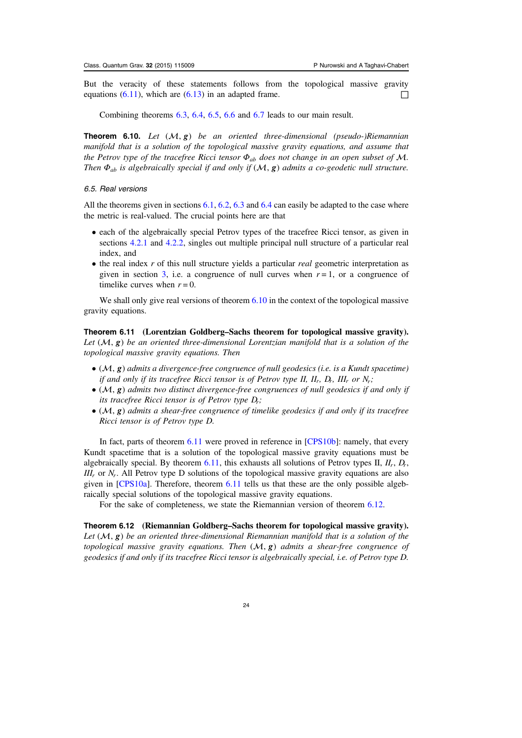But the veracity of these statements follows from the topological massive gravity equations (6.11), which are (6.13) in an adapted frame. □

Combining theorems 6.3, 6.4, 6.5, 6.6 and 6.7 leads to our main result.

**Theorem 6.10.** *Let* $(\mathcal{M}, \boldsymbol{g})$ *be an oriented three-dimensional (pseudo-)Riemannian manifold that is a solution of the topological massive gravity equations, and assume that the Petrov type of the tracefree Ricci tensor* $\Phi_{ab}$ *does not change in an open subset of* $\mathcal{M}$. *Then* $\Phi_{ab}$ *is algebraically special if and only if* $(\mathcal{M}, \boldsymbol{g})$ *admits a co-geodetic null structure.*

### *6.5. Real versions*

All the theorems given in sections 6.1, 6.2, 6.3 and 6.4 can easily be adapted to the case where the metric is real-valued. The crucial points here are that

- each of the algebraically special Petrov types of the tracefree Ricci tensor, as given in sections 4.2.1 and 4.2.2, singles out multiple principal null structure of a particular real index, and
- the real index $r$ of this null structure yields a particular *real* geometric interpretation as given in section 3, i.e. a congruence of null curves when $r = 1$, or a congruence of timelike curves when $r = 0$.

We shall only give real versions of theorem 6.10 in the context of the topological massive gravity equations.

**Theorem 6.11** **(Lorentzian Goldberg–Sachs theorem for topological massive gravity).** *Let* $(\mathcal{M}, \boldsymbol{g})$ *be an oriented three-dimensional Lorentzian manifold that is a solution of the topological massive gravity equations. Then*

- $(\mathcal{M}, \boldsymbol{g})$ *admits a divergence-free congruence of null geodesics (i.e. is a Kundt spacetime) if and only if its tracefree Ricci tensor is of Petrov type II,* $II_r$, $D_r$, $III_r$ *or* $N_r$;
- $(\mathcal{M}, \boldsymbol{g})$ *admits two distinct divergence-free congruences of null geodesics if and only if its tracefree Ricci tensor is of Petrov type* $D_r$;
- $(\mathcal{M}, \boldsymbol{g})$ *admits a shear-free congruence of timelike geodesics if and only if its tracefree Ricci tensor is of Petrov type D.*

In fact, parts of theorem 6.11 were proved in reference in [CPS10b]: namely, that every Kundt spacetime that is a solution of the topological massive gravity equations must be algebraically special. By theorem 6.11, this exhausts all solutions of Petrov types II, $II_r$, $D_r$, $III_r$ or $N_r$. All Petrov type D solutions of the topological massive gravity equations are also given in [CPS10a]. Therefore, theorem 6.11 tells us that these are the only possible algebraically special solutions of the topological massive gravity equations.

For the sake of completeness, we state the Riemannian version of theorem 6.12.

**Theorem 6.12** **(Riemannian Goldberg–Sachs theorem for topological massive gravity).** *Let* $(\mathcal{M}, \boldsymbol{g})$ *be an oriented three-dimensional Riemannian manifold that is a solution of the topological massive gravity equations. Then* $(\mathcal{M}, \boldsymbol{g})$ *admits a shear-free congruence of geodesics if and only if its tracefree Ricci tensor is algebraically special, i.e. of Petrov type D.*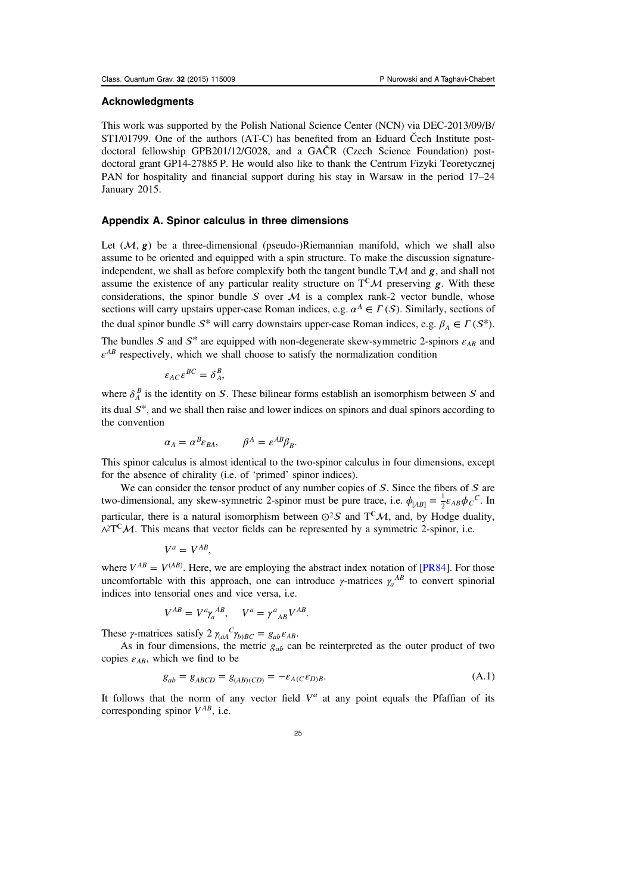## Acknowledgments

This work was supported by the Polish National Science Center (NCN) via DEC-2013/09/B/ST1/01799. One of the authors (AT-C) has benefited from an Eduard Čech Institute postdoctoral fellowship GPB201/12/G028, and a GAČR (Czech Science Foundation) postdoctoral grant GP14-27885 P. He would also like to thank the Centrum Fizyki Teoretycznej PAN for hospitality and financial support during his stay in Warsaw in the period 17–24 January 2015.

## Appendix A. Spinor calculus in three dimensions

Let $(\mathcal{M}, \boldsymbol{g})$ be a three-dimensional (pseudo-)Riemannian manifold, which we shall also assume to be oriented and equipped with a spin structure. To make the discussion signature-independent, we shall as before complexify both the tangent bundle $\mathrm{T}\mathcal{M}$ and $\boldsymbol{g}$, and shall not assume the existence of any particular reality structure on $\mathrm{T}^{\mathbb{C}}\mathcal{M}$ preserving $\boldsymbol{g}$. With these considerations, the spinor bundle $\mathcal{S}$ over $\mathcal{M}$ is a complex rank-2 vector bundle, whose sections will carry upstairs upper-case Roman indices, e.g. $\alpha^A \in \Gamma(\mathcal{S})$. Similarly, sections of the dual spinor bundle $\mathcal{S}^*$ will carry downstairs upper-case Roman indices, e.g. $\beta_A \in \Gamma(\mathcal{S}^*)$. The bundles $\mathcal{S}$ and $\mathcal{S}^*$ are equipped with non-degenerate skew-symmetric 2-spinors $\varepsilon_{AB}$ and $\varepsilon^{AB}$ respectively, which we shall choose to satisfy the normalization condition

$$\varepsilon_{AC}\varepsilon^{BC} = \delta_A^B,$$

where $\delta_A^B$ is the identity on $\mathcal{S}$. These bilinear forms establish an isomorphism between $\mathcal{S}$ and its dual $\mathcal{S}^*$, and we shall then raise and lower indices on spinors and dual spinors according to the convention

$$\alpha_A = \alpha^B\varepsilon_{BA}, \qquad \beta^A = \varepsilon^{AB}\beta_B.$$

This spinor calculus is almost identical to the two-spinor calculus in four dimensions, except for the absence of chirality (i.e. of 'primed' spinor indices).

We can consider the tensor product of any number copies of $\mathcal{S}$. Since the fibers of $\mathcal{S}$ are two-dimensional, any skew-symnetric 2-spinor must be pure trace, i.e. $\phi_{[AB]} = \frac{1}{2}\varepsilon_{AB}\phi_C{}^C$. In particular, there is a natural isomorphism between $\odot^2\mathcal{S}$ and $\mathrm{T}^{\mathbb{C}}\mathcal{M}$, and, by Hodge duality, $\wedge^2\mathrm{T}^{\mathbb{C}}\mathcal{M}$. This means that vector fields can be represented by a symmetric 2-spinor, i.e.

$$V^a = V^{AB},$$

where $V^{AB} = V^{(AB)}$. Here, we are employing the abstract index notation of [PR84]. For those uncomfortable with this approach, one can introduce $\gamma$-matrices $\gamma_a{}^{AB}$ to convert spinorial indices into tensorial ones and vice versa, i.e.

$$V^{AB} = V^a\gamma_a{}^{AB}, \quad V^a = \gamma^a{}_{AB}V^{AB}.$$

These $\gamma$-matrices satisfy $2\,\gamma_{(aA}{}^C\gamma_{b)BC} = g_{ab}\varepsilon_{AB}$.

As in four dimensions, the metric $g_{ab}$ can be reinterpreted as the outer product of two copies $\varepsilon_{AB}$, which we find to be

$$g_{ab} = g_{ABCD} = g_{(AB)(CD)} = -\varepsilon_{A(C}\varepsilon_{D)B}. \tag{A.1}$$

It follows that the norm of any vector field $V^a$ at any point equals the Pfaffian of its corresponding spinor $V^{AB}$, i.e.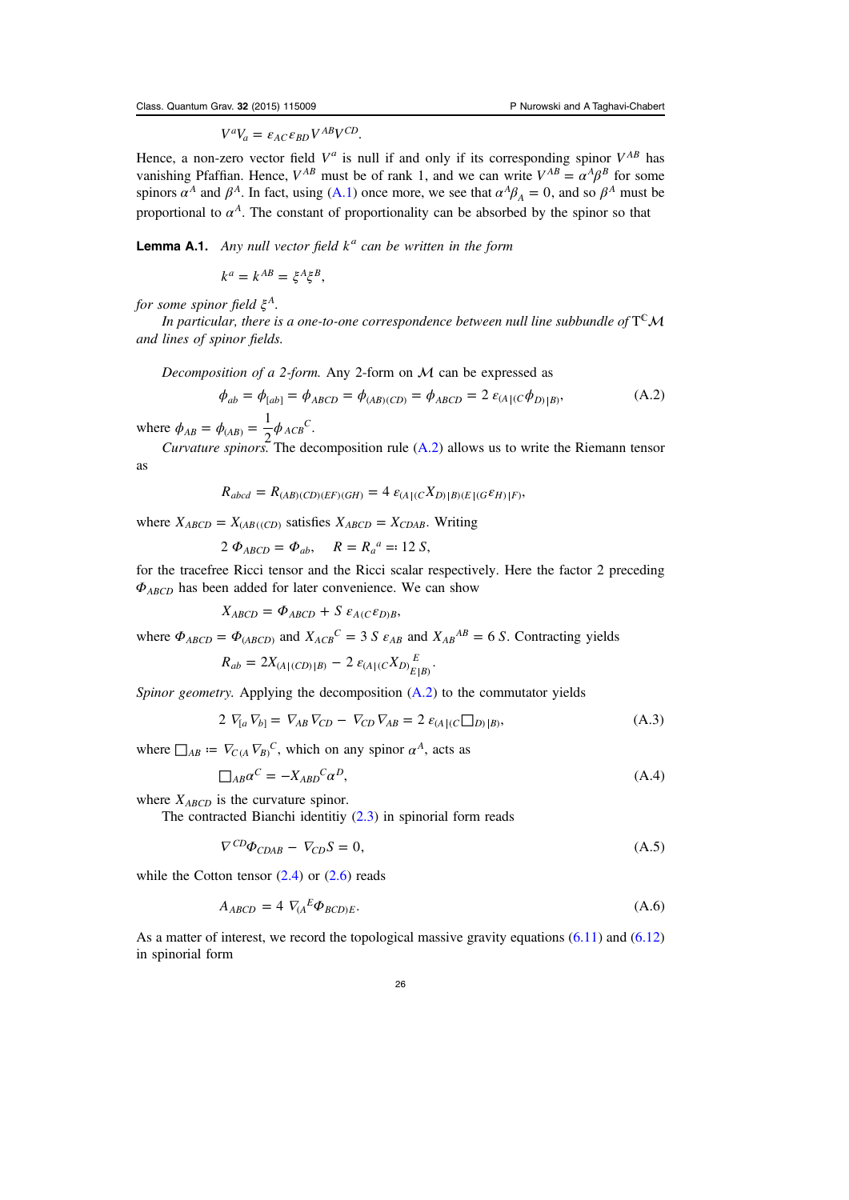$$V^a V_a = \varepsilon_{AC}\varepsilon_{BD} V^{AB} V^{CD}.$$

Hence, a non-zero vector field $V^a$ is null if and only if its corresponding spinor $V^{AB}$ has vanishing Pfaffian. Hence, $V^{AB}$ must be of rank 1, and we can write $V^{AB} = \alpha^A \beta^B$ for some spinors $\alpha^A$ and $\beta^A$. In fact, using (A.1) once more, we see that $\alpha^A \beta_A = 0$, and so $\beta^A$ must be proportional to $\alpha^A$. The constant of proportionality can be absorbed by the spinor so that

**Lemma A.1.** *Any null vector field $k^a$ can be written in the form*

$$k^a = k^{AB} = \xi^A \xi^B,$$

*for some spinor field $\xi^A$.*

*In particular, there is a one-to-one correspondence between null line subbundle of $\mathrm{T}^{\mathbb{C}}\mathcal{M}$ and lines of spinor fields.*

*Decomposition of a 2-form.* Any 2-form on $\mathcal{M}$ can be expressed as

$$\phi_{ab} = \phi_{[ab]} = \phi_{ABCD} = \phi_{(AB)(CD)} = \phi_{ABCD} = 2\, \varepsilon_{(A|(C}\phi_{D)|B)}, \tag{A.2}$$

where $\phi_{AB} = \phi_{(AB)} = \dfrac{1}{2}\phi_{ACB}{}^{C}$.

*Curvature spinors.* The decomposition rule (A.2) allows us to write the Riemann tensor as

$$R_{abcd} = R_{(AB)(CD)(EF)(GH)} = 4\, \varepsilon_{(A|(C}X_{D)|B)(E|(G}\varepsilon_{H)|F)},$$

where $X_{ABCD} = X_{(AB((CD)}$ satisfies $X_{ABCD} = X_{CDAB}$. Writing

$$2\, \Phi_{ABCD} = \Phi_{ab}, \quad R = R_a{}^a =: 12\, S,$$

for the tracefree Ricci tensor and the Ricci scalar respectively. Here the factor 2 preceding $\Phi_{ABCD}$ has been added for later convenience. We can show

$$X_{ABCD} = \Phi_{ABCD} + S\, \varepsilon_{A(C}\varepsilon_{D)B},$$

where $\Phi_{ABCD} = \Phi_{(ABCD)}$ and $X_{ACB}{}^{C} = 3\, S\, \varepsilon_{AB}$ and $X_{AB}{}^{AB} = 6\, S$. Contracting yields

$$R_{ab} = 2X_{(A|(CD)|B)} - 2\, \varepsilon_{(A|(C}X_{D)}{}_{E|B)}^{E}.$$

*Spinor geometry.* Applying the decomposition (A.2) to the commutator yields

$$2\, \nabla_{[a}\nabla_{b]} = \nabla_{AB}\nabla_{CD} - \nabla_{CD}\nabla_{AB} = 2\, \varepsilon_{(A|(C}\Box_{D)|B)}, \tag{A.3}$$

where $\Box_{AB} := \nabla_{C(A}\nabla_{B)}{}^{C}$, which on any spinor $\alpha^A$, acts as

$$\Box_{AB}\alpha^C = -X_{ABD}{}^{C}\alpha^D, \tag{A.4}$$

where $X_{ABCD}$ is the curvature spinor.

The contracted Bianchi identitiy (2.3) in spinorial form reads

$$\nabla^{CD}\Phi_{CDAB} - \nabla_{CD}S = 0, \tag{A.5}$$

while the Cotton tensor (2.4) or (2.6) reads

$$A_{ABCD} = 4\, \nabla_{(A}{}^{E}\Phi_{BCD)E}. \tag{A.6}$$

As a matter of interest, we record the topological massive gravity equations (6.11) and (6.12) in spinorial form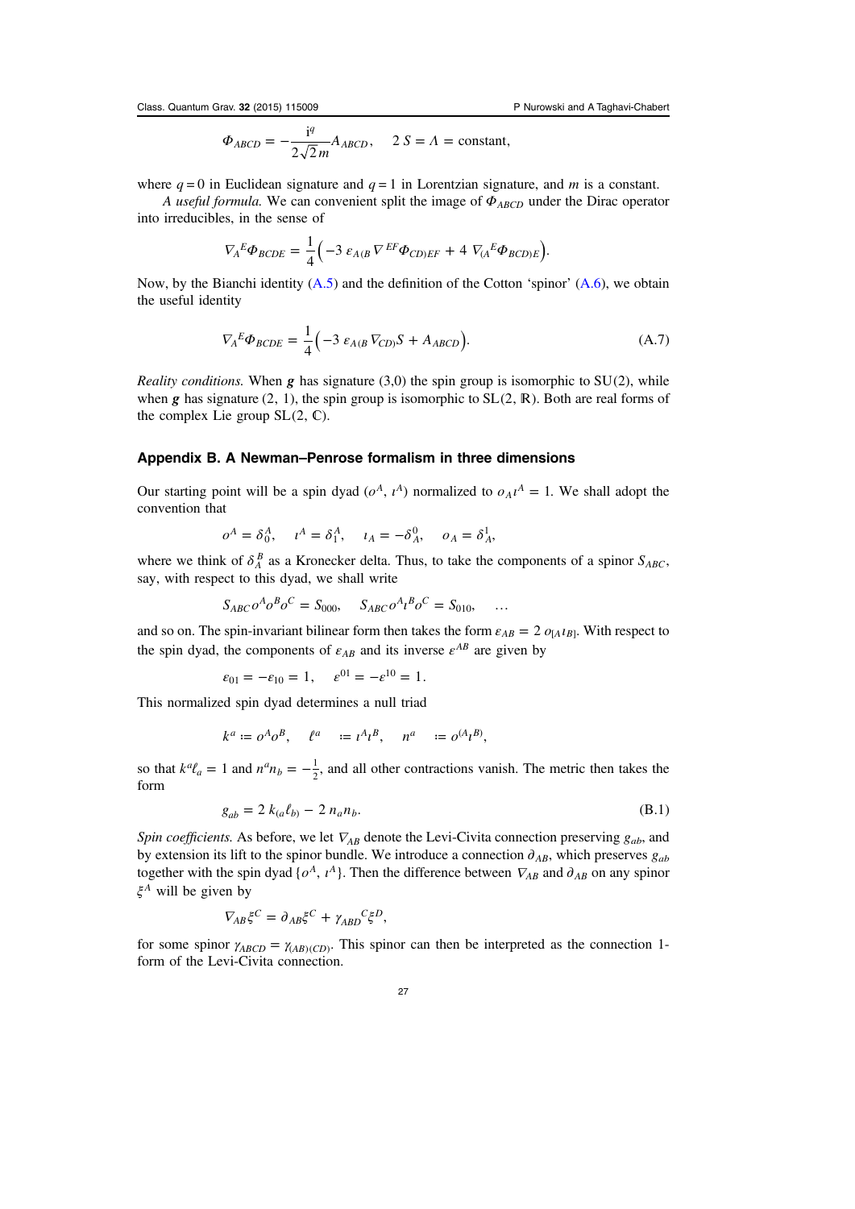$$\Phi_{ABCD} = -\frac{\mathrm{i}^q}{2\sqrt{2}m} A_{ABCD}, \quad 2\,S = \Lambda = \text{constant},$$

where $q = 0$ in Euclidean signature and $q = 1$ in Lorentzian signature, and $m$ is a constant.

*A useful formula.* We can convenient split the image of $\Phi_{ABCD}$ under the Dirac operator into irreducibles, in the sense of

$$\nabla_A{}^E \Phi_{BCDE} = \frac{1}{4}\Big(-3\ \varepsilon_{A(B}\nabla^{EF}\Phi_{CD)EF} + 4\ \nabla_{(A}{}^E\Phi_{BCD)E}\Big).$$

Now, by the Bianchi identity (A.5) and the definition of the Cotton 'spinor' (A.6), we obtain the useful identity

$$\nabla_A{}^E \Phi_{BCDE} = \frac{1}{4}\Big(-3\ \varepsilon_{A(B}\nabla_{CD)}S + A_{ABCD}\Big). \tag{A.7}$$

*Reality conditions.* When $\boldsymbol{g}$ has signature (3,0) the spin group is isomorphic to $\mathrm{SU}(2)$, while when $\boldsymbol{g}$ has signature $(2, 1)$, the spin group is isomorphic to $\mathrm{SL}(2, \mathbb{R})$. Both are real forms of the complex Lie group $\mathrm{SL}(2, \mathbb{C})$.

## Appendix B. A Newman–Penrose formalism in three dimensions

Our starting point will be a spin dyad $(o^A, \iota^A)$ normalized to $o_A\iota^A = 1$. We shall adopt the convention that

$$o^A = \delta_0^A, \quad \iota^A = \delta_1^A, \quad \iota_A = -\delta_A^0, \quad o_A = \delta_A^1,$$

where we think of $\delta_A^B$ as a Kronecker delta. Thus, to take the components of a spinor $S_{ABC}$, say, with respect to this dyad, we shall write

$$S_{ABC}o^Ao^Bo^C = S_{000}, \quad S_{ABC}o^A\iota^Bo^C = S_{010}, \quad \ldots$$

and so on. The spin-invariant bilinear form then takes the form $\varepsilon_{AB} = 2\ o_{[A}\iota_{B]}$. With respect to the spin dyad, the components of $\varepsilon_{AB}$ and its inverse $\varepsilon^{AB}$ are given by

$$\varepsilon_{01} = -\varepsilon_{10} = 1, \quad \varepsilon^{01} = -\varepsilon^{10} = 1.$$

This normalized spin dyad determines a null triad

$$k^a := o^A o^B, \quad \ell^a \quad := \iota^A\iota^B, \quad n^a \quad := o^{(A}\iota^{B)},$$

so that $k^a\ell_a = 1$ and $n^a n_b = -\frac{1}{2}$, and all other contractions vanish. The metric then takes the form

$$g_{ab} = 2\ k_{(a}\ell_{b)} - 2\ n_a n_b. \tag{B.1}$$

*Spin coefficients.* As before, we let $\nabla_{AB}$ denote the Levi-Civita connection preserving $g_{ab}$, and by extension its lift to the spinor bundle. We introduce a connection $\partial_{AB}$, which preserves $g_{ab}$ together with the spin dyad $\{o^A, \iota^A\}$. Then the difference between $\nabla_{AB}$ and $\partial_{AB}$ on any spinor $\xi^A$ will be given by

$$\nabla_{AB}\xi^C = \partial_{AB}\xi^C + \gamma_{ABD}{}^C\xi^D,$$

for some spinor $\gamma_{ABCD} = \gamma_{(AB)(CD)}$. This spinor can then be interpreted as the connection 1-form of the Levi-Civita connection.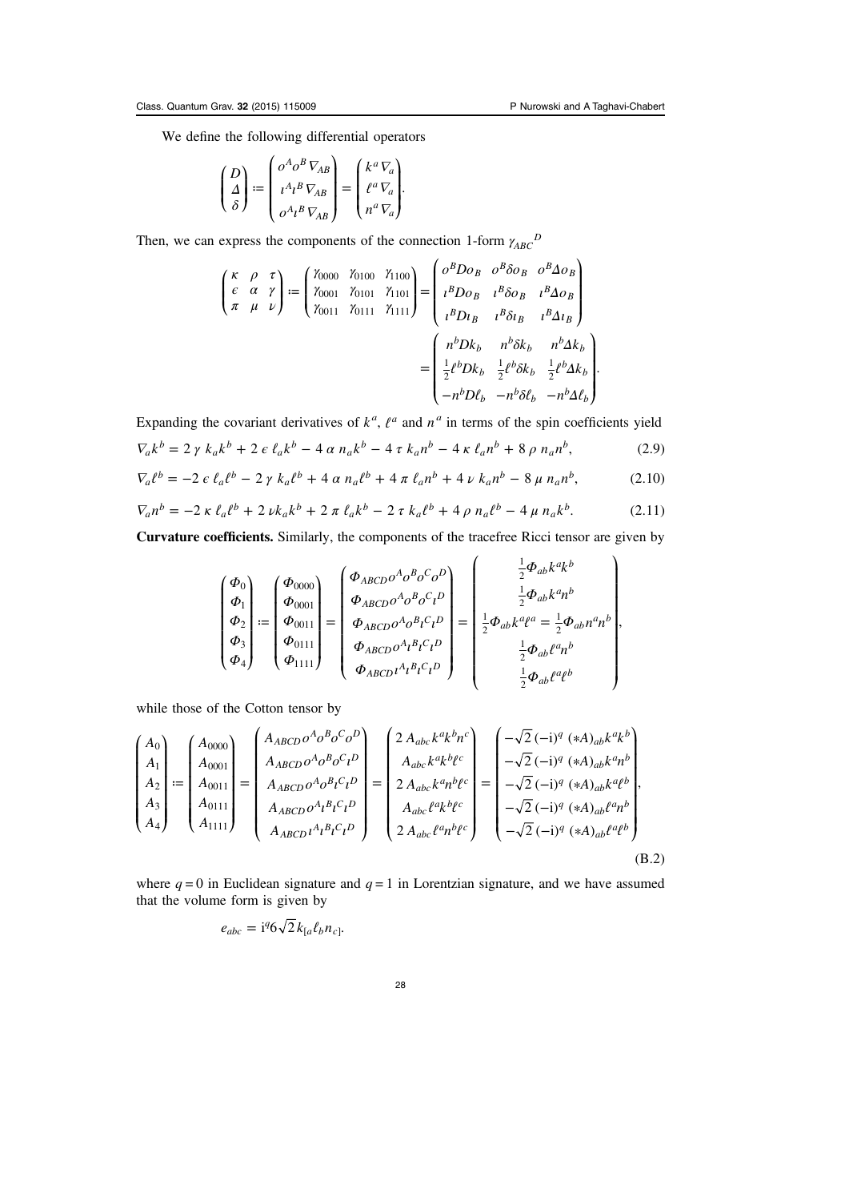We define the following differential operators

$$\begin{pmatrix} D \\ \Delta \\ \delta \end{pmatrix} := \begin{pmatrix} o^A o^B \nabla_{AB} \\ \iota^A \iota^B \nabla_{AB} \\ o^A \iota^B \nabla_{AB} \end{pmatrix} = \begin{pmatrix} k^a \nabla_a \\ \ell^a \nabla_a \\ n^a \nabla_a \end{pmatrix}.$$

Then, we can express the components of the connection 1-form $\gamma_{ABC}{}^D$

$$\begin{pmatrix} \kappa & \rho & \tau \\ \epsilon & \alpha & \gamma \\ \pi & \mu & \nu \end{pmatrix} := \begin{pmatrix} \gamma_{0000} & \gamma_{0100} & \gamma_{1100} \\ \gamma_{0001} & \gamma_{0101} & \gamma_{1101} \\ \gamma_{0011} & \gamma_{0111} & \gamma_{1111} \end{pmatrix} = \begin{pmatrix} o^B D o_B & o^B \delta o_B & o^B \Delta o_B \\ \iota^B D o_B & \iota^B \delta o_B & \iota^B \Delta o_B \\ \iota^B D \iota_B & \iota^B \delta \iota_B & \iota^B \Delta \iota_B \end{pmatrix}$$
$$= \begin{pmatrix} n^b D k_b & n^b \delta k_b & n^b \Delta k_b \\ \frac{1}{2} \ell^b D k_b & \frac{1}{2} \ell^b \delta k_b & \frac{1}{2} \ell^b \Delta k_b \\ -n^b D \ell_b & -n^b \delta \ell_b & -n^b \Delta \ell_b \end{pmatrix}.$$

Expanding the covariant derivatives of $k^a$, $\ell^a$ and $n^a$ in terms of the spin coefficients yield

$$\nabla_a k^b = 2\,\gamma\; k_a k^b + 2\,\epsilon\; \ell_a k^b - 4\,\alpha\; n_a k^b - 4\,\tau\; k_a n^b - 4\,\kappa\; \ell_a n^b + 8\,\rho\; n_a n^b, \tag{2.9}$$

$$\nabla_a \ell^b = -2\,\epsilon\; \ell_a \ell^b - 2\,\gamma\; k_a \ell^b + 4\,\alpha\; n_a \ell^b + 4\,\pi\; \ell_a n^b + 4\,\nu\; k_a n^b - 8\,\mu\; n_a n^b, \tag{2.10}$$

$$\nabla_a n^b = -2\,\kappa\; \ell_a \ell^b + 2\,\nu k_a k^b + 2\,\pi\; \ell_a k^b - 2\,\tau\; k_a \ell^b + 4\,\rho\; n_a \ell^b - 4\,\mu\; n_a k^b. \tag{2.11}$$

**Curvature coefficients.** Similarly, the components of the tracefree Ricci tensor are given by

$$\begin{pmatrix} \Phi_0 \\ \Phi_1 \\ \Phi_2 \\ \Phi_3 \\ \Phi_4 \end{pmatrix} := \begin{pmatrix} \Phi_{0000} \\ \Phi_{0001} \\ \Phi_{0011} \\ \Phi_{0111} \\ \Phi_{1111} \end{pmatrix} = \begin{pmatrix} \Phi_{ABCD} o^A o^B o^C o^D \\ \Phi_{ABCD} o^A o^B o^C \iota^D \\ \Phi_{ABCD} o^A o^B \iota^C \iota^D \\ \Phi_{ABCD} o^A \iota^B \iota^C \iota^D \\ \Phi_{ABCD} \iota^A \iota^B \iota^C \iota^D \end{pmatrix} = \begin{pmatrix} \frac{1}{2} \Phi_{ab} k^a k^b \\ \frac{1}{2} \Phi_{ab} k^a n^b \\ \frac{1}{2} \Phi_{ab} k^a \ell^a = \frac{1}{2} \Phi_{ab} n^a n^b \\ \frac{1}{2} \Phi_{ab} \ell^a n^b \\ \frac{1}{2} \Phi_{ab} \ell^a \ell^b \end{pmatrix},$$

while those of the Cotton tensor by

$$\begin{pmatrix} A_0 \\ A_1 \\ A_2 \\ A_3 \\ A_4 \end{pmatrix} := \begin{pmatrix} A_{0000} \\ A_{0001} \\ A_{0011} \\ A_{0111} \\ A_{1111} \end{pmatrix} = \begin{pmatrix} A_{ABCD} o^A o^B o^C o^D \\ A_{ABCD} o^A o^B o^C \iota^D \\ A_{ABCD} o^A o^B \iota^C \iota^D \\ A_{ABCD} o^A \iota^B \iota^C \iota^D \\ A_{ABCD} \iota^A \iota^B \iota^C \iota^D \end{pmatrix} = \begin{pmatrix} 2\, A_{abc} k^a k^b n^c \\ A_{abc} k^a k^b \ell^c \\ 2\, A_{abc} k^a n^b \ell^c \\ A_{abc} \ell^a k^b \ell^c \\ 2\, A_{abc} \ell^a n^b \ell^c \end{pmatrix} = \begin{pmatrix} -\sqrt{2}\,(-\mathrm{i})^q\; (*A)_{ab} k^a k^b \\ -\sqrt{2}\,(-\mathrm{i})^q\; (*A)_{ab} k^a n^b \\ -\sqrt{2}\,(-\mathrm{i})^q\; (*A)_{ab} k^a \ell^b \\ -\sqrt{2}\,(-\mathrm{i})^q\; (*A)_{ab} \ell^a n^b \\ -\sqrt{2}\,(-\mathrm{i})^q\; (*A)_{ab} \ell^a \ell^b \end{pmatrix}, \tag{B.2}$$

where $q = 0$ in Euclidean signature and $q = 1$ in Lorentzian signature, and we have assumed that the volume form is given by

$$e_{abc} = \mathrm{i}^q 6\sqrt{2}\, k_{[a} \ell_b n_{c]}.$$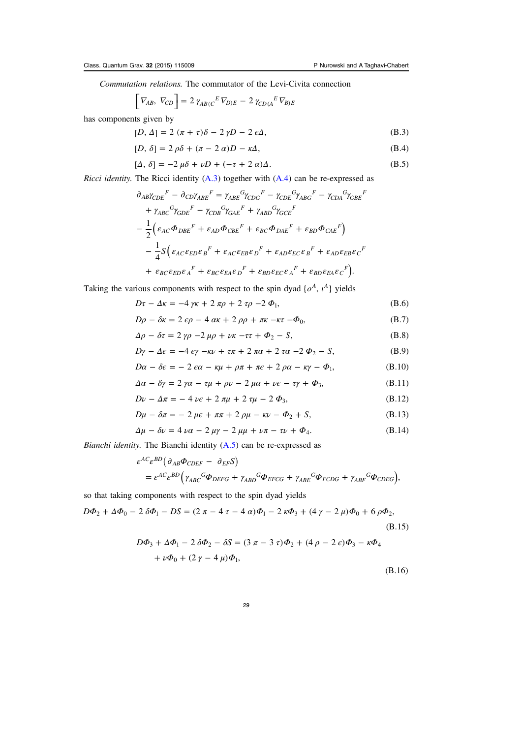*Commutation relations.* The commutator of the Levi-Civita connection

$$\left[\nabla_{AB},\, \nabla_{CD}\right] = 2\,\gamma_{AB(C}{}^{E}\nabla_{D)E} - 2\,\gamma_{CD(A}{}^{E}\nabla_{B)E}$$

has components given by

$$[D,\, \Delta] = 2\,(\pi + \tau)\delta - 2\,\gamma D - 2\,\epsilon\Delta, \tag{B.3}$$

$$[D,\, \delta] = 2\,\rho\delta + (\pi - 2\,\alpha)D - \kappa\Delta, \tag{B.4}$$

$$[\Delta,\, \delta] = -2\,\mu\delta + \nu D + (-\tau + 2\,\alpha)\Delta. \tag{B.5}$$

*Ricci identity.* The Ricci identity (A.3) together with (A.4) can be re-expressed as

$$\begin{aligned}
&\partial_{AB}\gamma_{CDE}{}^{F} - \partial_{CD}\gamma_{ABE}{}^{F} = \gamma_{ABE}{}^{G}\gamma_{CDG}{}^{F} - \gamma_{CDE}{}^{G}\gamma_{ABG}{}^{F} - \gamma_{CDA}{}^{G}\gamma_{GBE}{}^{F}\\
&\quad + \gamma_{ABC}{}^{G}\gamma_{GDE}{}^{F} - \gamma_{CDB}{}^{G}\gamma_{GAE}{}^{F} + \gamma_{ABD}{}^{G}\gamma_{GCE}{}^{F}\\
&\quad - \frac{1}{2}\Big(\varepsilon_{AC}\Phi_{DBE}{}^{F} + \varepsilon_{AD}\Phi_{CBE}{}^{F} + \varepsilon_{BC}\Phi_{DAE}{}^{F} + \varepsilon_{BD}\Phi_{CAE}{}^{F}\Big)\\
&\quad - \frac{1}{4}S\Big(\varepsilon_{AC}\varepsilon_{ED}\varepsilon_{B}{}^{F} + \varepsilon_{AC}\varepsilon_{EB}\varepsilon_{D}{}^{F} + \varepsilon_{AD}\varepsilon_{EC}\varepsilon_{B}{}^{F} + \varepsilon_{AD}\varepsilon_{EB}\varepsilon_{C}{}^{F}\\
&\quad + \varepsilon_{BC}\varepsilon_{ED}\varepsilon_{A}{}^{F} + \varepsilon_{BC}\varepsilon_{EA}\varepsilon_{D}{}^{F} + \varepsilon_{BD}\varepsilon_{EC}\varepsilon_{A}{}^{F} + \varepsilon_{BD}\varepsilon_{EA}\varepsilon_{C}{}^{F}\Big).
\end{aligned}$$

Taking the various components with respect to the spin dyad $\{o^{A},\, \iota^{A}\}$ yields

$$D\tau - \Delta\kappa = -4\,\gamma\kappa + 2\,\pi\rho + 2\,\tau\rho - 2\,\Phi_{1}, \tag{B.6}$$

$$D\rho - \delta\kappa = 2\,\epsilon\rho - 4\,\alpha\kappa + 2\,\rho\rho + \pi\kappa - \kappa\tau - \Phi_{0}, \tag{B.7}$$

$$\Delta\rho - \delta\tau = 2\,\gamma\rho - 2\,\mu\rho + \nu\kappa - \tau\tau + \Phi_{2} - S, \tag{B.8}$$

$$D\gamma - \Delta\epsilon = -4\,\epsilon\gamma - \kappa\nu + \tau\pi + 2\,\pi\alpha + 2\,\tau\alpha - 2\,\Phi_{2} - S, \tag{B.9}$$

$$D\alpha - \delta\epsilon = -2\,\epsilon\alpha - \kappa\mu + \rho\pi + \pi\epsilon + 2\,\rho\alpha - \kappa\gamma - \Phi_{1}, \tag{B.10}$$

$$\Delta\alpha - \delta\gamma = 2\,\gamma\alpha - \tau\mu + \rho\nu - 2\,\mu\alpha + \nu\epsilon - \tau\gamma + \Phi_{3}, \tag{B.11}$$

$$D\nu - \Delta\pi = -4\,\nu\epsilon + 2\,\pi\mu + 2\,\tau\mu - 2\,\Phi_{3}, \tag{B.12}$$

$$D\mu - \delta\pi = -2\,\mu\epsilon + \pi\pi + 2\,\rho\mu - \kappa\nu - \Phi_{2} + S, \tag{B.13}$$

$$\Delta\mu - \delta\nu = 4\,\nu\alpha - 2\,\mu\gamma - 2\,\mu\mu + \nu\pi - \tau\nu + \Phi_{4}. \tag{B.14}$$

*Bianchi identity.* The Bianchi identity (A.5) can be re-expressed as

$$\begin{aligned}
&\varepsilon^{AC}\varepsilon^{BD}\big(\partial_{AB}\Phi_{CDEF} - \partial_{EF}S\big)\\
&= \varepsilon^{AC}\varepsilon^{BD}\Big(\gamma_{ABC}{}^{G}\Phi_{DEFG} + \gamma_{ABD}{}^{G}\Phi_{EFCG} + \gamma_{ABE}{}^{G}\Phi_{FCDG} + \gamma_{ABF}{}^{G}\Phi_{CDEG}\Big),
\end{aligned}$$

so that taking components with respect to the spin dyad yields

$$D\Phi_{2} + \Delta\Phi_{0} - 2\,\delta\Phi_{1} - DS = (2\,\pi - 4\,\tau - 4\,\alpha)\Phi_{1} - 2\,\kappa\Phi_{3} + (4\,\gamma - 2\,\mu)\Phi_{0} + 6\,\rho\Phi_{2}, \tag{B.15}$$

$$\begin{aligned}
D\Phi_{3} + \Delta\Phi_{1} - 2\,\delta\Phi_{2} - \delta S &= (3\,\pi - 3\,\tau)\Phi_{2} + (4\,\rho - 2\,\epsilon)\Phi_{3} - \kappa\Phi_{4}\\
&\quad + \nu\Phi_{0} + (2\,\gamma - 4\,\mu)\Phi_{1},
\end{aligned} \tag{B.16}$$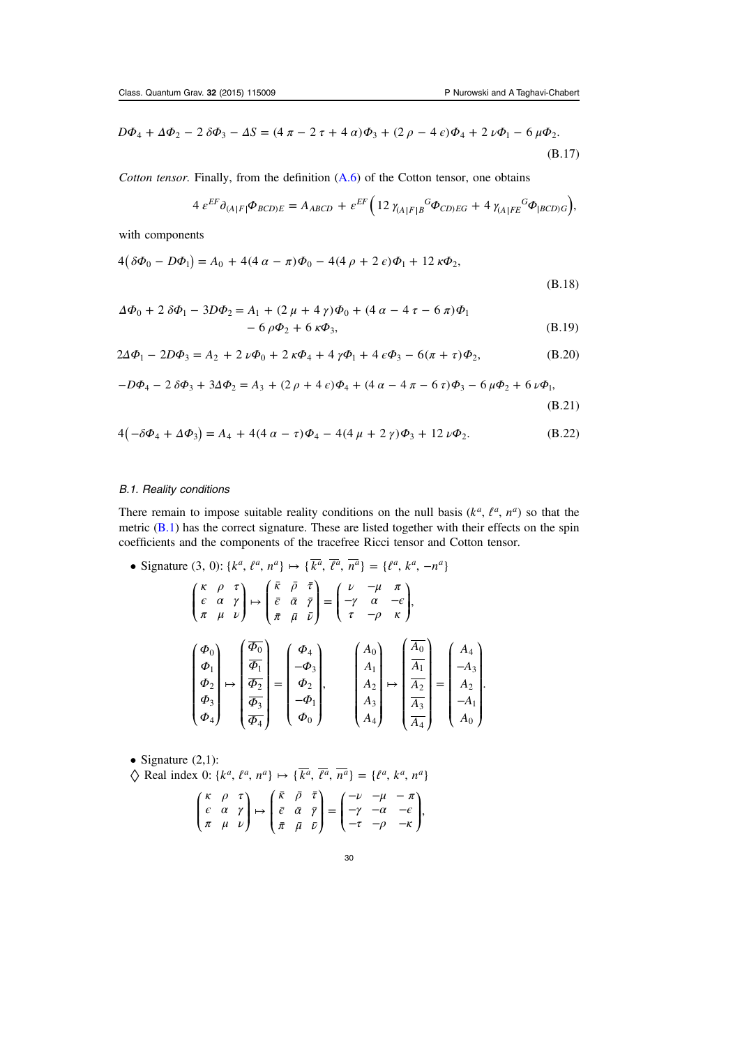$$D\Phi_4 + \Delta\Phi_2 - 2\,\delta\Phi_3 - \Delta S = (4\,\pi - 2\,\tau + 4\,\alpha)\Phi_3 + (2\,\rho - 4\,\epsilon)\Phi_4 + 2\,\nu\Phi_1 - 6\,\mu\Phi_2. \tag{B.17}$$

*Cotton tensor.* Finally, from the definition (A.6) of the Cotton tensor, one obtains

$$4\,\varepsilon^{EF}\partial_{(A|F|}\Phi_{BCD)E} = A_{ABCD} + \varepsilon^{EF}\Big(12\,\gamma_{(A|F|B}{}^{G}\Phi_{CD)EG} + 4\,\gamma_{(A|FE}{}^{G}\Phi_{|BCD)G}\Big),$$

with components

$$4\big(\delta\Phi_0 - D\Phi_1\big) = A_0 + 4(4\,\alpha - \pi)\Phi_0 - 4(4\,\rho + 2\,\epsilon)\Phi_1 + 12\,\kappa\Phi_2, \tag{B.18}$$

$$\begin{aligned}\Delta\Phi_0 + 2\,\delta\Phi_1 - 3D\Phi_2 = A_1 &+ (2\,\mu + 4\,\gamma)\Phi_0 + (4\,\alpha - 4\,\tau - 6\,\pi)\Phi_1 \\ &- 6\,\rho\Phi_2 + 6\,\kappa\Phi_3,\end{aligned} \tag{B.19}$$

$$2\Delta\Phi_1 - 2D\Phi_3 = A_2 + 2\,\nu\Phi_0 + 2\,\kappa\Phi_4 + 4\,\gamma\Phi_1 + 4\,\epsilon\Phi_3 - 6(\pi + \tau)\Phi_2, \tag{B.20}$$

$$-D\Phi_4 - 2\,\delta\Phi_3 + 3\Delta\Phi_2 = A_3 + (2\,\rho + 4\,\epsilon)\Phi_4 + (4\,\alpha - 4\,\pi - 6\,\tau)\Phi_3 - 6\,\mu\Phi_2 + 6\,\nu\Phi_1, \tag{B.21}$$

$$4\big(-\delta\Phi_4 + \Delta\Phi_3\big) = A_4 + 4(4\,\alpha - \tau)\Phi_4 - 4(4\,\mu + 2\,\gamma)\Phi_3 + 12\,\nu\Phi_2. \tag{B.22}$$

### B.1. Reality conditions

There remain to impose suitable reality conditions on the null basis $(k^a, \ell^a, n^a)$ so that the metric (B.1) has the correct signature. These are listed together with their effects on the spin coefficients and the components of the tracefree Ricci tensor and Cotton tensor.

- Signature (3, 0): $\{k^a, \ell^a, n^a\} \mapsto \{\overline{k^a}, \overline{\ell^a}, \overline{n^a}\} = \{\ell^a, k^a, -n^a\}$

$$\begin{pmatrix} \kappa & \rho & \tau \\ \epsilon & \alpha & \gamma \\ \pi & \mu & \nu \end{pmatrix} \mapsto \begin{pmatrix} \bar\kappa & \bar\rho & \bar\tau \\ \bar\epsilon & \bar\alpha & \bar\gamma \\ \bar\pi & \bar\mu & \bar\nu \end{pmatrix} = \begin{pmatrix} \nu & -\mu & \pi \\ -\gamma & \alpha & -\epsilon \\ \tau & -\rho & \kappa \end{pmatrix},$$

$$\begin{pmatrix} \Phi_0 \\ \Phi_1 \\ \Phi_2 \\ \Phi_3 \\ \Phi_4 \end{pmatrix} \mapsto \begin{pmatrix} \overline{\Phi_0} \\ \overline{\Phi_1} \\ \overline{\Phi_2} \\ \overline{\Phi_3} \\ \overline{\Phi_4} \end{pmatrix} = \begin{pmatrix} \Phi_4 \\ -\Phi_3 \\ \Phi_2 \\ -\Phi_1 \\ \Phi_0 \end{pmatrix}, \qquad \begin{pmatrix} A_0 \\ A_1 \\ A_2 \\ A_3 \\ A_4 \end{pmatrix} \mapsto \begin{pmatrix} \overline{A_0} \\ \overline{A_1} \\ \overline{A_2} \\ \overline{A_3} \\ \overline{A_4} \end{pmatrix} = \begin{pmatrix} A_4 \\ -A_3 \\ A_2 \\ -A_1 \\ A_0 \end{pmatrix}.$$

- Signature (2,1):

$\Diamond$ Real index 0: $\{k^a, \ell^a, n^a\} \mapsto \{\overline{k^a}, \overline{\ell^a}, \overline{n^a}\} = \{\ell^a, k^a, n^a\}$

$$\begin{pmatrix} \kappa & \rho & \tau \\ \epsilon & \alpha & \gamma \\ \pi & \mu & \nu \end{pmatrix} \mapsto \begin{pmatrix} \bar\kappa & \bar\rho & \bar\tau \\ \bar\epsilon & \bar\alpha & \bar\gamma \\ \bar\pi & \bar\mu & \bar\nu \end{pmatrix} = \begin{pmatrix} -\nu & -\mu & -\pi \\ -\gamma & -\alpha & -\epsilon \\ -\tau & -\rho & -\kappa \end{pmatrix},$$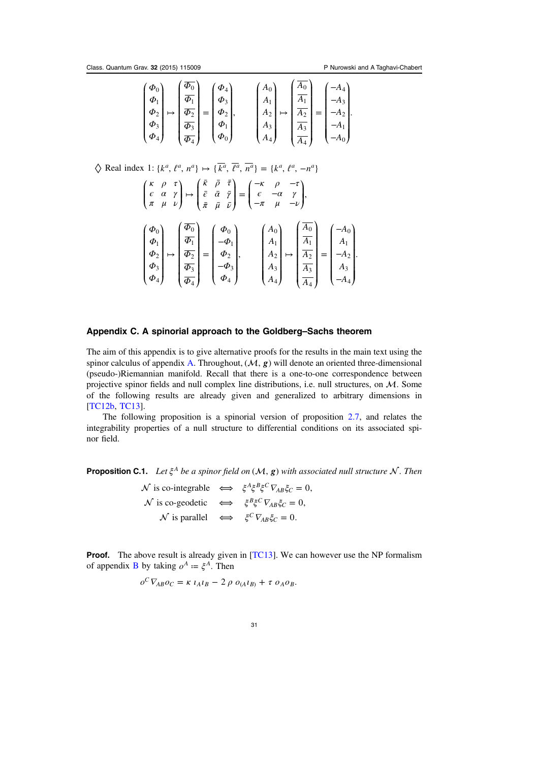$$\begin{pmatrix} \Phi_0 \\ \Phi_1 \\ \Phi_2 \\ \Phi_3 \\ \Phi_4 \end{pmatrix} \mapsto \begin{pmatrix} \overline{\Phi_0} \\ \overline{\Phi_1} \\ \overline{\Phi_2} \\ \overline{\Phi_3} \\ \overline{\Phi_4} \end{pmatrix} = \begin{pmatrix} \Phi_4 \\ \Phi_3 \\ \Phi_2 \\ \Phi_1 \\ \Phi_0 \end{pmatrix}, \qquad \begin{pmatrix} A_0 \\ A_1 \\ A_2 \\ A_3 \\ A_4 \end{pmatrix} \mapsto \begin{pmatrix} \overline{A_0} \\ \overline{A_1} \\ \overline{A_2} \\ \overline{A_3} \\ \overline{A_4} \end{pmatrix} = \begin{pmatrix} -A_4 \\ -A_3 \\ -A_2 \\ -A_1 \\ -A_0 \end{pmatrix}.$$

◊ Real index 1: $\{k^a, \ell^a, n^a\} \mapsto \{\overline{k^a}, \overline{\ell^a}, \overline{n^a}\} = \{k^a, \ell^a, -n^a\}$

$$\begin{pmatrix} \kappa & \rho & \tau \\ \epsilon & \alpha & \gamma \\ \pi & \mu & \nu \end{pmatrix} \mapsto \begin{pmatrix} \bar{\kappa} & \bar{\rho} & \bar{\tau} \\ \bar{\epsilon} & \bar{\alpha} & \bar{\gamma} \\ \bar{\pi} & \bar{\mu} & \bar{\nu} \end{pmatrix} = \begin{pmatrix} -\kappa & \rho & -\tau \\ \epsilon & -\alpha & \gamma \\ -\pi & \mu & -\nu \end{pmatrix},$$

$$\begin{pmatrix} \Phi_0 \\ \Phi_1 \\ \Phi_2 \\ \Phi_3 \\ \Phi_4 \end{pmatrix} \mapsto \begin{pmatrix} \overline{\Phi_0} \\ \overline{\Phi_1} \\ \overline{\Phi_2} \\ \overline{\Phi_3} \\ \overline{\Phi_4} \end{pmatrix} = \begin{pmatrix} \Phi_0 \\ -\Phi_1 \\ \Phi_2 \\ -\Phi_3 \\ \Phi_4 \end{pmatrix}, \qquad \begin{pmatrix} A_0 \\ A_1 \\ A_2 \\ A_3 \\ A_4 \end{pmatrix} \mapsto \begin{pmatrix} \overline{A_0} \\ \overline{A_1} \\ \overline{A_2} \\ \overline{A_3} \\ \overline{A_4} \end{pmatrix} = \begin{pmatrix} -A_0 \\ A_1 \\ -A_2 \\ A_3 \\ -A_4 \end{pmatrix}.$$

## Appendix C. A spinorial approach to the Goldberg–Sachs theorem

The aim of this appendix is to give alternative proofs for the results in the main text using the spinor calculus of appendix A. Throughout, $(\mathcal{M}, \boldsymbol{g})$ will denote an oriented three-dimensional (pseudo-)Riemannian manifold. Recall that there is a one-to-one correspondence between projective spinor fields and null complex line distributions, i.e. null structures, on $\mathcal{M}$. Some of the following results are already given and generalized to arbitrary dimensions in [TC12b, TC13].

The following proposition is a spinorial version of proposition 2.7, and relates the integrability properties of a null structure to differential conditions on its associated spinor field.

**Proposition C.1.** *Let $\xi^A$ be a spinor field on $(\mathcal{M}, \boldsymbol{g})$ with associated null structure $\mathcal{N}$. Then*

$$\begin{aligned} \mathcal{N} \text{ is co-integrable} \quad &\Longleftrightarrow \quad \xi^A \xi^B \xi^C \nabla_{AB} \xi_C = 0, \\ \mathcal{N} \text{ is co-geodetic} \quad &\Longleftrightarrow \quad \xi^B \xi^C \nabla_{AB} \xi_C = 0, \\ \mathcal{N} \text{ is parallel} \quad &\Longleftrightarrow \quad \xi^C \nabla_{AB} \xi_C = 0. \end{aligned}$$

**Proof.** The above result is already given in [TC13]. We can however use the NP formalism of appendix B by taking $o^A := \xi^A$. Then

$$o^C \nabla_{AB} o_C = \kappa\, \iota_A \iota_B - 2\, \rho\, o_{(A} \iota_{B)} + \tau\, o_A o_B.$$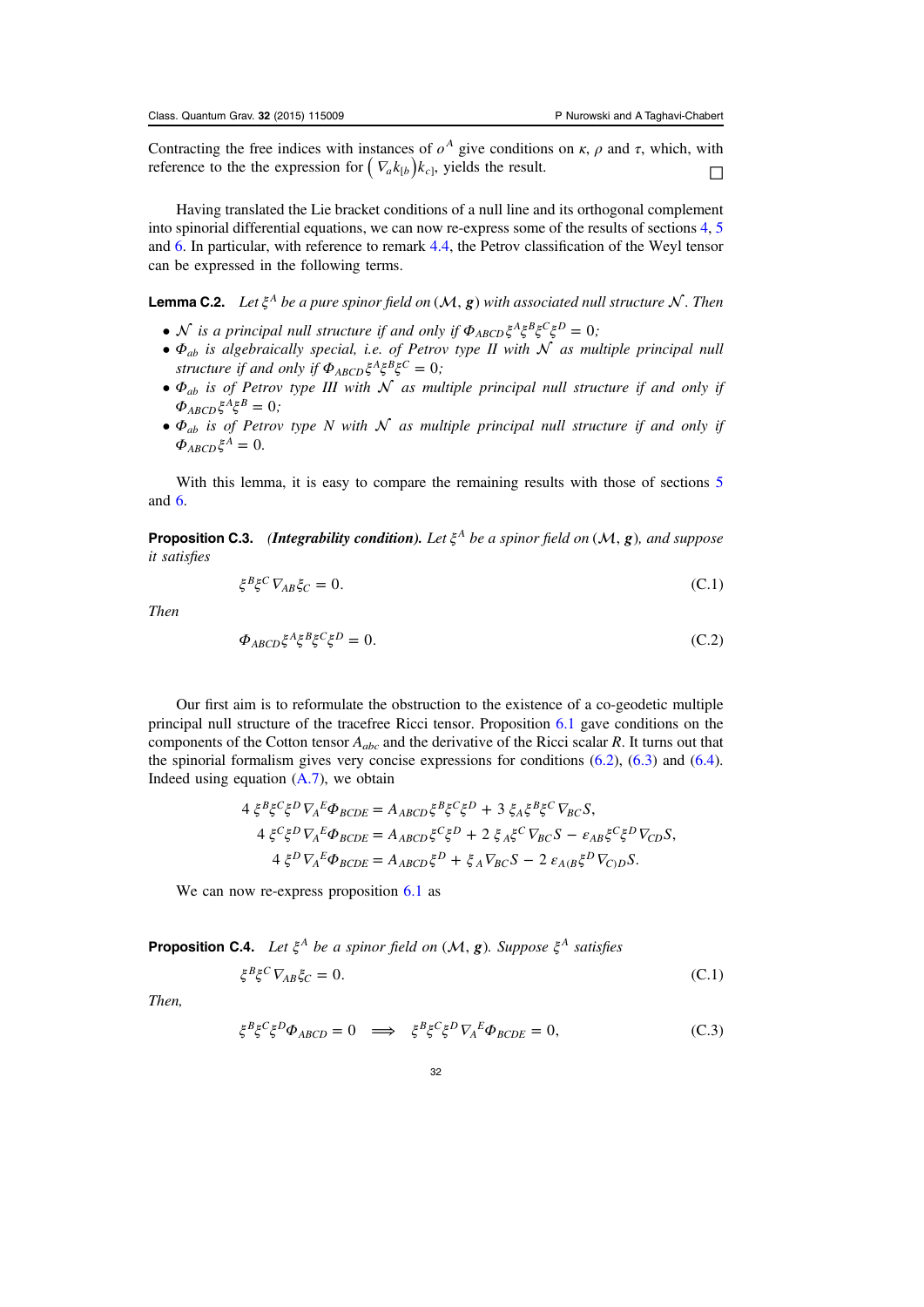Contracting the free indices with instances of $o^A$ give conditions on $\kappa$, $\rho$ and $\tau$, which, with reference to the the expression for $\left(\nabla_a k_{[b}\right) k_{c]}$, yields the result. □

Having translated the Lie bracket conditions of a null line and its orthogonal complement into spinorial differential equations, we can now re-express some of the results of sections 4, 5 and 6. In particular, with reference to remark 4.4, the Petrov classification of the Weyl tensor can be expressed in the following terms.

**Lemma C.2.** *Let $\xi^A$ be a pure spinor field on $(\mathcal{M}, \boldsymbol{g})$ with associated null structure $\mathcal{N}$. Then*

- *$\mathcal{N}$ is a principal null structure if and only if $\Phi_{ABCD}\xi^A\xi^B\xi^C\xi^D = 0$;*
- *$\Phi_{ab}$ is algebraically special, i.e. of Petrov type II with $\mathcal{N}$ as multiple principal null structure if and only if $\Phi_{ABCD}\xi^A\xi^B\xi^C = 0$;*
- *$\Phi_{ab}$ is of Petrov type III with $\mathcal{N}$ as multiple principal null structure if and only if $\Phi_{ABCD}\xi^A\xi^B = 0$;*
- *$\Phi_{ab}$ is of Petrov type N with $\mathcal{N}$ as multiple principal null structure if and only if $\Phi_{ABCD}\xi^A = 0$.*

With this lemma, it is easy to compare the remaining results with those of sections 5 and 6.

**Proposition C.3.** ***(Integrability condition).*** *Let $\xi^A$ be a spinor field on $(\mathcal{M}, \boldsymbol{g})$, and suppose it satisfies*

$$\xi^B\xi^C\nabla_{AB}\xi_C = 0. \tag{C.1}$$

*Then*

$$\Phi_{ABCD}\xi^A\xi^B\xi^C\xi^D = 0. \tag{C.2}$$

Our first aim is to reformulate the obstruction to the existence of a co-geodetic multiple principal null structure of the tracefree Ricci tensor. Proposition 6.1 gave conditions on the components of the Cotton tensor $A_{abc}$ and the derivative of the Ricci scalar $R$. It turns out that the spinorial formalism gives very concise expressions for conditions (6.2), (6.3) and (6.4). Indeed using equation (A.7), we obtain

$$4\,\xi^B\xi^C\xi^D\nabla_A{}^E\Phi_{BCDE} = A_{ABCD}\xi^B\xi^C\xi^D + 3\,\xi_A\xi^B\xi^C\nabla_{BC}S,$$
$$4\,\xi^C\xi^D\nabla_A{}^E\Phi_{BCDE} = A_{ABCD}\xi^C\xi^D + 2\,\xi_A\xi^C\nabla_{BC}S - \varepsilon_{AB}\xi^C\xi^D\nabla_{CD}S,$$
$$4\,\xi^D\nabla_A{}^E\Phi_{BCDE} = A_{ABCD}\xi^D + \xi_A\nabla_{BC}S - 2\,\varepsilon_{A(B}\xi^D\nabla_{C)D}S.$$

We can now re-express proposition 6.1 as

**Proposition C.4.** *Let $\xi^A$ be a spinor field on $(\mathcal{M}, \boldsymbol{g})$. Suppose $\xi^A$ satisfies*

$$\xi^B\xi^C\nabla_{AB}\xi_C = 0. \tag{C.1}$$

*Then,*

$$\xi^B\xi^C\xi^D\Phi_{ABCD} = 0 \quad \Longrightarrow \quad \xi^B\xi^C\xi^D\nabla_A{}^E\Phi_{BCDE} = 0, \tag{C.3}$$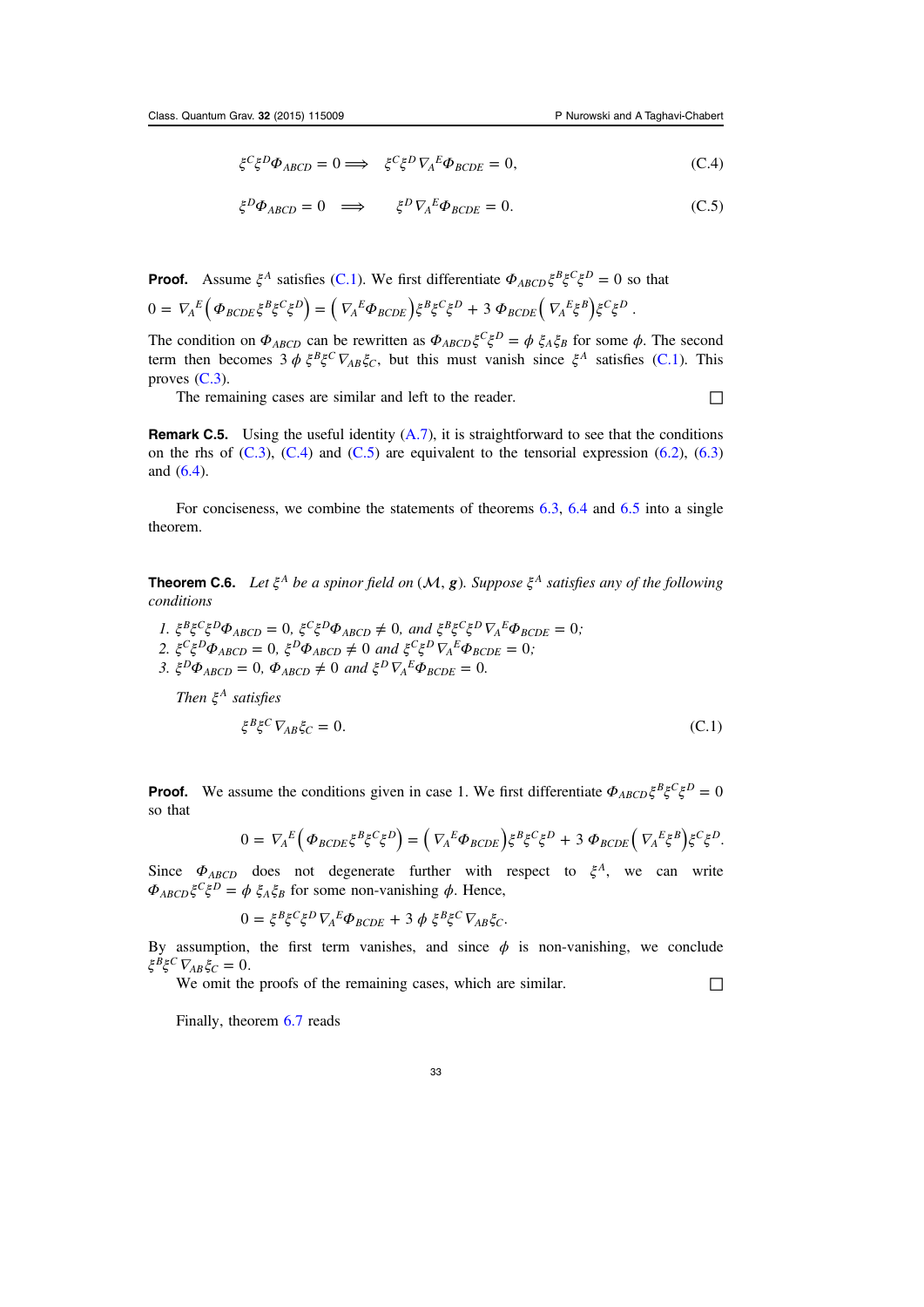$$\xi^C \xi^D \Phi_{ABCD} = 0 \Longrightarrow \quad \xi^C \xi^D \nabla_A{}^E \Phi_{BCDE} = 0, \tag{C.4}$$

$$\xi^D \Phi_{ABCD} = 0 \quad \Longrightarrow \quad \xi^D \nabla_A{}^E \Phi_{BCDE} = 0. \tag{C.5}$$

**Proof.** Assume $\xi^A$ satisfies (C.1). We first differentiate $\Phi_{ABCD} \xi^B \xi^C \xi^D = 0$ so that $0 = \nabla_A{}^E \left( \Phi_{BCDE} \xi^B \xi^C \xi^D \right) = \left( \nabla_A{}^E \Phi_{BCDE} \right) \xi^B \xi^C \xi^D + 3\, \Phi_{BCDE} \left( \nabla_A{}^E \xi^B \right) \xi^C \xi^D$.

The condition on $\Phi_{ABCD}$ can be rewritten as $\Phi_{ABCD} \xi^C \xi^D = \phi\, \xi_A \xi_B$ for some $\phi$. The second term then becomes $3\, \phi\, \xi^B \xi^C \nabla_{AB} \xi_C$, but this must vanish since $\xi^A$ satisfies (C.1). This proves (C.3).

The remaining cases are similar and left to the reader. □

**Remark C.5.** Using the useful identity (A.7), it is straightforward to see that the conditions on the rhs of (C.3), (C.4) and (C.5) are equivalent to the tensorial expression (6.2), (6.3) and (6.4).

For conciseness, we combine the statements of theorems 6.3, 6.4 and 6.5 into a single theorem.

**Theorem C.6.** *Let $\xi^A$ be a spinor field on $(\mathcal{M}, \boldsymbol{g})$. Suppose $\xi^A$ satisfies any of the following conditions*

1. $\xi^B \xi^C \xi^D \Phi_{ABCD} = 0$, $\xi^C \xi^D \Phi_{ABCD} \neq 0$, *and* $\xi^B \xi^C \xi^D \nabla_A{}^E \Phi_{BCDE} = 0$;
2. $\xi^C \xi^D \Phi_{ABCD} = 0$, $\xi^D \Phi_{ABCD} \neq 0$ *and* $\xi^C \xi^D \nabla_A{}^E \Phi_{BCDE} = 0$;
3. $\xi^D \Phi_{ABCD} = 0$, $\Phi_{ABCD} \neq 0$ *and* $\xi^D \nabla_A{}^E \Phi_{BCDE} = 0$.

*Then $\xi^A$ satisfies*

$$\xi^B \xi^C \nabla_{AB} \xi_C = 0. \tag{C.1}$$

**Proof.** We assume the conditions given in case 1. We first differentiate $\Phi_{ABCD} \xi^B \xi^C \xi^D = 0$ so that

$$0 = \nabla_A{}^E \left( \Phi_{BCDE} \xi^B \xi^C \xi^D \right) = \left( \nabla_A{}^E \Phi_{BCDE} \right) \xi^B \xi^C \xi^D + 3\, \Phi_{BCDE} \left( \nabla_A{}^E \xi^B \right) \xi^C \xi^D.$$

Since $\Phi_{ABCD}$ does not degenerate further with respect to $\xi^A$, we can write $\Phi_{ABCD} \xi^C \xi^D = \phi\, \xi_A \xi_B$ for some non-vanishing $\phi$. Hence,

$$0 = \xi^B \xi^C \xi^D \nabla_A{}^E \Phi_{BCDE} + 3\, \phi\, \xi^B \xi^C \nabla_{AB} \xi_C.$$

By assumption, the first term vanishes, and since $\phi$ is non-vanishing, we conclude $\xi^B \xi^C \nabla_{AB} \xi_C = 0$.

We omit the proofs of the remaining cases, which are similar. □

Finally, theorem 6.7 reads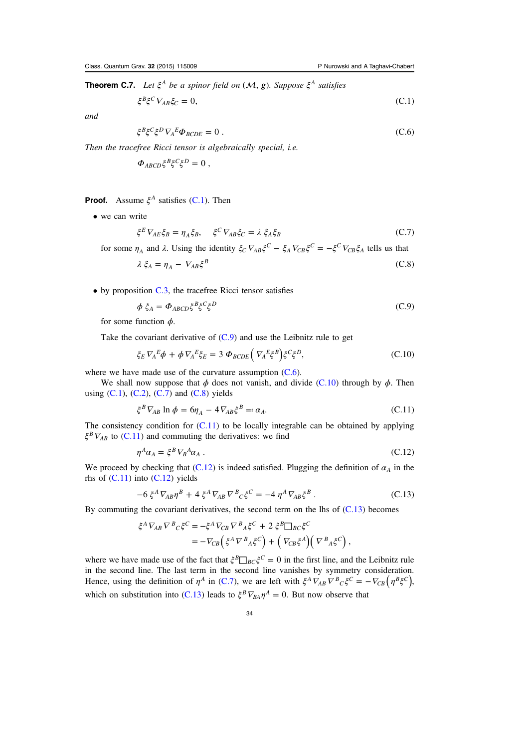**Theorem C.7.** *Let $\xi^A$ be a spinor field on $(\mathcal{M}, \boldsymbol{g})$. Suppose $\xi^A$ satisfies*

$$\xi^B \xi^C \nabla_{AB} \xi_C = 0, \tag{C.1}$$

*and*

$$\xi^B \xi^C \xi^D \nabla_A{}^E \Phi_{BCDE} = 0\,. \tag{C.6}$$

*Then the tracefree Ricci tensor is algebraically special, i.e.*

$$\Phi_{ABCD} \xi^B \xi^C \xi^D = 0\,,$$

**Proof.** Assume $\xi^A$ satisfies (C.1). Then

- we can write

$$\xi^E \nabla_{AE} \xi_B = \eta_A \xi_B, \quad \xi^C \nabla_{AB} \xi_C = \lambda\, \xi_A \xi_B \tag{C.7}$$

for some $\eta_A$ and $\lambda$. Using the identity $\xi_C \nabla_{AB} \xi^C - \xi_A \nabla_{CB} \xi^C = -\xi^C \nabla_{CB} \xi_A$ tells us that

$$\lambda\, \xi_A = \eta_A - \nabla_{AB} \xi^B \tag{C.8}$$

- by proposition C.3, the tracefree Ricci tensor satisfies

$$\phi\, \xi_A = \Phi_{ABCD} \xi^B \xi^C \xi^D \tag{C.9}$$

for some function $\phi$.

Take the covariant derivative of (C.9) and use the Leibniz rule to get

$$\xi_E \nabla_A{}^E \phi + \phi \nabla_A{}^E \xi_E = 3\, \Phi_{BCDE} \left( \nabla_A{}^E \xi^B \right) \xi^C \xi^D, \tag{C.10}$$

where we have made use of the curvature assumption (C.6).

We shall now suppose that $\phi$ does not vanish, and divide (C.10) through by $\phi$. Then using (C.1), (C.2), (C.7) and (C.8) yields

$$\xi^B \nabla_{AB} \ln \phi = 6 \eta_A - 4 \nabla_{AB} \xi^B =: \alpha_A. \tag{C.11}$$

The consistency condition for (C.11) to be locally integrable can be obtained by applying $\xi^B \nabla_{AB}$ to (C.11) and commuting the derivatives: we find

$$\eta^A \alpha_A = \xi^B \nabla_B{}^A \alpha_A\,. \tag{C.12}$$

We proceed by checking that (C.12) is indeed satisfied. Plugging the definition of $\alpha_A$ in the rhs of (C.11) into (C.12) yields

$$-6\, \xi^A \nabla_{AB} \eta^B + 4\, \xi^A \nabla_{AB} \nabla^B{}_C \xi^C = -4\, \eta^A \nabla_{AB} \xi^B\,. \tag{C.13}$$

By commuting the covariant derivatives, the second term on the lhs of (C.13) becomes

$$\begin{aligned}
\xi^A \nabla_{AB} \nabla^B{}_C \xi^C &= -\xi^A \nabla_{CB} \nabla^B{}_A \xi^C + 2\, \xi^B \Box_{BC} \xi^C \\
&= -\nabla_{CB} \left( \xi^A \nabla^B{}_A \xi^C \right) + \left( \nabla_{CB} \xi^A \right) \left( \nabla^B{}_A \xi^C \right),
\end{aligned}$$

where we have made use of the fact that $\xi^B \Box_{BC} \xi^C = 0$ in the first line, and the Leibniz rule in the second line. The last term in the second line vanishes by symmetry consideration. Hence, using the definition of $\eta^A$ in (C.7), we are left with $\xi^A \nabla_{AB} \nabla^B{}_C \xi^C = -\nabla_{CB} \left( \eta^B \xi^C \right)$, which on substitution into (C.13) leads to $\xi^B \nabla_{BA} \eta^A = 0$. But now observe that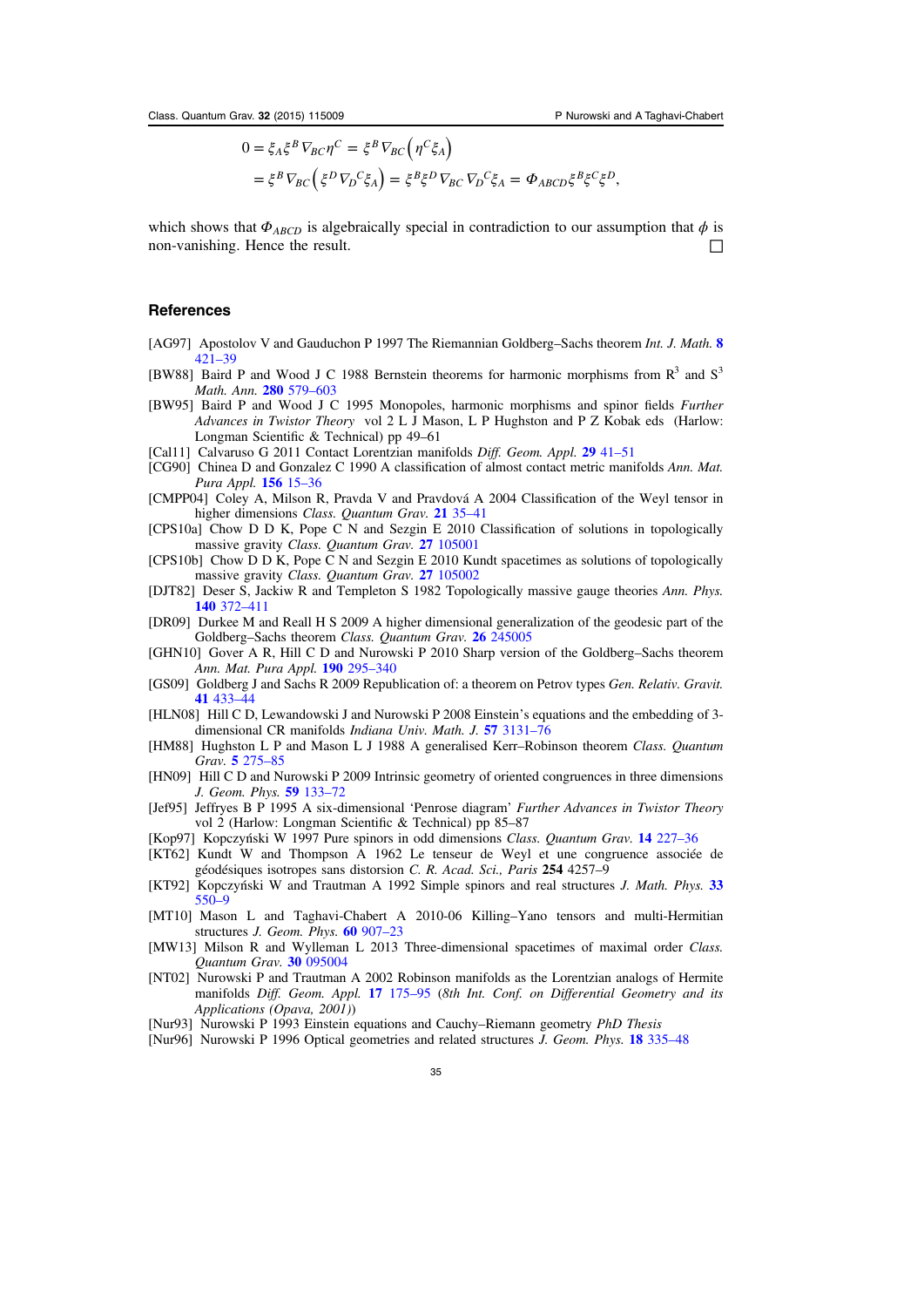$$
\begin{aligned}
0 &= \xi_A \xi^B \nabla_{BC} \eta^C = \xi^B \nabla_{BC} \left( \eta^C \xi_A \right) \\
&= \xi^B \nabla_{BC} \left( \xi^D \nabla_D{}^C \xi_A \right) = \xi^B \xi^D \nabla_{BC} \nabla_D{}^C \xi_A = \Phi_{ABCD} \xi^B \xi^C \xi^D,
\end{aligned}
$$

which shows that $\Phi_{ABCD}$ is algebraically special in contradiction to our assumption that $\phi$ is non-vanishing. Hence the result. □

## References

[AG97] Apostolov V and Gauduchon P 1997 The Riemannian Goldberg–Sachs theorem *Int. J. Math.* **8** 421–39

[BW88] Baird P and Wood J C 1988 Bernstein theorems for harmonic morphisms from $\mathbb{R}^3$ and $S^3$ *Math. Ann.* **280** 579–603

[BW95] Baird P and Wood J C 1995 Monopoles, harmonic morphisms and spinor fields *Further Advances in Twistor Theory* vol 2 L J Mason, L P Hughston and P Z Kobak eds (Harlow: Longman Scientific & Technical) pp 49–61

[Cal11] Calvaruso G 2011 Contact Lorentzian manifolds *Diff. Geom. Appl.* **29** 41–51

[CG90] Chinea D and Gonzalez C 1990 A classification of almost contact metric manifolds *Ann. Mat. Pura Appl.* **156** 15–36

[CMPP04] Coley A, Milson R, Pravda V and Pravdová A 2004 Classification of the Weyl tensor in higher dimensions *Class. Quantum Grav.* **21** 35–41

[CPS10a] Chow D D K, Pope C N and Sezgin E 2010 Classification of solutions in topologically massive gravity *Class. Quantum Grav.* **27** 105001

[CPS10b] Chow D D K, Pope C N and Sezgin E 2010 Kundt spacetimes as solutions of topologically massive gravity *Class. Quantum Grav.* **27** 105002

[DJT82] Deser S, Jackiw R and Templeton S 1982 Topologically massive gauge theories *Ann. Phys.* **140** 372–411

[DR09] Durkee M and Reall H S 2009 A higher dimensional generalization of the geodesic part of the Goldberg–Sachs theorem *Class. Quantum Grav.* **26** 245005

[GHN10] Gover A R, Hill C D and Nurowski P 2010 Sharp version of the Goldberg–Sachs theorem *Ann. Mat. Pura Appl.* **190** 295–340

[GS09] Goldberg J and Sachs R 2009 Republication of: a theorem on Petrov types *Gen. Relativ. Gravit.* **41** 433–44

[HLN08] Hill C D, Lewandowski J and Nurowski P 2008 Einstein's equations and the embedding of 3-dimensional CR manifolds *Indiana Univ. Math. J.* **57** 3131–76

[HM88] Hughston L P and Mason L J 1988 A generalised Kerr–Robinson theorem *Class. Quantum Grav.* **5** 275–85

[HN09] Hill C D and Nurowski P 2009 Intrinsic geometry of oriented congruences in three dimensions *J. Geom. Phys.* **59** 133–72

[Jef95] Jeffryes B P 1995 A six-dimensional 'Penrose diagram' *Further Advances in Twistor Theory* vol 2 (Harlow: Longman Scientific & Technical) pp 85–87

[Kop97] Kopczyński W 1997 Pure spinors in odd dimensions *Class. Quantum Grav.* **14** 227–36

[KT62] Kundt W and Thompson A 1962 Le tenseur de Weyl et une congruence associée de géodésiques isotropes sans distorsion *C. R. Acad. Sci., Paris* **254** 4257–9

[KT92] Kopczyński W and Trautman A 1992 Simple spinors and real structures *J. Math. Phys.* **33** 550–9

[MT10] Mason L and Taghavi-Chabert A 2010-06 Killing–Yano tensors and multi-Hermitian structures *J. Geom. Phys.* **60** 907–23

[MW13] Milson R and Wylleman L 2013 Three-dimensional spacetimes of maximal order *Class. Quantum Grav.* **30** 095004

[NT02] Nurowski P and Trautman A 2002 Robinson manifolds as the Lorentzian analogs of Hermite manifolds *Diff. Geom. Appl.* **17** 175–95 (*8th Int. Conf. on Differential Geometry and its Applications (Opava, 2001)*)

[Nur93] Nurowski P 1993 Einstein equations and Cauchy–Riemann geometry *PhD Thesis*

[Nur96] Nurowski P 1996 Optical geometries and related structures *J. Geom. Phys.* **18** 335–48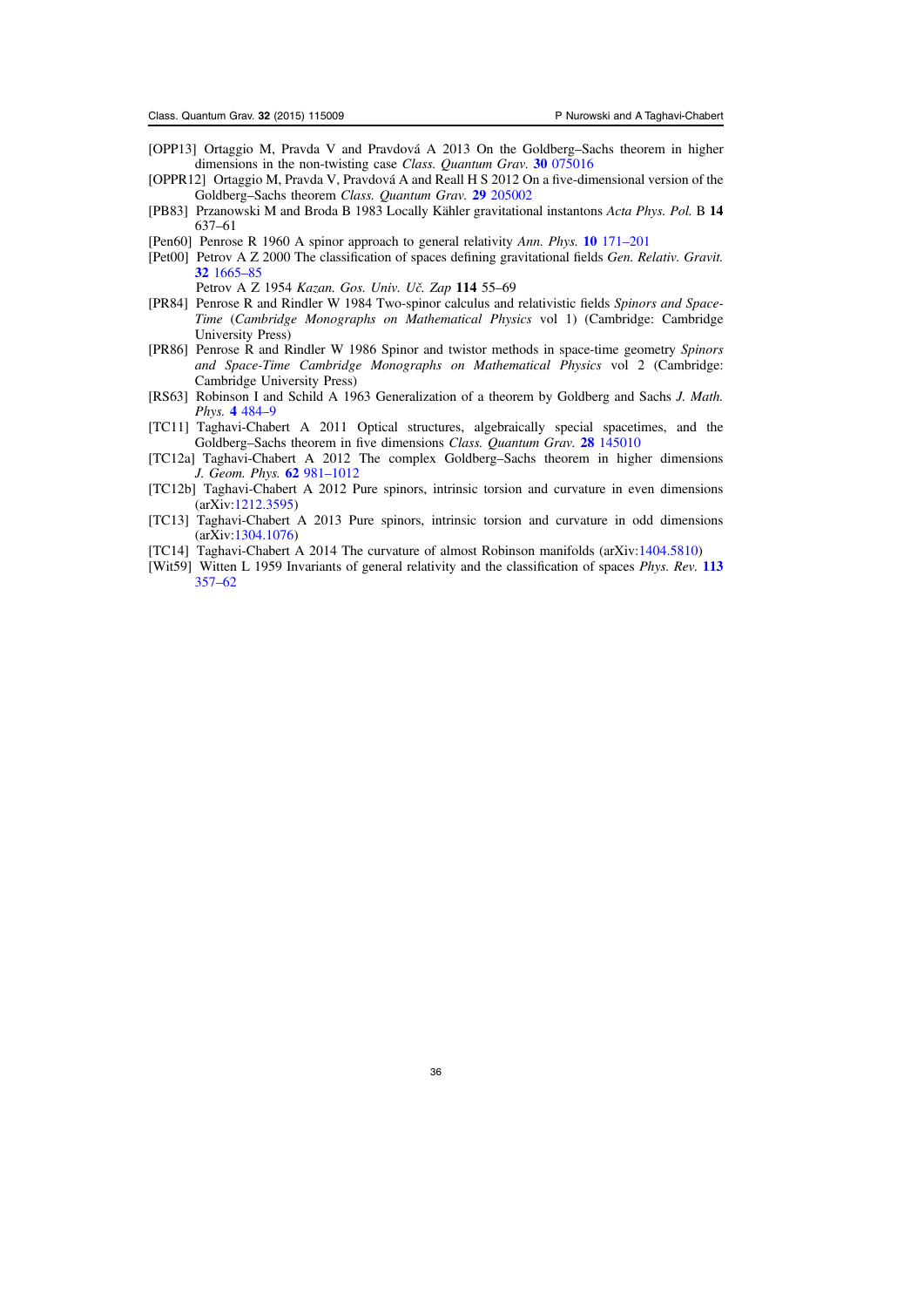[OPP13] Ortaggio M, Pravda V and Pravdová A 2013 On the Goldberg–Sachs theorem in higher dimensions in the non-twisting case *Class. Quantum Grav.* **30** 075016

[OPPR12] Ortaggio M, Pravda V, Pravdová A and Reall H S 2012 On a five-dimensional version of the Goldberg–Sachs theorem *Class. Quantum Grav.* **29** 205002

[PB83] Przanowski M and Broda B 1983 Locally Kähler gravitational instantons *Acta Phys. Pol.* B **14** 637–61

[Pen60] Penrose R 1960 A spinor approach to general relativity *Ann. Phys.* **10** 171–201

[Pet00] Petrov A Z 2000 The classification of spaces defining gravitational fields *Gen. Relativ. Gravit.* **32** 1665–85

Petrov A Z 1954 *Kazan. Gos. Univ. Uč. Zap* **114** 55–69

[PR84] Penrose R and Rindler W 1984 Two-spinor calculus and relativistic fields *Spinors and Space-Time* (*Cambridge Monographs on Mathematical Physics* vol 1) (Cambridge: Cambridge University Press)

[PR86] Penrose R and Rindler W 1986 Spinor and twistor methods in space-time geometry *Spinors and Space-Time Cambridge Monographs on Mathematical Physics* vol 2 (Cambridge: Cambridge University Press)

[RS63] Robinson I and Schild A 1963 Generalization of a theorem by Goldberg and Sachs *J. Math. Phys.* **4** 484–9

[TC11] Taghavi-Chabert A 2011 Optical structures, algebraically special spacetimes, and the Goldberg–Sachs theorem in five dimensions *Class. Quantum Grav.* **28** 145010

[TC12a] Taghavi-Chabert A 2012 The complex Goldberg–Sachs theorem in higher dimensions *J. Geom. Phys.* **62** 981–1012

[TC12b] Taghavi-Chabert A 2012 Pure spinors, intrinsic torsion and curvature in even dimensions (arXiv:1212.3595)

[TC13] Taghavi-Chabert A 2013 Pure spinors, intrinsic torsion and curvature in odd dimensions (arXiv:1304.1076)

[TC14] Taghavi-Chabert A 2014 The curvature of almost Robinson manifolds (arXiv:1404.5810)

[Wit59] Witten L 1959 Invariants of general relativity and the classification of spaces *Phys. Rev.* **113** 357–62